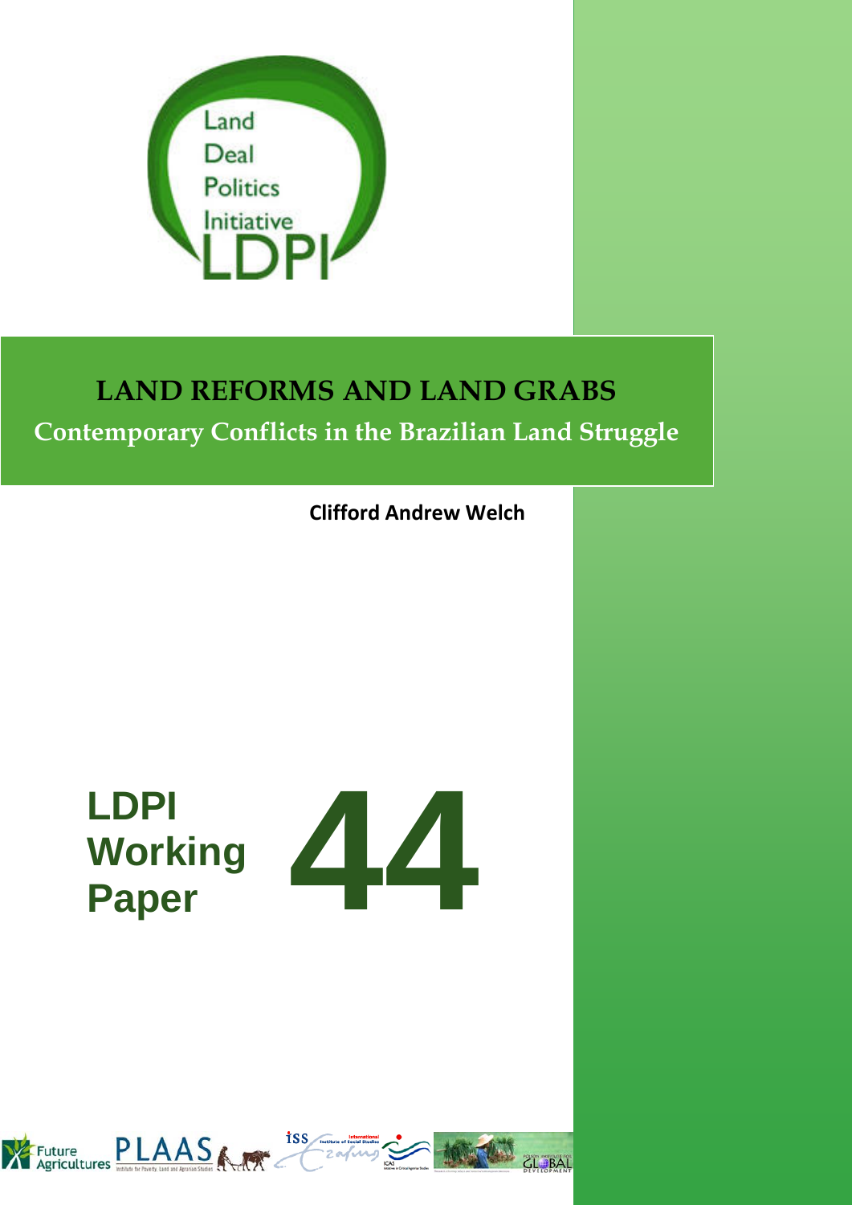Land Deal Politics Initiative LDPI

# LAND REFORMS AND LAND GRABS

## Contemporary Conflicts in the Brazilian Land Struggle

**Clifford Andrew Welch**

**LDPI Working Paper 44**

Future Agricultures PLAAS Institute for Poverty, Land and Agrarian Studies iss International Institute of Social Studies ICAS Initiatives in Critical Agrarian Studies Polson Institute for Global Development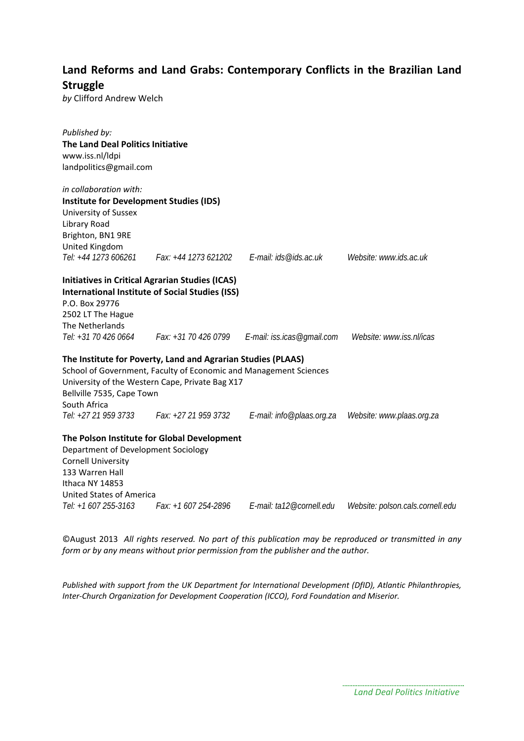# Land Reforms and Land Grabs: Contemporary Conflicts in the Brazilian Land Struggle

*by* Clifford Andrew Welch

*Published by:*
**The Land Deal Politics Initiative**
www.iss.nl/ldpi
landpolitics@gmail.com

*in collaboration with:*
**Institute for Development Studies (IDS)**
University of Sussex
Library Road
Brighton, BN1 9RE
United Kingdom
*Tel: +44 1273 606261 Fax: +44 1273 621202 E-mail: ids@ids.ac.uk Website: www.ids.ac.uk*

**Initiatives in Critical Agrarian Studies (ICAS)**
**International Institute of Social Studies (ISS)**
P.O. Box 29776
2502 LT The Hague
The Netherlands
*Tel: +31 70 426 0664 Fax: +31 70 426 0799 E-mail: iss.icas@gmail.com Website: www.iss.nl/icas*

**The Institute for Poverty, Land and Agrarian Studies (PLAAS)**
School of Government, Faculty of Economic and Management Sciences
University of the Western Cape, Private Bag X17
Bellville 7535, Cape Town
South Africa
*Tel: +27 21 959 3733 Fax: +27 21 959 3732 E-mail: info@plaas.org.za Website: www.plaas.org.za*

**The Polson Institute for Global Development**
Department of Development Sociology
Cornell University
133 Warren Hall
Ithaca NY 14853
United States of America
*Tel: +1 607 255-3163 Fax: +1 607 254-2896 E-mail: ta12@cornell.edu Website: polson.cals.cornell.edu*

©August 2013 *All rights reserved. No part of this publication may be reproduced or transmitted in any form or by any means without prior permission from the publisher and the author.*

*Published with support from the UK Department for International Development (DfID), Atlantic Philanthropies, Inter-Church Organization for Development Cooperation (ICCO), Ford Foundation and Miserior.*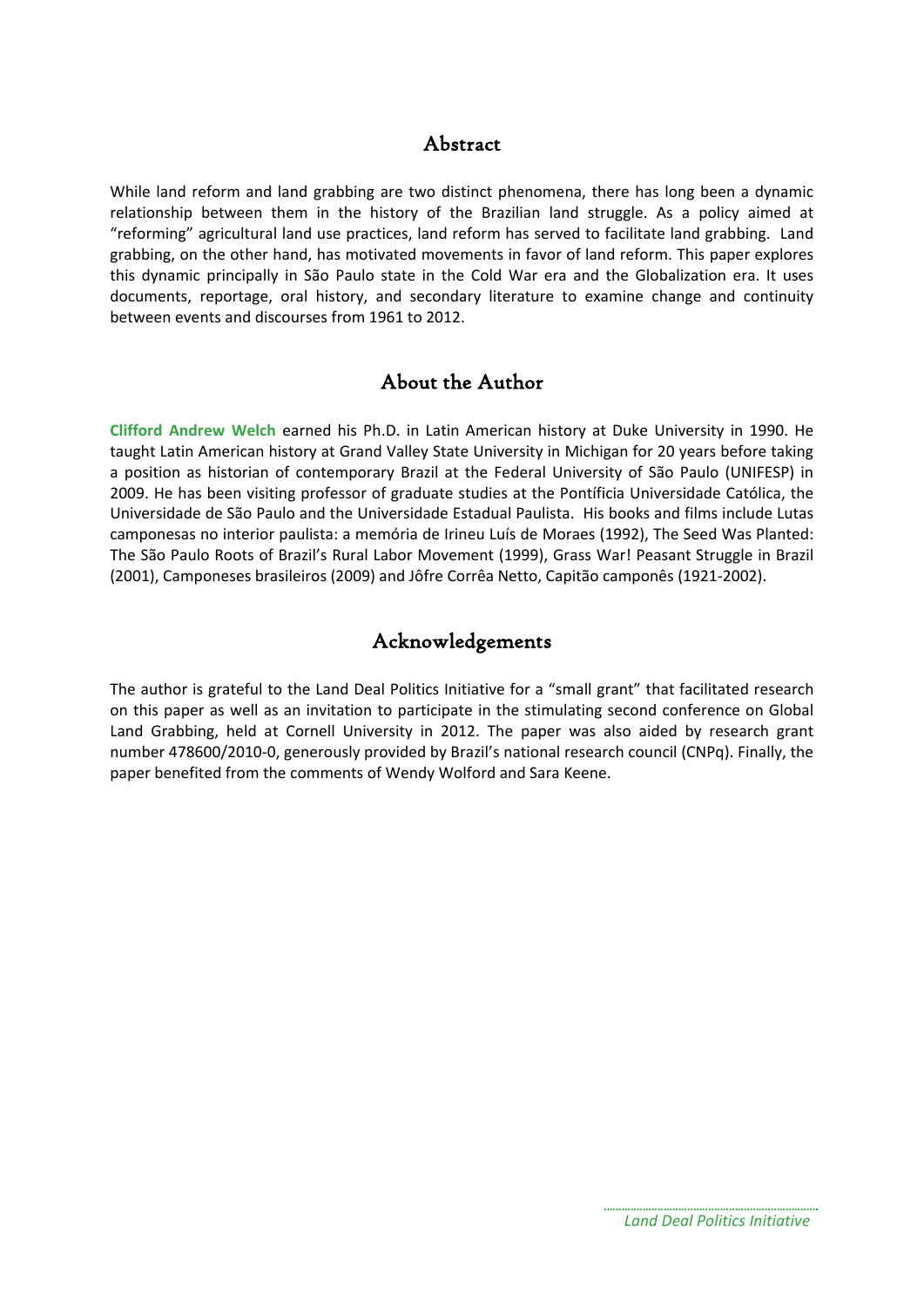## Abstract

While land reform and land grabbing are two distinct phenomena, there has long been a dynamic relationship between them in the history of the Brazilian land struggle. As a policy aimed at "reforming" agricultural land use practices, land reform has served to facilitate land grabbing. Land grabbing, on the other hand, has motivated movements in favor of land reform. This paper explores this dynamic principally in São Paulo state in the Cold War era and the Globalization era. It uses documents, reportage, oral history, and secondary literature to examine change and continuity between events and discourses from 1961 to 2012.

## About the Author

**Clifford Andrew Welch** earned his Ph.D. in Latin American history at Duke University in 1990. He taught Latin American history at Grand Valley State University in Michigan for 20 years before taking a position as historian of contemporary Brazil at the Federal University of São Paulo (UNIFESP) in 2009. He has been visiting professor of graduate studies at the Pontíficia Universidade Católica, the Universidade de São Paulo and the Universidade Estadual Paulista. His books and films include Lutas camponesas no interior paulista: a memória de Irineu Luís de Moraes (1992), The Seed Was Planted: The São Paulo Roots of Brazil's Rural Labor Movement (1999), Grass War! Peasant Struggle in Brazil (2001), Camponeses brasileiros (2009) and Jôfre Corrêa Netto, Capitão camponês (1921-2002).

## Acknowledgements

The author is grateful to the Land Deal Politics Initiative for a "small grant" that facilitated research on this paper as well as an invitation to participate in the stimulating second conference on Global Land Grabbing, held at Cornell University in 2012. The paper was also aided by research grant number 478600/2010-0, generously provided by Brazil's national research council (CNPq). Finally, the paper benefited from the comments of Wendy Wolford and Sara Keene.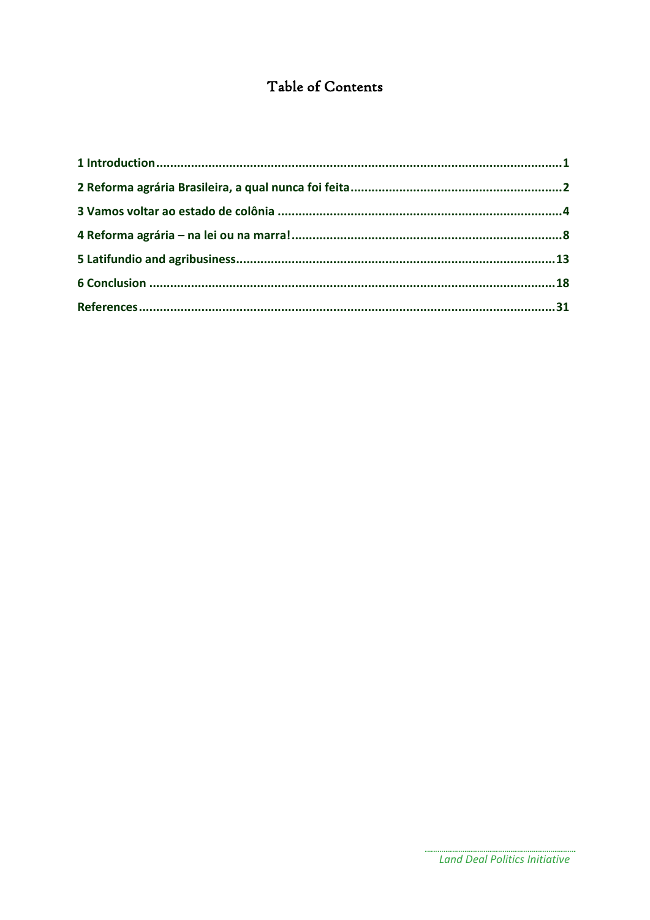# Table of Contents

1 Introduction ........................................................................................................ 1

2 Reforma agrária Brasileira, a qual nunca foi feita ............................................... 2

3 Vamos voltar ao estado de colônia ...................................................................... 4

4 Reforma agrária – na lei ou na marra! ................................................................. 8

5 Latifundio and agribusiness ............................................................................... 13

6 Conclusion .......................................................................................................... 18

References ............................................................................................................. 31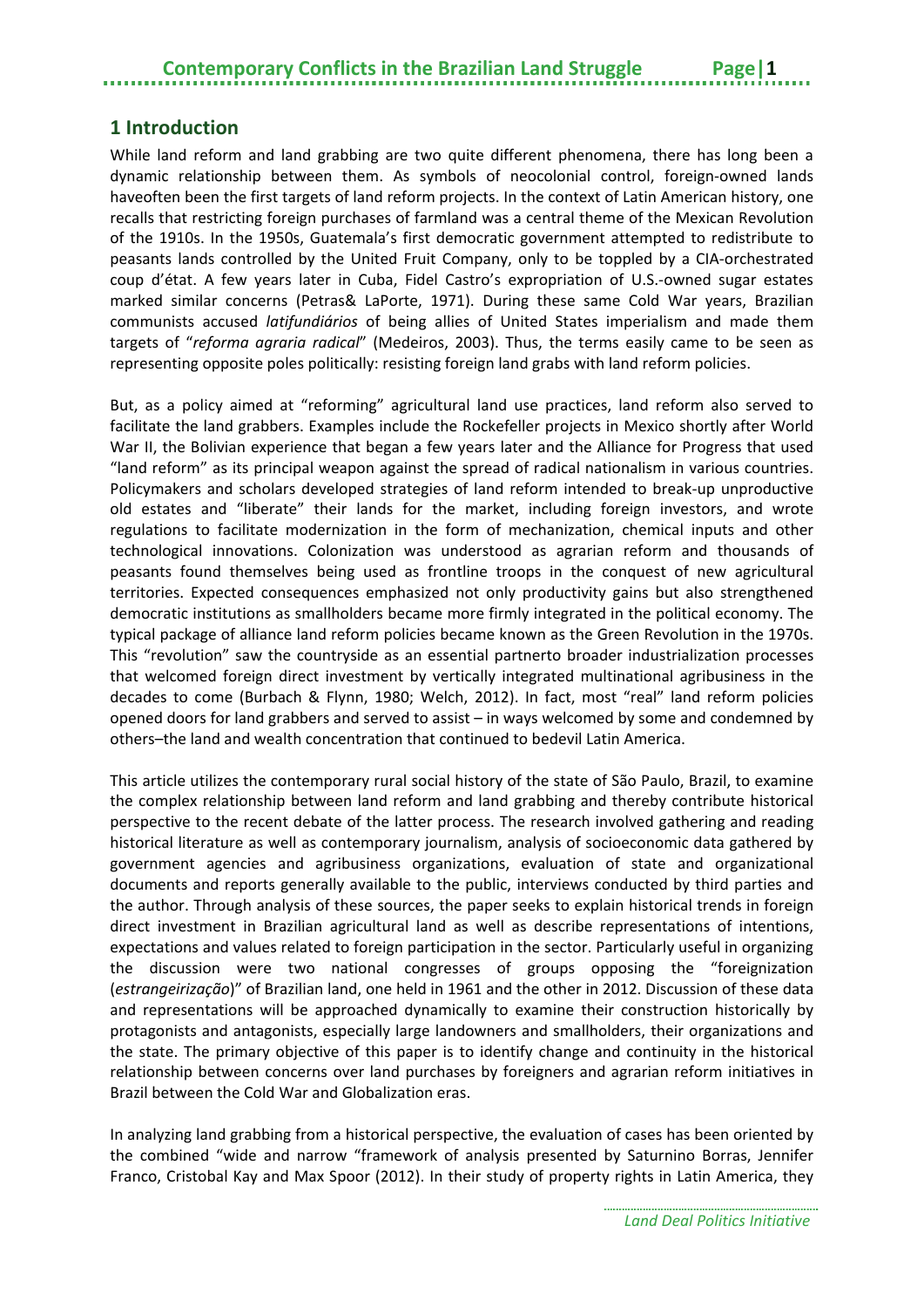## 1 Introduction

While land reform and land grabbing are two quite different phenomena, there has long been a dynamic relationship between them. As symbols of neocolonial control, foreign-owned lands haveoften been the first targets of land reform projects. In the context of Latin American history, one recalls that restricting foreign purchases of farmland was a central theme of the Mexican Revolution of the 1910s. In the 1950s, Guatemala's first democratic government attempted to redistribute to peasants lands controlled by the United Fruit Company, only to be toppled by a CIA-orchestrated coup d'état. A few years later in Cuba, Fidel Castro's expropriation of U.S.-owned sugar estates marked similar concerns (Petras& LaPorte, 1971). During these same Cold War years, Brazilian communists accused *latifundiários* of being allies of United States imperialism and made them targets of "*reforma agraria radical*" (Medeiros, 2003). Thus, the terms easily came to be seen as representing opposite poles politically: resisting foreign land grabs with land reform policies.

But, as a policy aimed at "reforming" agricultural land use practices, land reform also served to facilitate the land grabbers. Examples include the Rockefeller projects in Mexico shortly after World War II, the Bolivian experience that began a few years later and the Alliance for Progress that used "land reform" as its principal weapon against the spread of radical nationalism in various countries. Policymakers and scholars developed strategies of land reform intended to break-up unproductive old estates and "liberate" their lands for the market, including foreign investors, and wrote regulations to facilitate modernization in the form of mechanization, chemical inputs and other technological innovations. Colonization was understood as agrarian reform and thousands of peasants found themselves being used as frontline troops in the conquest of new agricultural territories. Expected consequences emphasized not only productivity gains but also strengthened democratic institutions as smallholders became more firmly integrated in the political economy. The typical package of alliance land reform policies became known as the Green Revolution in the 1970s. This "revolution" saw the countryside as an essential partnerto broader industrialization processes that welcomed foreign direct investment by vertically integrated multinational agribusiness in the decades to come (Burbach & Flynn, 1980; Welch, 2012). In fact, most "real" land reform policies opened doors for land grabbers and served to assist – in ways welcomed by some and condemned by others–the land and wealth concentration that continued to bedevil Latin America.

This article utilizes the contemporary rural social history of the state of São Paulo, Brazil, to examine the complex relationship between land reform and land grabbing and thereby contribute historical perspective to the recent debate of the latter process. The research involved gathering and reading historical literature as well as contemporary journalism, analysis of socioeconomic data gathered by government agencies and agribusiness organizations, evaluation of state and organizational documents and reports generally available to the public, interviews conducted by third parties and the author. Through analysis of these sources, the paper seeks to explain historical trends in foreign direct investment in Brazilian agricultural land as well as describe representations of intentions, expectations and values related to foreign participation in the sector. Particularly useful in organizing the discussion were two national congresses of groups opposing the "foreignization (*estrangeirização*)" of Brazilian land, one held in 1961 and the other in 2012. Discussion of these data and representations will be approached dynamically to examine their construction historically by protagonists and antagonists, especially large landowners and smallholders, their organizations and the state. The primary objective of this paper is to identify change and continuity in the historical relationship between concerns over land purchases by foreigners and agrarian reform initiatives in Brazil between the Cold War and Globalization eras.

In analyzing land grabbing from a historical perspective, the evaluation of cases has been oriented by the combined "wide and narrow "framework of analysis presented by Saturnino Borras, Jennifer Franco, Cristobal Kay and Max Spoor (2012). In their study of property rights in Latin America, they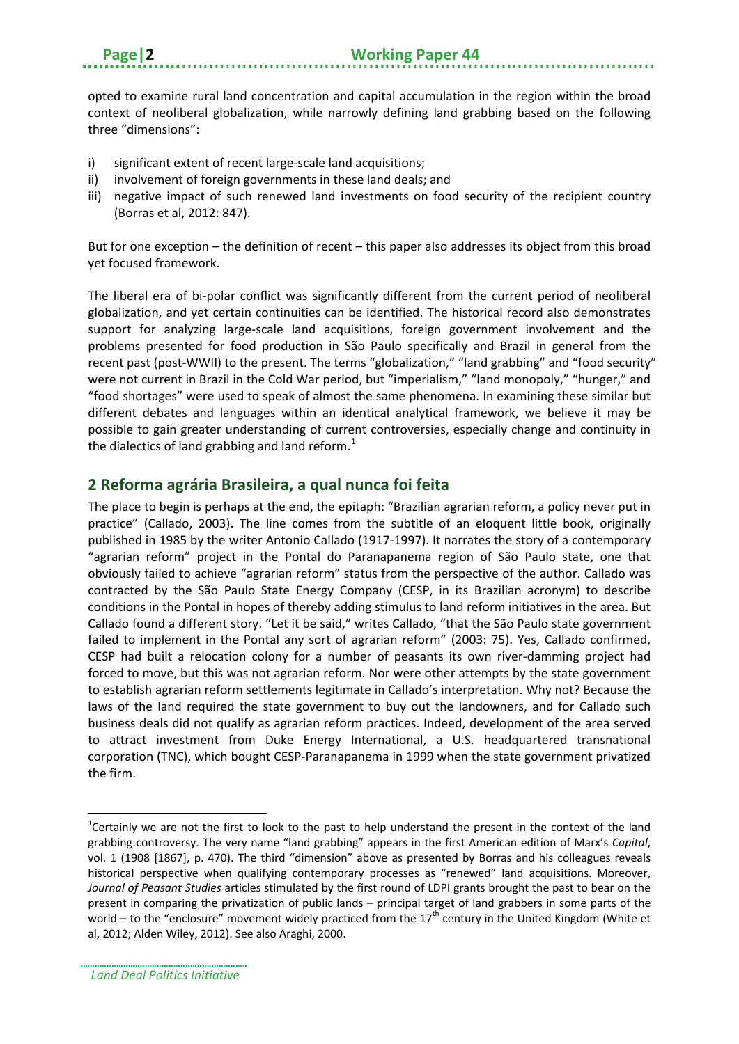opted to examine rural land concentration and capital accumulation in the region within the broad context of neoliberal globalization, while narrowly defining land grabbing based on the following three "dimensions":

i) significant extent of recent large-scale land acquisitions;
ii) involvement of foreign governments in these land deals; and
iii) negative impact of such renewed land investments on food security of the recipient country (Borras et al, 2012: 847).

But for one exception – the definition of recent – this paper also addresses its object from this broad yet focused framework.

The liberal era of bi-polar conflict was significantly different from the current period of neoliberal globalization, and yet certain continuities can be identified. The historical record also demonstrates support for analyzing large-scale land acquisitions, foreign government involvement and the problems presented for food production in São Paulo specifically and Brazil in general from the recent past (post-WWII) to the present. The terms "globalization," "land grabbing" and "food security" were not current in Brazil in the Cold War period, but "imperialism," "land monopoly," "hunger," and "food shortages" were used to speak of almost the same phenomena. In examining these similar but different debates and languages within an identical analytical framework, we believe it may be possible to gain greater understanding of current controversies, especially change and continuity in the dialectics of land grabbing and land reform.[1]

## 2 Reforma agrária Brasileira, a qual nunca foi feita

The place to begin is perhaps at the end, the epitaph: "Brazilian agrarian reform, a policy never put in practice" (Callado, 2003). The line comes from the subtitle of an eloquent little book, originally published in 1985 by the writer Antonio Callado (1917-1997). It narrates the story of a contemporary "agrarian reform" project in the Pontal do Paranapanema region of São Paulo state, one that obviously failed to achieve "agrarian reform" status from the perspective of the author. Callado was contracted by the São Paulo State Energy Company (CESP, in its Brazilian acronym) to describe conditions in the Pontal in hopes of thereby adding stimulus to land reform initiatives in the area. But Callado found a different story. "Let it be said," writes Callado, "that the São Paulo state government failed to implement in the Pontal any sort of agrarian reform" (2003: 75). Yes, Callado confirmed, CESP had built a relocation colony for a number of peasants its own river-damming project had forced to move, but this was not agrarian reform. Nor were other attempts by the state government to establish agrarian reform settlements legitimate in Callado's interpretation. Why not? Because the laws of the land required the state government to buy out the landowners, and for Callado such business deals did not qualify as agrarian reform practices. Indeed, development of the area served to attract investment from Duke Energy International, a U.S. headquartered transnational corporation (TNC), which bought CESP-Paranapanema in 1999 when the state government privatized the firm.

---

[1] Certainly we are not the first to look to the past to help understand the present in the context of the land grabbing controversy. The very name "land grabbing" appears in the first American edition of Marx's *Capital*, vol. 1 (1908 [1867], p. 470). The third "dimension" above as presented by Borras and his colleagues reveals historical perspective when qualifying contemporary processes as "renewed" land acquisitions. Moreover, *Journal of Peasant Studies* articles stimulated by the first round of LDPI grants brought the past to bear on the present in comparing the privatization of public lands – principal target of land grabbers in some parts of the world – to the "enclosure" movement widely practiced from the 17th century in the United Kingdom (White et al, 2012; Alden Wiley, 2012). See also Araghi, 2000.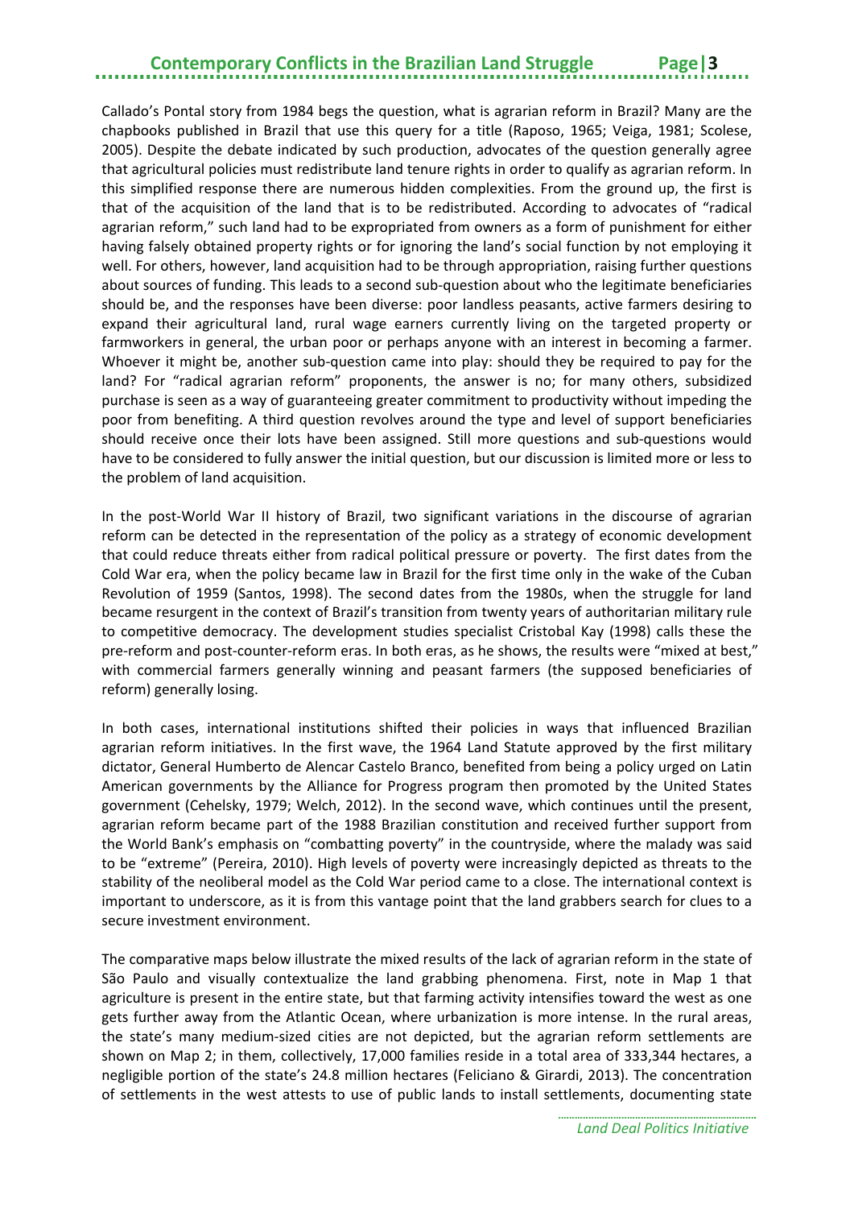Callado's Pontal story from 1984 begs the question, what is agrarian reform in Brazil? Many are the chapbooks published in Brazil that use this query for a title (Raposo, 1965; Veiga, 1981; Scolese, 2005). Despite the debate indicated by such production, advocates of the question generally agree that agricultural policies must redistribute land tenure rights in order to qualify as agrarian reform. In this simplified response there are numerous hidden complexities. From the ground up, the first is that of the acquisition of the land that is to be redistributed. According to advocates of "radical agrarian reform," such land had to be expropriated from owners as a form of punishment for either having falsely obtained property rights or for ignoring the land's social function by not employing it well. For others, however, land acquisition had to be through appropriation, raising further questions about sources of funding. This leads to a second sub-question about who the legitimate beneficiaries should be, and the responses have been diverse: poor landless peasants, active farmers desiring to expand their agricultural land, rural wage earners currently living on the targeted property or farmworkers in general, the urban poor or perhaps anyone with an interest in becoming a farmer. Whoever it might be, another sub-question came into play: should they be required to pay for the land? For "radical agrarian reform" proponents, the answer is no; for many others, subsidized purchase is seen as a way of guaranteeing greater commitment to productivity without impeding the poor from benefiting. A third question revolves around the type and level of support beneficiaries should receive once their lots have been assigned. Still more questions and sub-questions would have to be considered to fully answer the initial question, but our discussion is limited more or less to the problem of land acquisition.

In the post-World War II history of Brazil, two significant variations in the discourse of agrarian reform can be detected in the representation of the policy as a strategy of economic development that could reduce threats either from radical political pressure or poverty. The first dates from the Cold War era, when the policy became law in Brazil for the first time only in the wake of the Cuban Revolution of 1959 (Santos, 1998). The second dates from the 1980s, when the struggle for land became resurgent in the context of Brazil's transition from twenty years of authoritarian military rule to competitive democracy. The development studies specialist Cristobal Kay (1998) calls these the pre-reform and post-counter-reform eras. In both eras, as he shows, the results were "mixed at best," with commercial farmers generally winning and peasant farmers (the supposed beneficiaries of reform) generally losing.

In both cases, international institutions shifted their policies in ways that influenced Brazilian agrarian reform initiatives. In the first wave, the 1964 Land Statute approved by the first military dictator, General Humberto de Alencar Castelo Branco, benefited from being a policy urged on Latin American governments by the Alliance for Progress program then promoted by the United States government (Cehelsky, 1979; Welch, 2012). In the second wave, which continues until the present, agrarian reform became part of the 1988 Brazilian constitution and received further support from the World Bank's emphasis on "combatting poverty" in the countryside, where the malady was said to be "extreme" (Pereira, 2010). High levels of poverty were increasingly depicted as threats to the stability of the neoliberal model as the Cold War period came to a close. The international context is important to underscore, as it is from this vantage point that the land grabbers search for clues to a secure investment environment.

The comparative maps below illustrate the mixed results of the lack of agrarian reform in the state of São Paulo and visually contextualize the land grabbing phenomena. First, note in Map 1 that agriculture is present in the entire state, but that farming activity intensifies toward the west as one gets further away from the Atlantic Ocean, where urbanization is more intense. In the rural areas, the state's many medium-sized cities are not depicted, but the agrarian reform settlements are shown on Map 2; in them, collectively, 17,000 families reside in a total area of 333,344 hectares, a negligible portion of the state's 24.8 million hectares (Feliciano & Girardi, 2013). The concentration of settlements in the west attests to use of public lands to install settlements, documenting state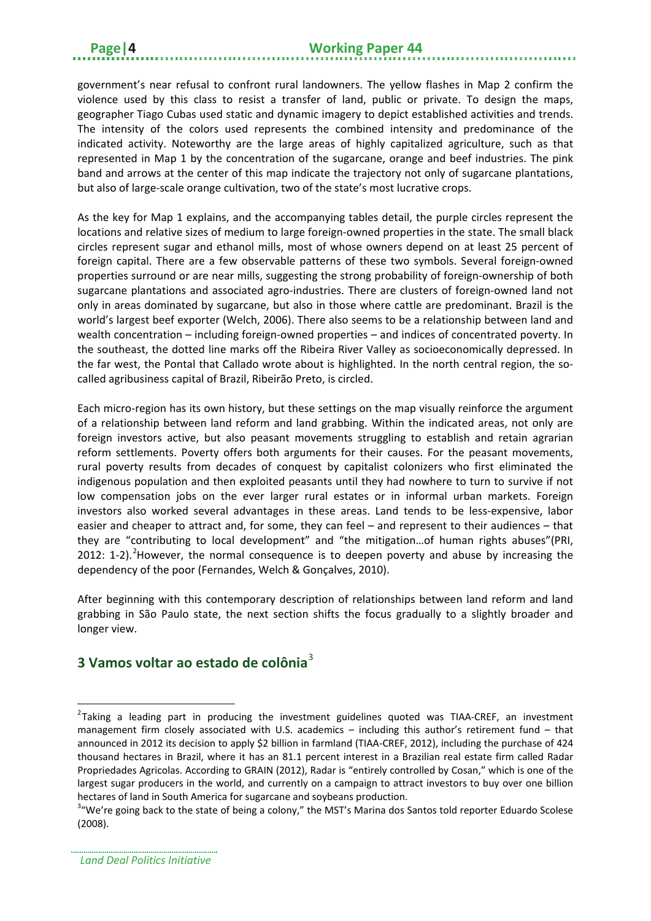government's near refusal to confront rural landowners. The yellow flashes in Map 2 confirm the violence used by this class to resist a transfer of land, public or private. To design the maps, geographer Tiago Cubas used static and dynamic imagery to depict established activities and trends. The intensity of the colors used represents the combined intensity and predominance of the indicated activity. Noteworthy are the large areas of highly capitalized agriculture, such as that represented in Map 1 by the concentration of the sugarcane, orange and beef industries. The pink band and arrows at the center of this map indicate the trajectory not only of sugarcane plantations, but also of large-scale orange cultivation, two of the state's most lucrative crops.

As the key for Map 1 explains, and the accompanying tables detail, the purple circles represent the locations and relative sizes of medium to large foreign-owned properties in the state. The small black circles represent sugar and ethanol mills, most of whose owners depend on at least 25 percent of foreign capital. There are a few observable patterns of these two symbols. Several foreign-owned properties surround or are near mills, suggesting the strong probability of foreign-ownership of both sugarcane plantations and associated agro-industries. There are clusters of foreign-owned land not only in areas dominated by sugarcane, but also in those where cattle are predominant. Brazil is the world's largest beef exporter (Welch, 2006). There also seems to be a relationship between land and wealth concentration – including foreign-owned properties – and indices of concentrated poverty. In the southeast, the dotted line marks off the Ribeira River Valley as socioeconomically depressed. In the far west, the Pontal that Callado wrote about is highlighted. In the north central region, the so-called agribusiness capital of Brazil, Ribeirão Preto, is circled.

Each micro-region has its own history, but these settings on the map visually reinforce the argument of a relationship between land reform and land grabbing. Within the indicated areas, not only are foreign investors active, but also peasant movements struggling to establish and retain agrarian reform settlements. Poverty offers both arguments for their causes. For the peasant movements, rural poverty results from decades of conquest by capitalist colonizers who first eliminated the indigenous population and then exploited peasants until they had nowhere to turn to survive if not low compensation jobs on the ever larger rural estates or in informal urban markets. Foreign investors also worked several advantages in these areas. Land tends to be less-expensive, labor easier and cheaper to attract and, for some, they can feel – and represent to their audiences – that they are "contributing to local development" and "the mitigation…of human rights abuses"(PRI, 2012: 1-2).[2] However, the normal consequence is to deepen poverty and abuse by increasing the dependency of the poor (Fernandes, Welch & Gonçalves, 2010).

After beginning with this contemporary description of relationships between land reform and land grabbing in São Paulo state, the next section shifts the focus gradually to a slightly broader and longer view.

## 3 Vamos voltar ao estado de colônia[3]

[2] Taking a leading part in producing the investment guidelines quoted was TIAA-CREF, an investment management firm closely associated with U.S. academics – including this author's retirement fund – that announced in 2012 its decision to apply $2 billion in farmland (TIAA-CREF, 2012), including the purchase of 424 thousand hectares in Brazil, where it has an 81.1 percent interest in a Brazilian real estate firm called Radar Propriedades Agricolas. According to GRAIN (2012), Radar is "entirely controlled by Cosan," which is one of the largest sugar producers in the world, and currently on a campaign to attract investors to buy over one billion hectares of land in South America for sugarcane and soybeans production.

[3] "We're going back to the state of being a colony," the MST's Marina dos Santos told reporter Eduardo Scolese (2008).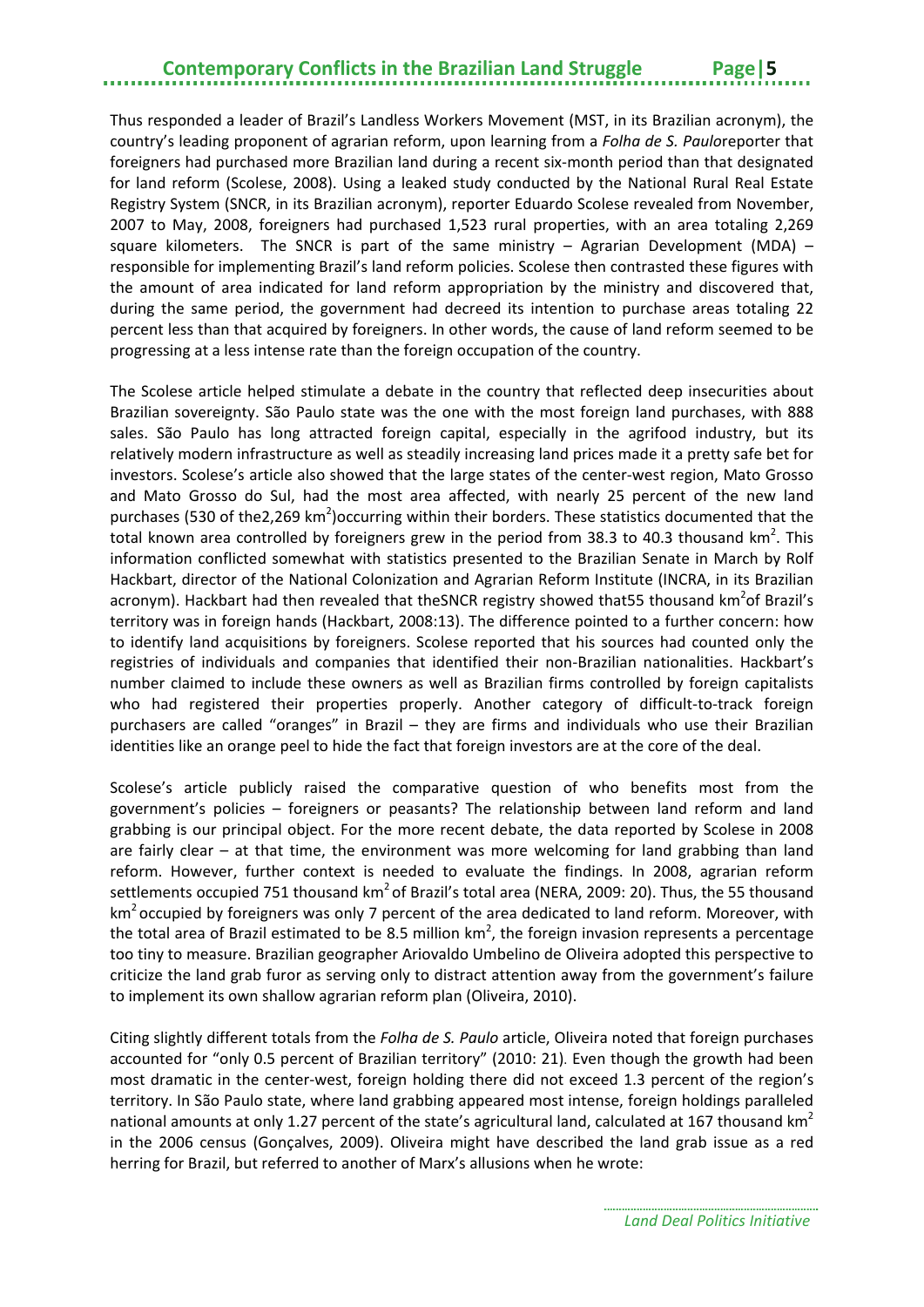Thus responded a leader of Brazil's Landless Workers Movement (MST, in its Brazilian acronym), the country's leading proponent of agrarian reform, upon learning from a *Folha de S. Paulo*reporter that foreigners had purchased more Brazilian land during a recent six-month period than that designated for land reform (Scolese, 2008). Using a leaked study conducted by the National Rural Real Estate Registry System (SNCR, in its Brazilian acronym), reporter Eduardo Scolese revealed from November, 2007 to May, 2008, foreigners had purchased 1,523 rural properties, with an area totaling 2,269 square kilometers. The SNCR is part of the same ministry – Agrarian Development (MDA) – responsible for implementing Brazil's land reform policies. Scolese then contrasted these figures with the amount of area indicated for land reform appropriation by the ministry and discovered that, during the same period, the government had decreed its intention to purchase areas totaling 22 percent less than that acquired by foreigners. In other words, the cause of land reform seemed to be progressing at a less intense rate than the foreign occupation of the country.

The Scolese article helped stimulate a debate in the country that reflected deep insecurities about Brazilian sovereignty. São Paulo state was the one with the most foreign land purchases, with 888 sales. São Paulo has long attracted foreign capital, especially in the agrifood industry, but its relatively modern infrastructure as well as steadily increasing land prices made it a pretty safe bet for investors. Scolese's article also showed that the large states of the center-west region, Mato Grosso and Mato Grosso do Sul, had the most area affected, with nearly 25 percent of the new land purchases (530 of the2,269 km$^2$)occurring within their borders. These statistics documented that the total known area controlled by foreigners grew in the period from 38.3 to 40.3 thousand km$^2$. This information conflicted somewhat with statistics presented to the Brazilian Senate in March by Rolf Hackbart, director of the National Colonization and Agrarian Reform Institute (INCRA, in its Brazilian acronym). Hackbart had then revealed that theSNCR registry showed that55 thousand km$^2$of Brazil's territory was in foreign hands (Hackbart, 2008:13). The difference pointed to a further concern: how to identify land acquisitions by foreigners. Scolese reported that his sources had counted only the registries of individuals and companies that identified their non-Brazilian nationalities. Hackbart's number claimed to include these owners as well as Brazilian firms controlled by foreign capitalists who had registered their properties properly. Another category of difficult-to-track foreign purchasers are called "oranges" in Brazil – they are firms and individuals who use their Brazilian identities like an orange peel to hide the fact that foreign investors are at the core of the deal.

Scolese's article publicly raised the comparative question of who benefits most from the government's policies – foreigners or peasants? The relationship between land reform and land grabbing is our principal object. For the more recent debate, the data reported by Scolese in 2008 are fairly clear – at that time, the environment was more welcoming for land grabbing than land reform. However, further context is needed to evaluate the findings. In 2008, agrarian reform settlements occupied 751 thousand km$^2$ of Brazil's total area (NERA, 2009: 20). Thus, the 55 thousand km$^2$ occupied by foreigners was only 7 percent of the area dedicated to land reform. Moreover, with the total area of Brazil estimated to be 8.5 million km$^2$, the foreign invasion represents a percentage too tiny to measure. Brazilian geographer Ariovaldo Umbelino de Oliveira adopted this perspective to criticize the land grab furor as serving only to distract attention away from the government's failure to implement its own shallow agrarian reform plan (Oliveira, 2010).

Citing slightly different totals from the *Folha de S. Paulo* article, Oliveira noted that foreign purchases accounted for "only 0.5 percent of Brazilian territory" (2010: 21). Even though the growth had been most dramatic in the center-west, foreign holding there did not exceed 1.3 percent of the region's territory. In São Paulo state, where land grabbing appeared most intense, foreign holdings paralleled national amounts at only 1.27 percent of the state's agricultural land, calculated at 167 thousand km$^2$ in the 2006 census (Gonçalves, 2009). Oliveira might have described the land grab issue as a red herring for Brazil, but referred to another of Marx's allusions when he wrote: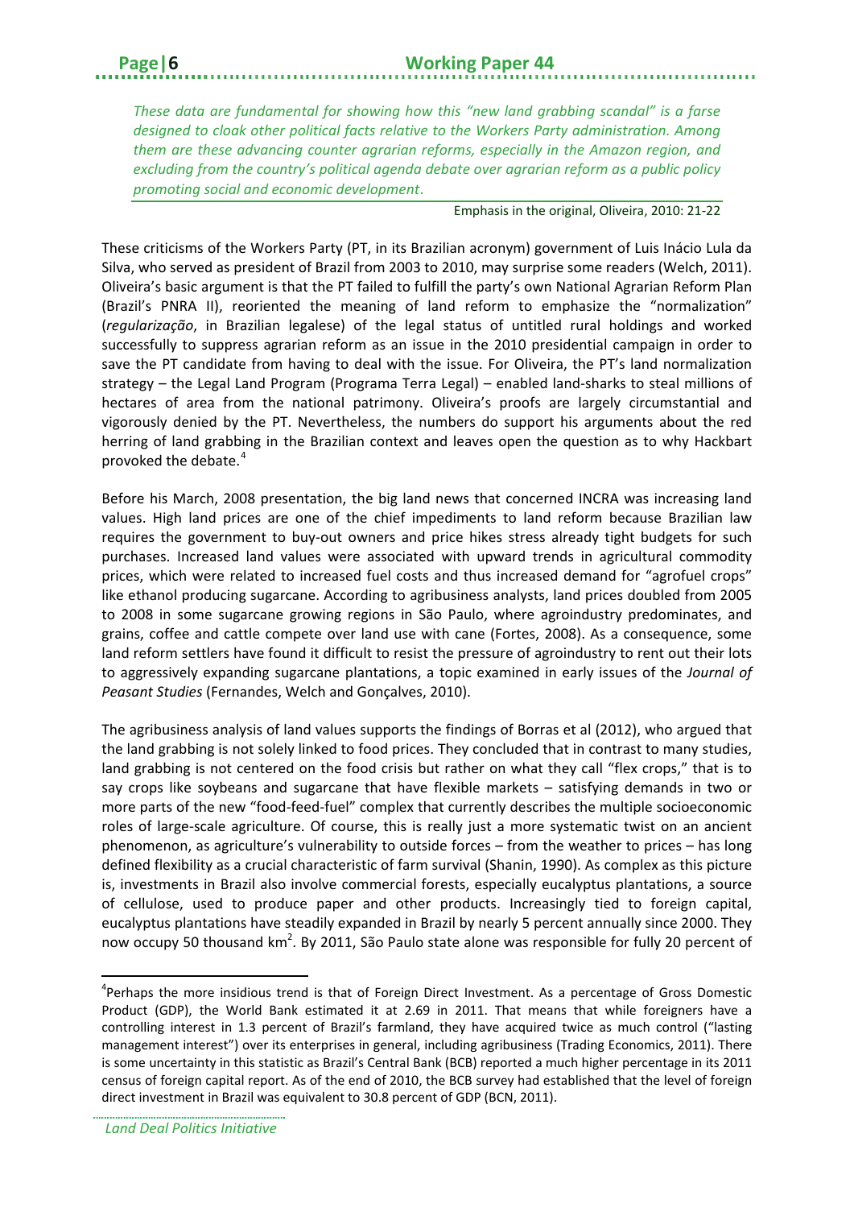*These data are fundamental for showing how this "new land grabbing scandal" is a farse designed to cloak other political facts relative to the Workers Party administration. Among them are these advancing counter agrarian reforms, especially in the Amazon region, and excluding from the country's political agenda debate over agrarian reform as a public policy promoting social and economic development.*

Emphasis in the original, Oliveira, 2010: 21-22

These criticisms of the Workers Party (PT, in its Brazilian acronym) government of Luis Inácio Lula da Silva, who served as president of Brazil from 2003 to 2010, may surprise some readers (Welch, 2011). Oliveira's basic argument is that the PT failed to fulfill the party's own National Agrarian Reform Plan (Brazil's PNRA II), reoriented the meaning of land reform to emphasize the "normalization" (*regularização*, in Brazilian legalese) of the legal status of untitled rural holdings and worked successfully to suppress agrarian reform as an issue in the 2010 presidential campaign in order to save the PT candidate from having to deal with the issue. For Oliveira, the PT's land normalization strategy – the Legal Land Program (Programa Terra Legal) – enabled land-sharks to steal millions of hectares of area from the national patrimony. Oliveira's proofs are largely circumstantial and vigorously denied by the PT. Nevertheless, the numbers do support his arguments about the red herring of land grabbing in the Brazilian context and leaves open the question as to why Hackbart provoked the debate.[4]

Before his March, 2008 presentation, the big land news that concerned INCRA was increasing land values. High land prices are one of the chief impediments to land reform because Brazilian law requires the government to buy-out owners and price hikes stress already tight budgets for such purchases. Increased land values were associated with upward trends in agricultural commodity prices, which were related to increased fuel costs and thus increased demand for "agrofuel crops" like ethanol producing sugarcane. According to agribusiness analysts, land prices doubled from 2005 to 2008 in some sugarcane growing regions in São Paulo, where agroindustry predominates, and grains, coffee and cattle compete over land use with cane (Fortes, 2008). As a consequence, some land reform settlers have found it difficult to resist the pressure of agroindustry to rent out their lots to aggressively expanding sugarcane plantations, a topic examined in early issues of the *Journal of Peasant Studies* (Fernandes, Welch and Gonçalves, 2010).

The agribusiness analysis of land values supports the findings of Borras et al (2012), who argued that the land grabbing is not solely linked to food prices. They concluded that in contrast to many studies, land grabbing is not centered on the food crisis but rather on what they call "flex crops," that is to say crops like soybeans and sugarcane that have flexible markets – satisfying demands in two or more parts of the new "food-feed-fuel" complex that currently describes the multiple socioeconomic roles of large-scale agriculture. Of course, this is really just a more systematic twist on an ancient phenomenon, as agriculture's vulnerability to outside forces – from the weather to prices – has long defined flexibility as a crucial characteristic of farm survival (Shanin, 1990). As complex as this picture is, investments in Brazil also involve commercial forests, especially eucalyptus plantations, a source of cellulose, used to produce paper and other products. Increasingly tied to foreign capital, eucalyptus plantations have steadily expanded in Brazil by nearly 5 percent annually since 2000. They now occupy 50 thousand km$^2$. By 2011, São Paulo state alone was responsible for fully 20 percent of

[4] Perhaps the more insidious trend is that of Foreign Direct Investment. As a percentage of Gross Domestic Product (GDP), the World Bank estimated it at 2.69 in 2011. That means that while foreigners have a controlling interest in 1.3 percent of Brazil's farmland, they have acquired twice as much control ("lasting management interest") over its enterprises in general, including agribusiness (Trading Economics, 2011). There is some uncertainty in this statistic as Brazil's Central Bank (BCB) reported a much higher percentage in its 2011 census of foreign capital report. As of the end of 2010, the BCB survey had established that the level of foreign direct investment in Brazil was equivalent to 30.8 percent of GDP (BCN, 2011).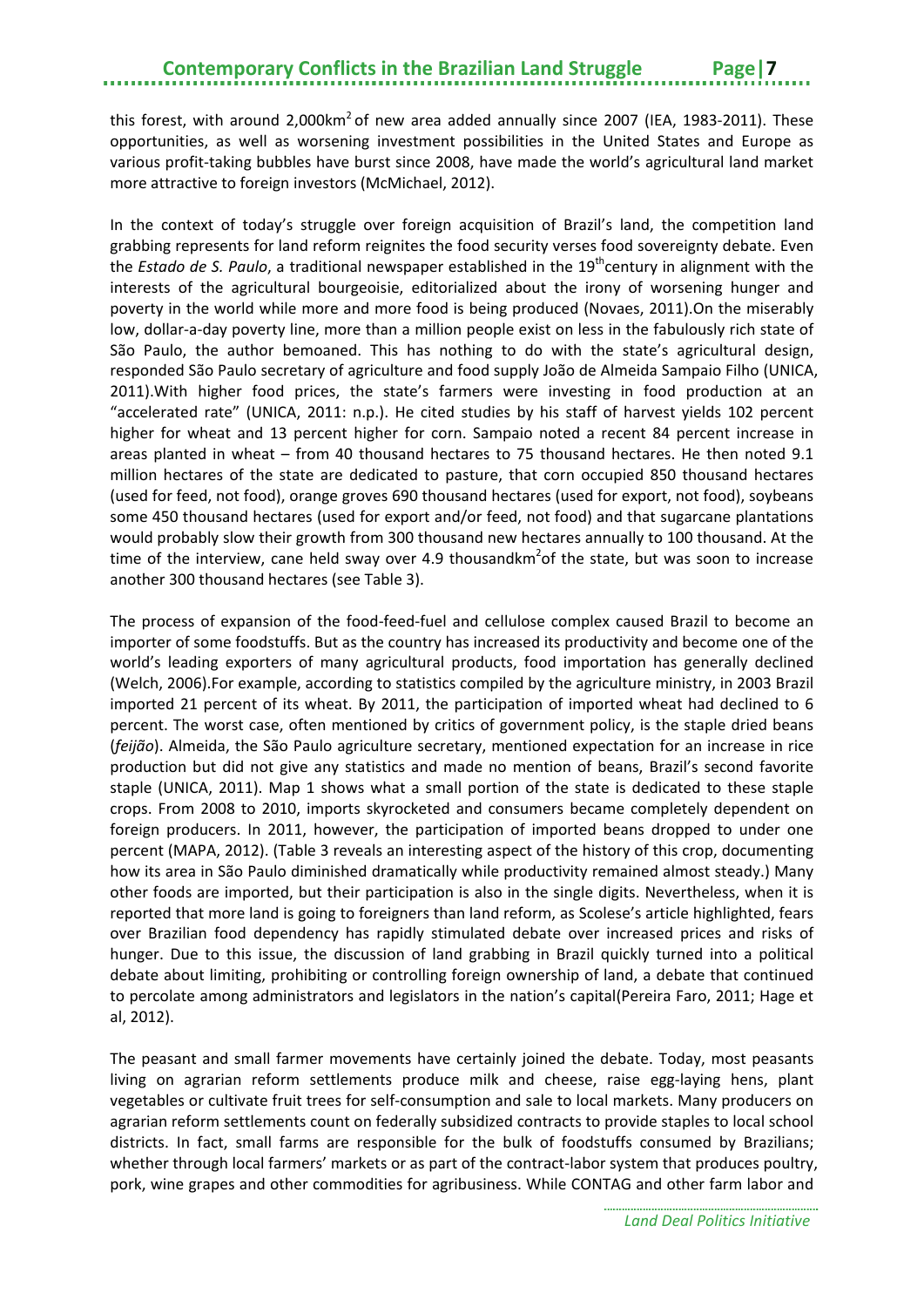this forest, with around 2,000km$^2$ of new area added annually since 2007 (IEA, 1983-2011). These opportunities, as well as worsening investment possibilities in the United States and Europe as various profit-taking bubbles have burst since 2008, have made the world's agricultural land market more attractive to foreign investors (McMichael, 2012).

In the context of today's struggle over foreign acquisition of Brazil's land, the competition land grabbing represents for land reform reignites the food security verses food sovereignty debate. Even the *Estado de S. Paulo*, a traditional newspaper established in the 19th century in alignment with the interests of the agricultural bourgeoisie, editorialized about the irony of worsening hunger and poverty in the world while more and more food is being produced (Novaes, 2011).On the miserably low, dollar-a-day poverty line, more than a million people exist on less in the fabulously rich state of São Paulo, the author bemoaned. This has nothing to do with the state's agricultural design, responded São Paulo secretary of agriculture and food supply João de Almeida Sampaio Filho (UNICA, 2011).With higher food prices, the state's farmers were investing in food production at an "accelerated rate" (UNICA, 2011: n.p.). He cited studies by his staff of harvest yields 102 percent higher for wheat and 13 percent higher for corn. Sampaio noted a recent 84 percent increase in areas planted in wheat – from 40 thousand hectares to 75 thousand hectares. He then noted 9.1 million hectares of the state are dedicated to pasture, that corn occupied 850 thousand hectares (used for feed, not food), orange groves 690 thousand hectares (used for export, not food), soybeans some 450 thousand hectares (used for export and/or feed, not food) and that sugarcane plantations would probably slow their growth from 300 thousand new hectares annually to 100 thousand. At the time of the interview, cane held sway over 4.9 thousandkm$^2$of the state, but was soon to increase another 300 thousand hectares (see Table 3).

The process of expansion of the food-feed-fuel and cellulose complex caused Brazil to become an importer of some foodstuffs. But as the country has increased its productivity and become one of the world's leading exporters of many agricultural products, food importation has generally declined (Welch, 2006).For example, according to statistics compiled by the agriculture ministry, in 2003 Brazil imported 21 percent of its wheat. By 2011, the participation of imported wheat had declined to 6 percent. The worst case, often mentioned by critics of government policy, is the staple dried beans (*feijão*). Almeida, the São Paulo agriculture secretary, mentioned expectation for an increase in rice production but did not give any statistics and made no mention of beans, Brazil's second favorite staple (UNICA, 2011). Map 1 shows what a small portion of the state is dedicated to these staple crops. From 2008 to 2010, imports skyrocketed and consumers became completely dependent on foreign producers. In 2011, however, the participation of imported beans dropped to under one percent (MAPA, 2012). (Table 3 reveals an interesting aspect of the history of this crop, documenting how its area in São Paulo diminished dramatically while productivity remained almost steady.) Many other foods are imported, but their participation is also in the single digits. Nevertheless, when it is reported that more land is going to foreigners than land reform, as Scolese's article highlighted, fears over Brazilian food dependency has rapidly stimulated debate over increased prices and risks of hunger. Due to this issue, the discussion of land grabbing in Brazil quickly turned into a political debate about limiting, prohibiting or controlling foreign ownership of land, a debate that continued to percolate among administrators and legislators in the nation's capital(Pereira Faro, 2011; Hage et al, 2012).

The peasant and small farmer movements have certainly joined the debate. Today, most peasants living on agrarian reform settlements produce milk and cheese, raise egg-laying hens, plant vegetables or cultivate fruit trees for self-consumption and sale to local markets. Many producers on agrarian reform settlements count on federally subsidized contracts to provide staples to local school districts. In fact, small farms are responsible for the bulk of foodstuffs consumed by Brazilians; whether through local farmers' markets or as part of the contract-labor system that produces poultry, pork, wine grapes and other commodities for agribusiness. While CONTAG and other farm labor and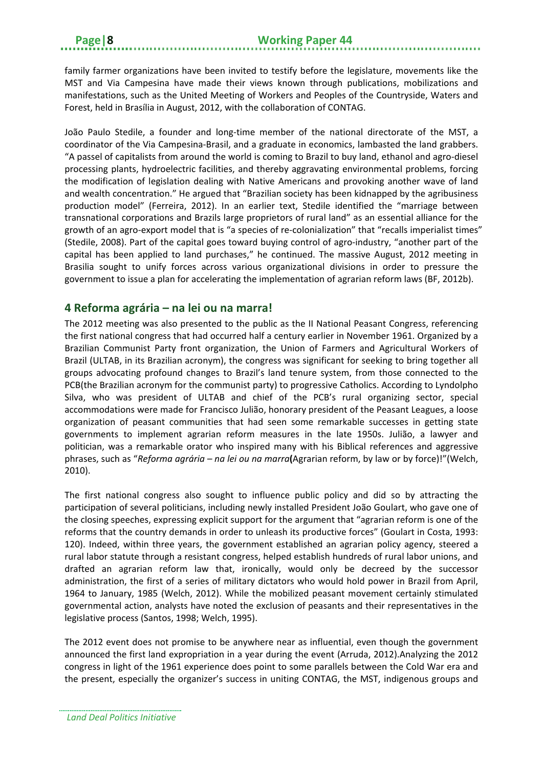family farmer organizations have been invited to testify before the legislature, movements like the MST and Via Campesina have made their views known through publications, mobilizations and manifestations, such as the United Meeting of Workers and Peoples of the Countryside, Waters and Forest, held in Brasília in August, 2012, with the collaboration of CONTAG.

João Paulo Stedile, a founder and long-time member of the national directorate of the MST, a coordinator of the Via Campesina-Brasil, and a graduate in economics, lambasted the land grabbers. "A passel of capitalists from around the world is coming to Brazil to buy land, ethanol and agro-diesel processing plants, hydroelectric facilities, and thereby aggravating environmental problems, forcing the modification of legislation dealing with Native Americans and provoking another wave of land and wealth concentration." He argued that "Brazilian society has been kidnapped by the agribusiness production model" (Ferreira, 2012). In an earlier text, Stedile identified the "marriage between transnational corporations and Brazils large proprietors of rural land" as an essential alliance for the growth of an agro-export model that is "a species of re-colonialization" that "recalls imperialist times" (Stedile, 2008). Part of the capital goes toward buying control of agro-industry, "another part of the capital has been applied to land purchases," he continued. The massive August, 2012 meeting in Brasilia sought to unify forces across various organizational divisions in order to pressure the government to issue a plan for accelerating the implementation of agrarian reform laws (BF, 2012b).

## 4 Reforma agrária – na lei ou na marra!

The 2012 meeting was also presented to the public as the II National Peasant Congress, referencing the first national congress that had occurred half a century earlier in November 1961. Organized by a Brazilian Communist Party front organization, the Union of Farmers and Agricultural Workers of Brazil (ULTAB, in its Brazilian acronym), the congress was significant for seeking to bring together all groups advocating profound changes to Brazil's land tenure system, from those connected to the PCB(the Brazilian acronym for the communist party) to progressive Catholics. According to Lyndolpho Silva, who was president of ULTAB and chief of the PCB's rural organizing sector, special accommodations were made for Francisco Julião, honorary president of the Peasant Leagues, a loose organization of peasant communities that had seen some remarkable successes in getting state governments to implement agrarian reform measures in the late 1950s. Julião, a lawyer and politician, was a remarkable orator who inspired many with his Biblical references and aggressive phrases, such as "*Reforma agrária – na lei ou na marra***(**Agrarian reform, by law or by force)!"(Welch, 2010).

The first national congress also sought to influence public policy and did so by attracting the participation of several politicians, including newly installed President João Goulart, who gave one of the closing speeches, expressing explicit support for the argument that "agrarian reform is one of the reforms that the country demands in order to unleash its productive forces" (Goulart in Costa, 1993: 120). Indeed, within three years, the government established an agrarian policy agency, steered a rural labor statute through a resistant congress, helped establish hundreds of rural labor unions, and drafted an agrarian reform law that, ironically, would only be decreed by the successor administration, the first of a series of military dictators who would hold power in Brazil from April, 1964 to January, 1985 (Welch, 2012). While the mobilized peasant movement certainly stimulated governmental action, analysts have noted the exclusion of peasants and their representatives in the legislative process (Santos, 1998; Welch, 1995).

The 2012 event does not promise to be anywhere near as influential, even though the government announced the first land expropriation in a year during the event (Arruda, 2012).Analyzing the 2012 congress in light of the 1961 experience does point to some parallels between the Cold War era and the present, especially the organizer's success in uniting CONTAG, the MST, indigenous groups and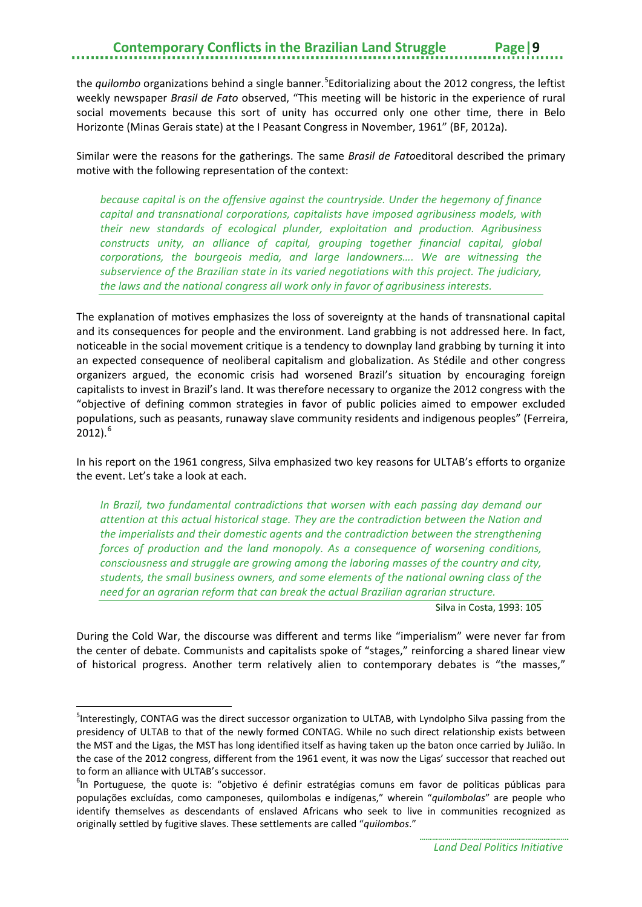the *quilombo* organizations behind a single banner.[5] Editorializing about the 2012 congress, the leftist weekly newspaper *Brasil de Fato* observed, "This meeting will be historic in the experience of rural social movements because this sort of unity has occurred only one other time, there in Belo Horizonte (Minas Gerais state) at the I Peasant Congress in November, 1961" (BF, 2012a).

Similar were the reasons for the gatherings. The same *Brasil de Fato*editoral described the primary motive with the following representation of the context:

> *because capital is on the offensive against the countryside. Under the hegemony of finance capital and transnational corporations, capitalists have imposed agribusiness models, with their new standards of ecological plunder, exploitation and production. Agribusiness constructs unity, an alliance of capital, grouping together financial capital, global corporations, the bourgeois media, and large landowners…. We are witnessing the subservience of the Brazilian state in its varied negotiations with this project. The judiciary, the laws and the national congress all work only in favor of agribusiness interests.*

The explanation of motives emphasizes the loss of sovereignty at the hands of transnational capital and its consequences for people and the environment. Land grabbing is not addressed here. In fact, noticeable in the social movement critique is a tendency to downplay land grabbing by turning it into an expected consequence of neoliberal capitalism and globalization. As Stédile and other congress organizers argued, the economic crisis had worsened Brazil's situation by encouraging foreign capitalists to invest in Brazil's land. It was therefore necessary to organize the 2012 congress with the "objective of defining common strategies in favor of public policies aimed to empower excluded populations, such as peasants, runaway slave community residents and indigenous peoples" (Ferreira, 2012).[6]

In his report on the 1961 congress, Silva emphasized two key reasons for ULTAB's efforts to organize the event. Let's take a look at each.

> *In Brazil, two fundamental contradictions that worsen with each passing day demand our attention at this actual historical stage. They are the contradiction between the Nation and the imperialists and their domestic agents and the contradiction between the strengthening forces of production and the land monopoly. As a consequence of worsening conditions, consciousness and struggle are growing among the laboring masses of the country and city, students, the small business owners, and some elements of the national owning class of the need for an agrarian reform that can break the actual Brazilian agrarian structure.*
>
> Silva in Costa, 1993: 105

During the Cold War, the discourse was different and terms like "imperialism" were never far from the center of debate. Communists and capitalists spoke of "stages," reinforcing a shared linear view of historical progress. Another term relatively alien to contemporary debates is "the masses,"

---

[5] Interestingly, CONTAG was the direct successor organization to ULTAB, with Lyndolpho Silva passing from the presidency of ULTAB to that of the newly formed CONTAG. While no such direct relationship exists between the MST and the Ligas, the MST has long identified itself as having taken up the baton once carried by Julião. In the case of the 2012 congress, different from the 1961 event, it was now the Ligas' successor that reached out to form an alliance with ULTAB's successor.

[6] In Portuguese, the quote is: "objetivo é definir estratégias comuns em favor de politicas públicas para populações excluídas, como camponeses, quilombolas e indígenas," wherein "*quilombolas*" are people who identify themselves as descendants of enslaved Africans who seek to live in communities recognized as originally settled by fugitive slaves. These settlements are called "*quilombos*."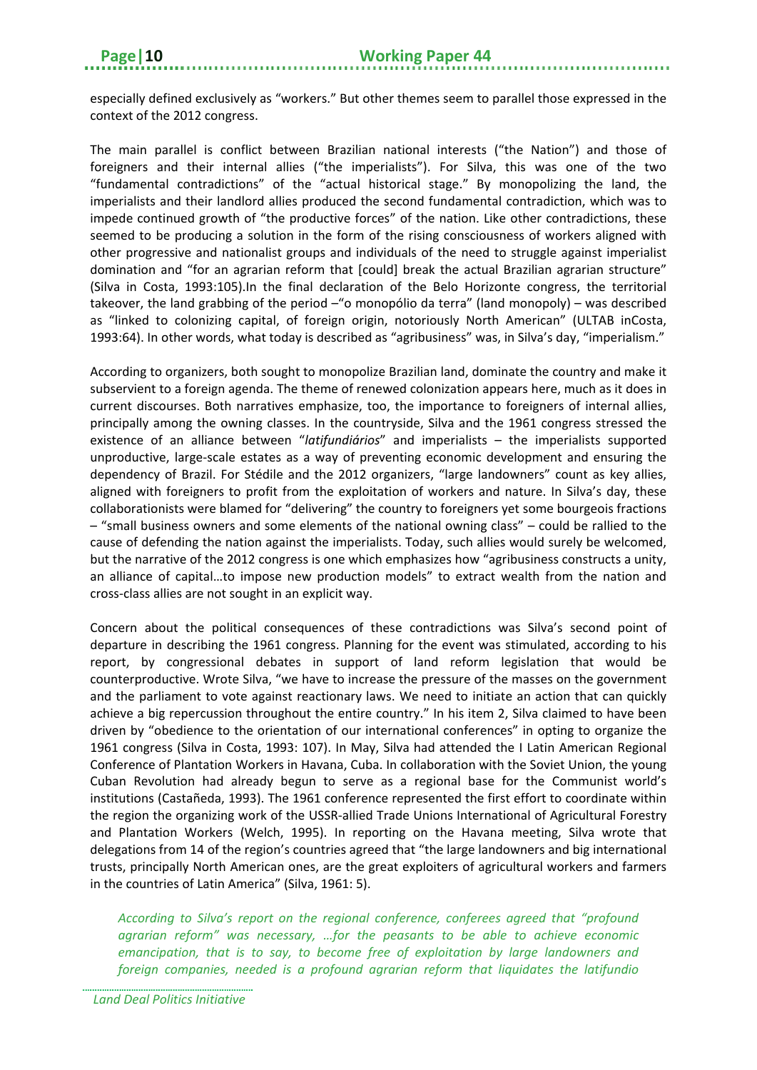especially defined exclusively as "workers." But other themes seem to parallel those expressed in the context of the 2012 congress.

The main parallel is conflict between Brazilian national interests ("the Nation") and those of foreigners and their internal allies ("the imperialists"). For Silva, this was one of the two "fundamental contradictions" of the "actual historical stage." By monopolizing the land, the imperialists and their landlord allies produced the second fundamental contradiction, which was to impede continued growth of "the productive forces" of the nation. Like other contradictions, these seemed to be producing a solution in the form of the rising consciousness of workers aligned with other progressive and nationalist groups and individuals of the need to struggle against imperialist domination and "for an agrarian reform that [could] break the actual Brazilian agrarian structure" (Silva in Costa, 1993:105).In the final declaration of the Belo Horizonte congress, the territorial takeover, the land grabbing of the period –"o monopólio da terra" (land monopoly) – was described as "linked to colonizing capital, of foreign origin, notoriously North American" (ULTAB inCosta, 1993:64). In other words, what today is described as "agribusiness" was, in Silva's day, "imperialism."

According to organizers, both sought to monopolize Brazilian land, dominate the country and make it subservient to a foreign agenda. The theme of renewed colonization appears here, much as it does in current discourses. Both narratives emphasize, too, the importance to foreigners of internal allies, principally among the owning classes. In the countryside, Silva and the 1961 congress stressed the existence of an alliance between "*latifundiários*" and imperialists – the imperialists supported unproductive, large-scale estates as a way of preventing economic development and ensuring the dependency of Brazil. For Stédile and the 2012 organizers, "large landowners" count as key allies, aligned with foreigners to profit from the exploitation of workers and nature. In Silva's day, these collaborationists were blamed for "delivering" the country to foreigners yet some bourgeois fractions – "small business owners and some elements of the national owning class" – could be rallied to the cause of defending the nation against the imperialists. Today, such allies would surely be welcomed, but the narrative of the 2012 congress is one which emphasizes how "agribusiness constructs a unity, an alliance of capital…to impose new production models" to extract wealth from the nation and cross-class allies are not sought in an explicit way.

Concern about the political consequences of these contradictions was Silva's second point of departure in describing the 1961 congress. Planning for the event was stimulated, according to his report, by congressional debates in support of land reform legislation that would be counterproductive. Wrote Silva, "we have to increase the pressure of the masses on the government and the parliament to vote against reactionary laws. We need to initiate an action that can quickly achieve a big repercussion throughout the entire country." In his item 2, Silva claimed to have been driven by "obedience to the orientation of our international conferences" in opting to organize the 1961 congress (Silva in Costa, 1993: 107). In May, Silva had attended the I Latin American Regional Conference of Plantation Workers in Havana, Cuba. In collaboration with the Soviet Union, the young Cuban Revolution had already begun to serve as a regional base for the Communist world's institutions (Castañeda, 1993). The 1961 conference represented the first effort to coordinate within the region the organizing work of the USSR-allied Trade Unions International of Agricultural Forestry and Plantation Workers (Welch, 1995). In reporting on the Havana meeting, Silva wrote that delegations from 14 of the region's countries agreed that "the large landowners and big international trusts, principally North American ones, are the great exploiters of agricultural workers and farmers in the countries of Latin America" (Silva, 1961: 5).

> *According to Silva's report on the regional conference, conferees agreed that "profound agrarian reform" was necessary, …for the peasants to be able to achieve economic emancipation, that is to say, to become free of exploitation by large landowners and foreign companies, needed is a profound agrarian reform that liquidates the latifundio*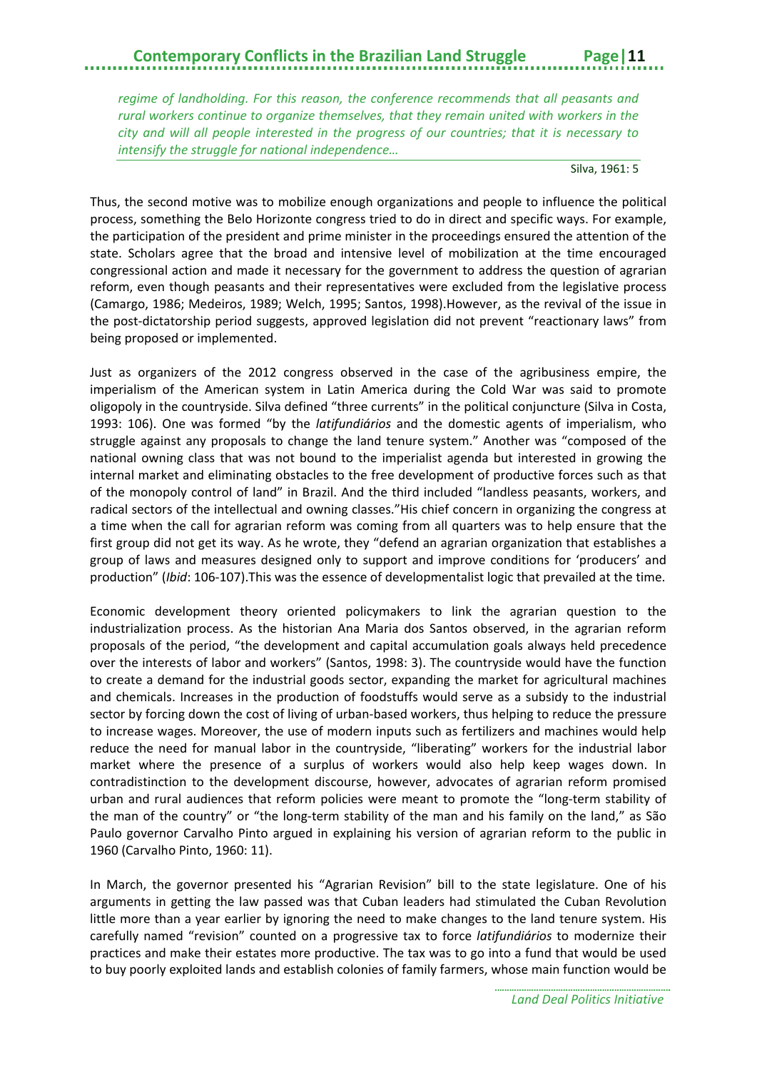*regime of landholding. For this reason, the conference recommends that all peasants and rural workers continue to organize themselves, that they remain united with workers in the city and will all people interested in the progress of our countries; that it is necessary to intensify the struggle for national independence…*

Silva, 1961: 5

Thus, the second motive was to mobilize enough organizations and people to influence the political process, something the Belo Horizonte congress tried to do in direct and specific ways. For example, the participation of the president and prime minister in the proceedings ensured the attention of the state. Scholars agree that the broad and intensive level of mobilization at the time encouraged congressional action and made it necessary for the government to address the question of agrarian reform, even though peasants and their representatives were excluded from the legislative process (Camargo, 1986; Medeiros, 1989; Welch, 1995; Santos, 1998).However, as the revival of the issue in the post-dictatorship period suggests, approved legislation did not prevent "reactionary laws" from being proposed or implemented.

Just as organizers of the 2012 congress observed in the case of the agribusiness empire, the imperialism of the American system in Latin America during the Cold War was said to promote oligopoly in the countryside. Silva defined "three currents" in the political conjuncture (Silva in Costa, 1993: 106). One was formed "by the *latifundiários* and the domestic agents of imperialism, who struggle against any proposals to change the land tenure system." Another was "composed of the national owning class that was not bound to the imperialist agenda but interested in growing the internal market and eliminating obstacles to the free development of productive forces such as that of the monopoly control of land" in Brazil. And the third included "landless peasants, workers, and radical sectors of the intellectual and owning classes."His chief concern in organizing the congress at a time when the call for agrarian reform was coming from all quarters was to help ensure that the first group did not get its way. As he wrote, they "defend an agrarian organization that establishes a group of laws and measures designed only to support and improve conditions for 'producers' and production" (*Ibid*: 106-107).This was the essence of developmentalist logic that prevailed at the time.

Economic development theory oriented policymakers to link the agrarian question to the industrialization process. As the historian Ana Maria dos Santos observed, in the agrarian reform proposals of the period, "the development and capital accumulation goals always held precedence over the interests of labor and workers" (Santos, 1998: 3). The countryside would have the function to create a demand for the industrial goods sector, expanding the market for agricultural machines and chemicals. Increases in the production of foodstuffs would serve as a subsidy to the industrial sector by forcing down the cost of living of urban-based workers, thus helping to reduce the pressure to increase wages. Moreover, the use of modern inputs such as fertilizers and machines would help reduce the need for manual labor in the countryside, "liberating" workers for the industrial labor market where the presence of a surplus of workers would also help keep wages down. In contradistinction to the development discourse, however, advocates of agrarian reform promised urban and rural audiences that reform policies were meant to promote the "long-term stability of the man of the country" or "the long-term stability of the man and his family on the land," as São Paulo governor Carvalho Pinto argued in explaining his version of agrarian reform to the public in 1960 (Carvalho Pinto, 1960: 11).

In March, the governor presented his "Agrarian Revision" bill to the state legislature. One of his arguments in getting the law passed was that Cuban leaders had stimulated the Cuban Revolution little more than a year earlier by ignoring the need to make changes to the land tenure system. His carefully named "revision" counted on a progressive tax to force *latifundiários* to modernize their practices and make their estates more productive. The tax was to go into a fund that would be used to buy poorly exploited lands and establish colonies of family farmers, whose main function would be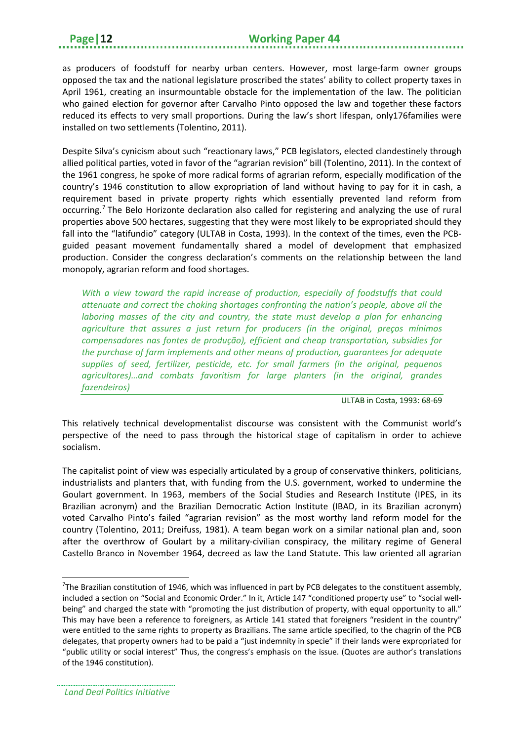as producers of foodstuff for nearby urban centers. However, most large-farm owner groups opposed the tax and the national legislature proscribed the states' ability to collect property taxes in April 1961, creating an insurmountable obstacle for the implementation of the law. The politician who gained election for governor after Carvalho Pinto opposed the law and together these factors reduced its effects to very small proportions. During the law's short lifespan, only176families were installed on two settlements (Tolentino, 2011).

Despite Silva's cynicism about such "reactionary laws," PCB legislators, elected clandestinely through allied political parties, voted in favor of the "agrarian revision" bill (Tolentino, 2011). In the context of the 1961 congress, he spoke of more radical forms of agrarian reform, especially modification of the country's 1946 constitution to allow expropriation of land without having to pay for it in cash, a requirement based in private property rights which essentially prevented land reform from occurring.[7] The Belo Horizonte declaration also called for registering and analyzing the use of rural properties above 500 hectares, suggesting that they were most likely to be expropriated should they fall into the "latifundio" category (ULTAB in Costa, 1993). In the context of the times, even the PCB-guided peasant movement fundamentally shared a model of development that emphasized production. Consider the congress declaration's comments on the relationship between the land monopoly, agrarian reform and food shortages.

> *With a view toward the rapid increase of production, especially of foodstuffs that could attenuate and correct the choking shortages confronting the nation's people, above all the laboring masses of the city and country, the state must develop a plan for enhancing agriculture that assures a just return for producers (in the original, preços mínimos compensadores nas fontes de produção), efficient and cheap transportation, subsidies for the purchase of farm implements and other means of production, guarantees for adequate supplies of seed, fertilizer, pesticide, etc. for small farmers (in the original, pequenos agricultores)…and combats favoritism for large planters (in the original, grandes fazendeiros)*
>
> ULTAB in Costa, 1993: 68-69

This relatively technical developmentalist discourse was consistent with the Communist world's perspective of the need to pass through the historical stage of capitalism in order to achieve socialism.

The capitalist point of view was especially articulated by a group of conservative thinkers, politicians, industrialists and planters that, with funding from the U.S. government, worked to undermine the Goulart government. In 1963, members of the Social Studies and Research Institute (IPES, in its Brazilian acronym) and the Brazilian Democratic Action Institute (IBAD, in its Brazilian acronym) voted Carvalho Pinto's failed "agrarian revision" as the most worthy land reform model for the country (Tolentino, 2011; Dreifuss, 1981). A team began work on a similar national plan and, soon after the overthrow of Goulart by a military-civilian conspiracy, the military regime of General Castello Branco in November 1964, decreed as law the Land Statute. This law oriented all agrarian

[7] The Brazilian constitution of 1946, which was influenced in part by PCB delegates to the constituent assembly, included a section on "Social and Economic Order." In it, Article 147 "conditioned property use" to "social well-being" and charged the state with "promoting the just distribution of property, with equal opportunity to all." This may have been a reference to foreigners, as Article 141 stated that foreigners "resident in the country" were entitled to the same rights to property as Brazilians. The same article specified, to the chagrin of the PCB delegates, that property owners had to be paid a "just indemnity in specie" if their lands were expropriated for "public utility or social interest" Thus, the congress's emphasis on the issue. (Quotes are author's translations of the 1946 constitution).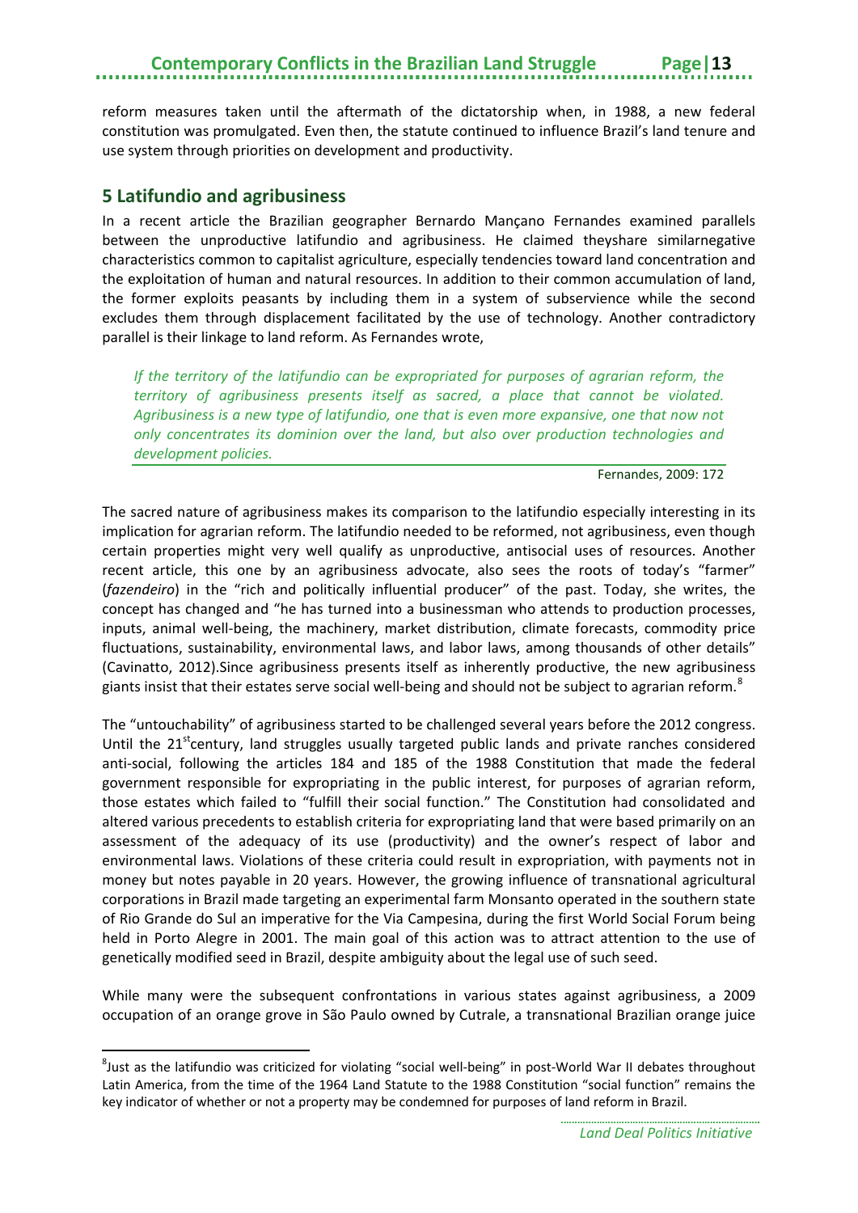reform measures taken until the aftermath of the dictatorship when, in 1988, a new federal constitution was promulgated. Even then, the statute continued to influence Brazil's land tenure and use system through priorities on development and productivity.

## 5 Latifundio and agribusiness

In a recent article the Brazilian geographer Bernardo Mançano Fernandes examined parallels between the unproductive latifundio and agribusiness. He claimed theyshare similarnegative characteristics common to capitalist agriculture, especially tendencies toward land concentration and the exploitation of human and natural resources. In addition to their common accumulation of land, the former exploits peasants by including them in a system of subservience while the second excludes them through displacement facilitated by the use of technology. Another contradictory parallel is their linkage to land reform. As Fernandes wrote,

> *If the territory of the latifundio can be expropriated for purposes of agrarian reform, the territory of agribusiness presents itself as sacred, a place that cannot be violated. Agribusiness is a new type of latifundio, one that is even more expansive, one that now not only concentrates its dominion over the land, but also over production technologies and development policies.*
>
> Fernandes, 2009: 172

The sacred nature of agribusiness makes its comparison to the latifundio especially interesting in its implication for agrarian reform. The latifundio needed to be reformed, not agribusiness, even though certain properties might very well qualify as unproductive, antisocial uses of resources. Another recent article, this one by an agribusiness advocate, also sees the roots of today's "farmer" (*fazendeiro*) in the "rich and politically influential producer" of the past. Today, she writes, the concept has changed and "he has turned into a businessman who attends to production processes, inputs, animal well-being, the machinery, market distribution, climate forecasts, commodity price fluctuations, sustainability, environmental laws, and labor laws, among thousands of other details" (Cavinatto, 2012).Since agribusiness presents itself as inherently productive, the new agribusiness giants insist that their estates serve social well-being and should not be subject to agrarian reform.[8]

The "untouchability" of agribusiness started to be challenged several years before the 2012 congress. Until the 21st century, land struggles usually targeted public lands and private ranches considered anti-social, following the articles 184 and 185 of the 1988 Constitution that made the federal government responsible for expropriating in the public interest, for purposes of agrarian reform, those estates which failed to "fulfill their social function." The Constitution had consolidated and altered various precedents to establish criteria for expropriating land that were based primarily on an assessment of the adequacy of its use (productivity) and the owner's respect of labor and environmental laws. Violations of these criteria could result in expropriation, with payments not in money but notes payable in 20 years. However, the growing influence of transnational agricultural corporations in Brazil made targeting an experimental farm Monsanto operated in the southern state of Rio Grande do Sul an imperative for the Via Campesina, during the first World Social Forum being held in Porto Alegre in 2001. The main goal of this action was to attract attention to the use of genetically modified seed in Brazil, despite ambiguity about the legal use of such seed.

While many were the subsequent confrontations in various states against agribusiness, a 2009 occupation of an orange grove in São Paulo owned by Cutrale, a transnational Brazilian orange juice

---

[8] Just as the latifundio was criticized for violating "social well-being" in post-World War II debates throughout Latin America, from the time of the 1964 Land Statute to the 1988 Constitution "social function" remains the key indicator of whether or not a property may be condemned for purposes of land reform in Brazil.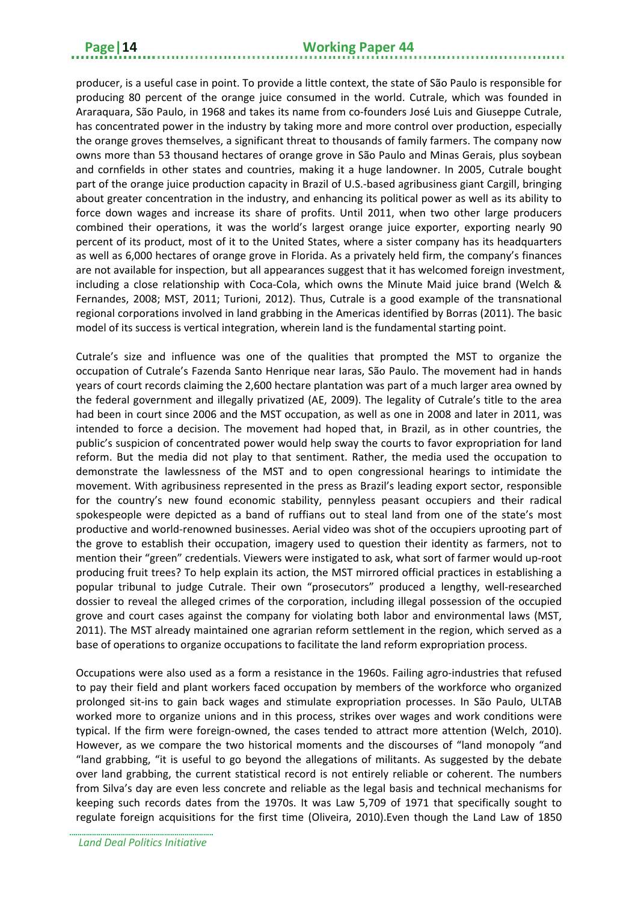producer, is a useful case in point. To provide a little context, the state of São Paulo is responsible for producing 80 percent of the orange juice consumed in the world. Cutrale, which was founded in Araraquara, São Paulo, in 1968 and takes its name from co-founders José Luis and Giuseppe Cutrale, has concentrated power in the industry by taking more and more control over production, especially the orange groves themselves, a significant threat to thousands of family farmers. The company now owns more than 53 thousand hectares of orange grove in São Paulo and Minas Gerais, plus soybean and cornfields in other states and countries, making it a huge landowner. In 2005, Cutrale bought part of the orange juice production capacity in Brazil of U.S.-based agribusiness giant Cargill, bringing about greater concentration in the industry, and enhancing its political power as well as its ability to force down wages and increase its share of profits. Until 2011, when two other large producers combined their operations, it was the world's largest orange juice exporter, exporting nearly 90 percent of its product, most of it to the United States, where a sister company has its headquarters as well as 6,000 hectares of orange grove in Florida. As a privately held firm, the company's finances are not available for inspection, but all appearances suggest that it has welcomed foreign investment, including a close relationship with Coca-Cola, which owns the Minute Maid juice brand (Welch & Fernandes, 2008; MST, 2011; Turioni, 2012). Thus, Cutrale is a good example of the transnational regional corporations involved in land grabbing in the Americas identified by Borras (2011). The basic model of its success is vertical integration, wherein land is the fundamental starting point.

Cutrale's size and influence was one of the qualities that prompted the MST to organize the occupation of Cutrale's Fazenda Santo Henrique near Iaras, São Paulo. The movement had in hands years of court records claiming the 2,600 hectare plantation was part of a much larger area owned by the federal government and illegally privatized (AE, 2009). The legality of Cutrale's title to the area had been in court since 2006 and the MST occupation, as well as one in 2008 and later in 2011, was intended to force a decision. The movement had hoped that, in Brazil, as in other countries, the public's suspicion of concentrated power would help sway the courts to favor expropriation for land reform. But the media did not play to that sentiment. Rather, the media used the occupation to demonstrate the lawlessness of the MST and to open congressional hearings to intimidate the movement. With agribusiness represented in the press as Brazil's leading export sector, responsible for the country's new found economic stability, pennyless peasant occupiers and their radical spokespeople were depicted as a band of ruffians out to steal land from one of the state's most productive and world-renowned businesses. Aerial video was shot of the occupiers uprooting part of the grove to establish their occupation, imagery used to question their identity as farmers, not to mention their "green" credentials. Viewers were instigated to ask, what sort of farmer would up-root producing fruit trees? To help explain its action, the MST mirrored official practices in establishing a popular tribunal to judge Cutrale. Their own "prosecutors" produced a lengthy, well-researched dossier to reveal the alleged crimes of the corporation, including illegal possession of the occupied grove and court cases against the company for violating both labor and environmental laws (MST, 2011). The MST already maintained one agrarian reform settlement in the region, which served as a base of operations to organize occupations to facilitate the land reform expropriation process.

Occupations were also used as a form a resistance in the 1960s. Failing agro-industries that refused to pay their field and plant workers faced occupation by members of the workforce who organized prolonged sit-ins to gain back wages and stimulate expropriation processes. In São Paulo, ULTAB worked more to organize unions and in this process, strikes over wages and work conditions were typical. If the firm were foreign-owned, the cases tended to attract more attention (Welch, 2010). However, as we compare the two historical moments and the discourses of "land monopoly "and "land grabbing, "it is useful to go beyond the allegations of militants. As suggested by the debate over land grabbing, the current statistical record is not entirely reliable or coherent. The numbers from Silva's day are even less concrete and reliable as the legal basis and technical mechanisms for keeping such records dates from the 1970s. It was Law 5,709 of 1971 that specifically sought to regulate foreign acquisitions for the first time (Oliveira, 2010).Even though the Land Law of 1850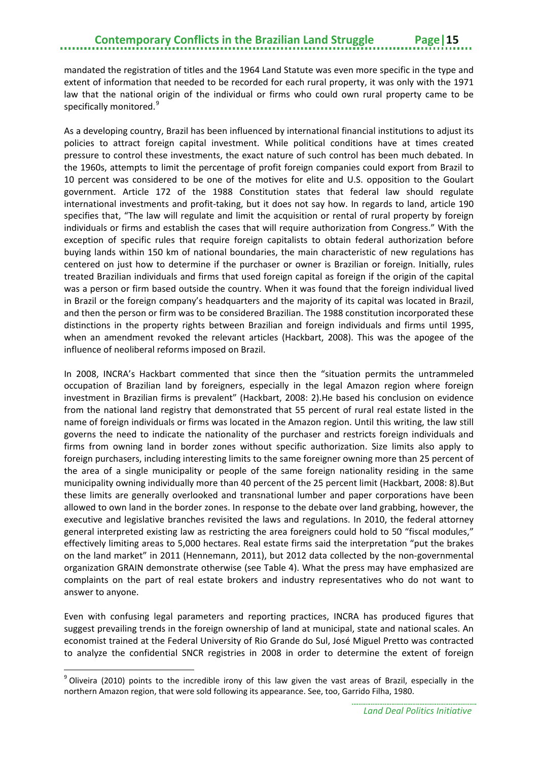mandated the registration of titles and the 1964 Land Statute was even more specific in the type and extent of information that needed to be recorded for each rural property, it was only with the 1971 law that the national origin of the individual or firms who could own rural property came to be specifically monitored.[9]

As a developing country, Brazil has been influenced by international financial institutions to adjust its policies to attract foreign capital investment. While political conditions have at times created pressure to control these investments, the exact nature of such control has been much debated. In the 1960s, attempts to limit the percentage of profit foreign companies could export from Brazil to 10 percent was considered to be one of the motives for elite and U.S. opposition to the Goulart government. Article 172 of the 1988 Constitution states that federal law should regulate international investments and profit-taking, but it does not say how. In regards to land, article 190 specifies that, "The law will regulate and limit the acquisition or rental of rural property by foreign individuals or firms and establish the cases that will require authorization from Congress." With the exception of specific rules that require foreign capitalists to obtain federal authorization before buying lands within 150 km of national boundaries, the main characteristic of new regulations has centered on just how to determine if the purchaser or owner is Brazilian or foreign. Initially, rules treated Brazilian individuals and firms that used foreign capital as foreign if the origin of the capital was a person or firm based outside the country. When it was found that the foreign individual lived in Brazil or the foreign company's headquarters and the majority of its capital was located in Brazil, and then the person or firm was to be considered Brazilian. The 1988 constitution incorporated these distinctions in the property rights between Brazilian and foreign individuals and firms until 1995, when an amendment revoked the relevant articles (Hackbart, 2008). This was the apogee of the influence of neoliberal reforms imposed on Brazil.

In 2008, INCRA's Hackbart commented that since then the "situation permits the untrammeled occupation of Brazilian land by foreigners, especially in the legal Amazon region where foreign investment in Brazilian firms is prevalent" (Hackbart, 2008: 2).He based his conclusion on evidence from the national land registry that demonstrated that 55 percent of rural real estate listed in the name of foreign individuals or firms was located in the Amazon region. Until this writing, the law still governs the need to indicate the nationality of the purchaser and restricts foreign individuals and firms from owning land in border zones without specific authorization. Size limits also apply to foreign purchasers, including interesting limits to the same foreigner owning more than 25 percent of the area of a single municipality or people of the same foreign nationality residing in the same municipality owning individually more than 40 percent of the 25 percent limit (Hackbart, 2008: 8).But these limits are generally overlooked and transnational lumber and paper corporations have been allowed to own land in the border zones. In response to the debate over land grabbing, however, the executive and legislative branches revisited the laws and regulations. In 2010, the federal attorney general interpreted existing law as restricting the area foreigners could hold to 50 "fiscal modules," effectively limiting areas to 5,000 hectares. Real estate firms said the interpretation "put the brakes on the land market" in 2011 (Hennemann, 2011), but 2012 data collected by the non-governmental organization GRAIN demonstrate otherwise (see Table 4). What the press may have emphasized are complaints on the part of real estate brokers and industry representatives who do not want to answer to anyone.

Even with confusing legal parameters and reporting practices, INCRA has produced figures that suggest prevailing trends in the foreign ownership of land at municipal, state and national scales. An economist trained at the Federal University of Rio Grande do Sul, José Miguel Pretto was contracted to analyze the confidential SNCR registries in 2008 in order to determine the extent of foreign

[9] Oliveira (2010) points to the incredible irony of this law given the vast areas of Brazil, especially in the northern Amazon region, that were sold following its appearance. See, too, Garrido Filha, 1980.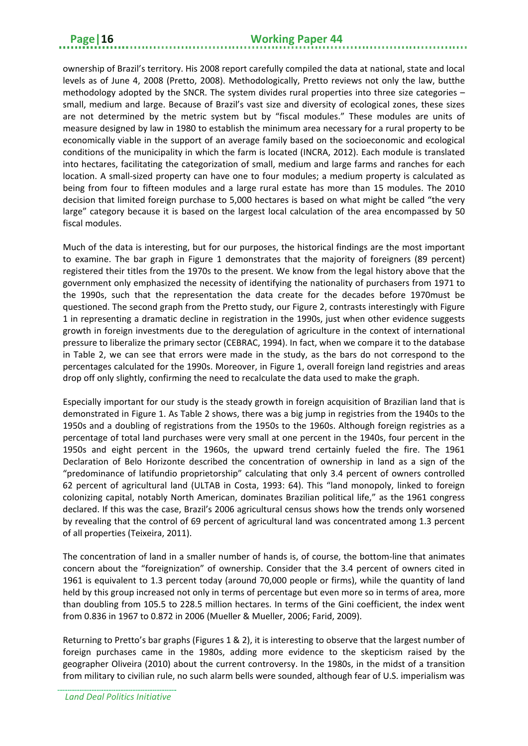ownership of Brazil's territory. His 2008 report carefully compiled the data at national, state and local levels as of June 4, 2008 (Pretto, 2008). Methodologically, Pretto reviews not only the law, butthe methodology adopted by the SNCR. The system divides rural properties into three size categories – small, medium and large. Because of Brazil's vast size and diversity of ecological zones, these sizes are not determined by the metric system but by "fiscal modules." These modules are units of measure designed by law in 1980 to establish the minimum area necessary for a rural property to be economically viable in the support of an average family based on the socioeconomic and ecological conditions of the municipality in which the farm is located (INCRA, 2012). Each module is translated into hectares, facilitating the categorization of small, medium and large farms and ranches for each location. A small-sized property can have one to four modules; a medium property is calculated as being from four to fifteen modules and a large rural estate has more than 15 modules. The 2010 decision that limited foreign purchase to 5,000 hectares is based on what might be called "the very large" category because it is based on the largest local calculation of the area encompassed by 50 fiscal modules.

Much of the data is interesting, but for our purposes, the historical findings are the most important to examine. The bar graph in Figure 1 demonstrates that the majority of foreigners (89 percent) registered their titles from the 1970s to the present. We know from the legal history above that the government only emphasized the necessity of identifying the nationality of purchasers from 1971 to the 1990s, such that the representation the data create for the decades before 1970must be questioned. The second graph from the Pretto study, our Figure 2, contrasts interestingly with Figure 1 in representing a dramatic decline in registration in the 1990s, just when other evidence suggests growth in foreign investments due to the deregulation of agriculture in the context of international pressure to liberalize the primary sector (CEBRAC, 1994). In fact, when we compare it to the database in Table 2, we can see that errors were made in the study, as the bars do not correspond to the percentages calculated for the 1990s. Moreover, in Figure 1, overall foreign land registries and areas drop off only slightly, confirming the need to recalculate the data used to make the graph.

Especially important for our study is the steady growth in foreign acquisition of Brazilian land that is demonstrated in Figure 1. As Table 2 shows, there was a big jump in registries from the 1940s to the 1950s and a doubling of registrations from the 1950s to the 1960s. Although foreign registries as a percentage of total land purchases were very small at one percent in the 1940s, four percent in the 1950s and eight percent in the 1960s, the upward trend certainly fueled the fire. The 1961 Declaration of Belo Horizonte described the concentration of ownership in land as a sign of the "predominance of latifundio proprietorship" calculating that only 3.4 percent of owners controlled 62 percent of agricultural land (ULTAB in Costa, 1993: 64). This "land monopoly, linked to foreign colonizing capital, notably North American, dominates Brazilian political life," as the 1961 congress declared. If this was the case, Brazil's 2006 agricultural census shows how the trends only worsened by revealing that the control of 69 percent of agricultural land was concentrated among 1.3 percent of all properties (Teixeira, 2011).

The concentration of land in a smaller number of hands is, of course, the bottom-line that animates concern about the "foreignization" of ownership. Consider that the 3.4 percent of owners cited in 1961 is equivalent to 1.3 percent today (around 70,000 people or firms), while the quantity of land held by this group increased not only in terms of percentage but even more so in terms of area, more than doubling from 105.5 to 228.5 million hectares. In terms of the Gini coefficient, the index went from 0.836 in 1967 to 0.872 in 2006 (Mueller & Mueller, 2006; Farid, 2009).

Returning to Pretto's bar graphs (Figures 1 & 2), it is interesting to observe that the largest number of foreign purchases came in the 1980s, adding more evidence to the skepticism raised by the geographer Oliveira (2010) about the current controversy. In the 1980s, in the midst of a transition from military to civilian rule, no such alarm bells were sounded, although fear of U.S. imperialism was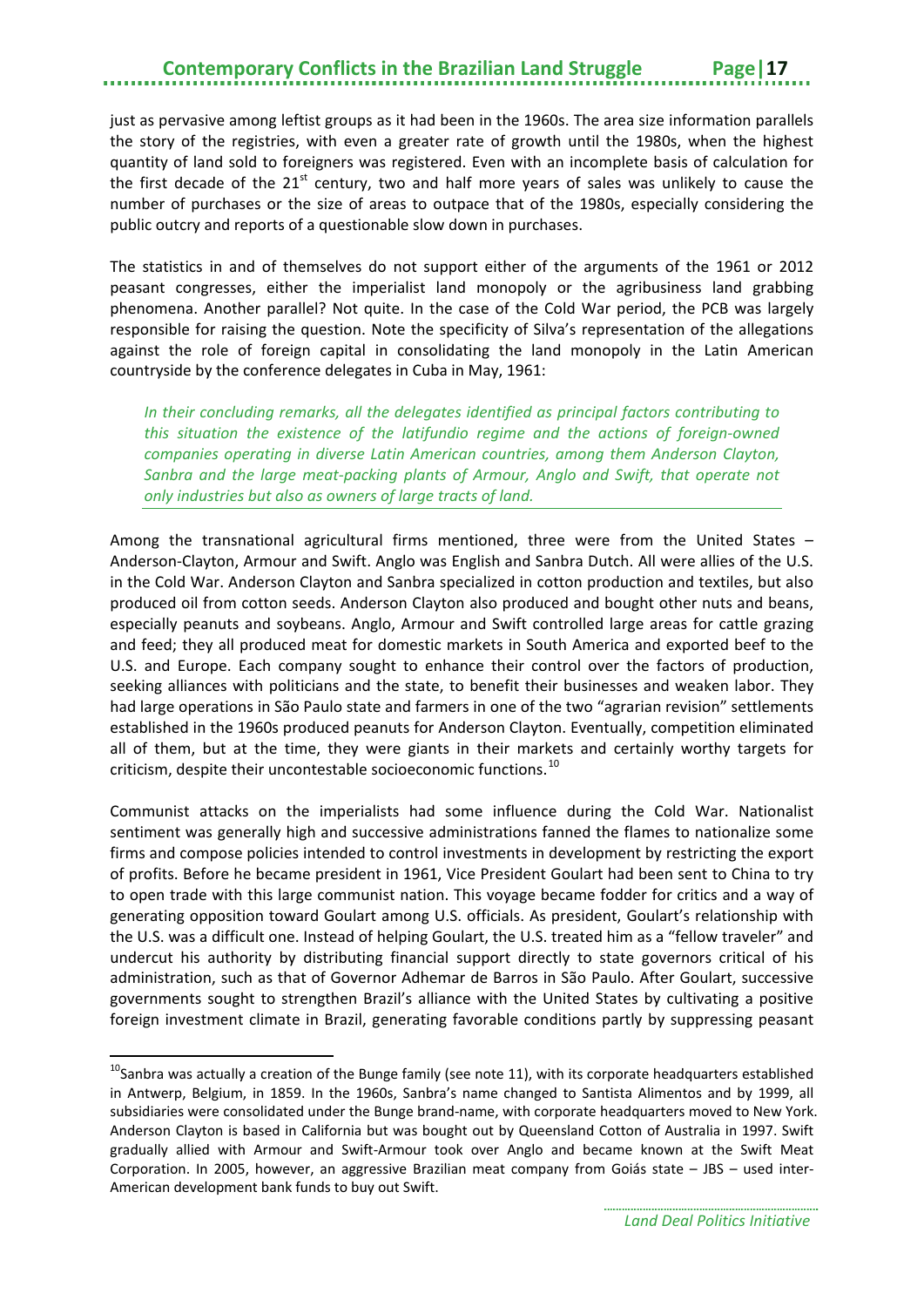just as pervasive among leftist groups as it had been in the 1960s. The area size information parallels the story of the registries, with even a greater rate of growth until the 1980s, when the highest quantity of land sold to foreigners was registered. Even with an incomplete basis of calculation for the first decade of the 21st century, two and half more years of sales was unlikely to cause the number of purchases or the size of areas to outpace that of the 1980s, especially considering the public outcry and reports of a questionable slow down in purchases.

The statistics in and of themselves do not support either of the arguments of the 1961 or 2012 peasant congresses, either the imperialist land monopoly or the agribusiness land grabbing phenomena. Another parallel? Not quite. In the case of the Cold War period, the PCB was largely responsible for raising the question. Note the specificity of Silva's representation of the allegations against the role of foreign capital in consolidating the land monopoly in the Latin American countryside by the conference delegates in Cuba in May, 1961:

> *In their concluding remarks, all the delegates identified as principal factors contributing to this situation the existence of the latifundio regime and the actions of foreign-owned companies operating in diverse Latin American countries, among them Anderson Clayton, Sanbra and the large meat-packing plants of Armour, Anglo and Swift, that operate not only industries but also as owners of large tracts of land.*

Among the transnational agricultural firms mentioned, three were from the United States – Anderson-Clayton, Armour and Swift. Anglo was English and Sanbra Dutch. All were allies of the U.S. in the Cold War. Anderson Clayton and Sanbra specialized in cotton production and textiles, but also produced oil from cotton seeds. Anderson Clayton also produced and bought other nuts and beans, especially peanuts and soybeans. Anglo, Armour and Swift controlled large areas for cattle grazing and feed; they all produced meat for domestic markets in South America and exported beef to the U.S. and Europe. Each company sought to enhance their control over the factors of production, seeking alliances with politicians and the state, to benefit their businesses and weaken labor. They had large operations in São Paulo state and farmers in one of the two "agrarian revision" settlements established in the 1960s produced peanuts for Anderson Clayton. Eventually, competition eliminated all of them, but at the time, they were giants in their markets and certainly worthy targets for criticism, despite their uncontestable socioeconomic functions.[10]

Communist attacks on the imperialists had some influence during the Cold War. Nationalist sentiment was generally high and successive administrations fanned the flames to nationalize some firms and compose policies intended to control investments in development by restricting the export of profits. Before he became president in 1961, Vice President Goulart had been sent to China to try to open trade with this large communist nation. This voyage became fodder for critics and a way of generating opposition toward Goulart among U.S. officials. As president, Goulart's relationship with the U.S. was a difficult one. Instead of helping Goulart, the U.S. treated him as a "fellow traveler" and undercut his authority by distributing financial support directly to state governors critical of his administration, such as that of Governor Adhemar de Barros in São Paulo. After Goulart, successive governments sought to strengthen Brazil's alliance with the United States by cultivating a positive foreign investment climate in Brazil, generating favorable conditions partly by suppressing peasant

[10] Sanbra was actually a creation of the Bunge family (see note 11), with its corporate headquarters established in Antwerp, Belgium, in 1859. In the 1960s, Sanbra's name changed to Santista Alimentos and by 1999, all subsidiaries were consolidated under the Bunge brand-name, with corporate headquarters moved to New York. Anderson Clayton is based in California but was bought out by Queensland Cotton of Australia in 1997. Swift gradually allied with Armour and Swift-Armour took over Anglo and became known at the Swift Meat Corporation. In 2005, however, an aggressive Brazilian meat company from Goiás state – JBS – used inter-American development bank funds to buy out Swift.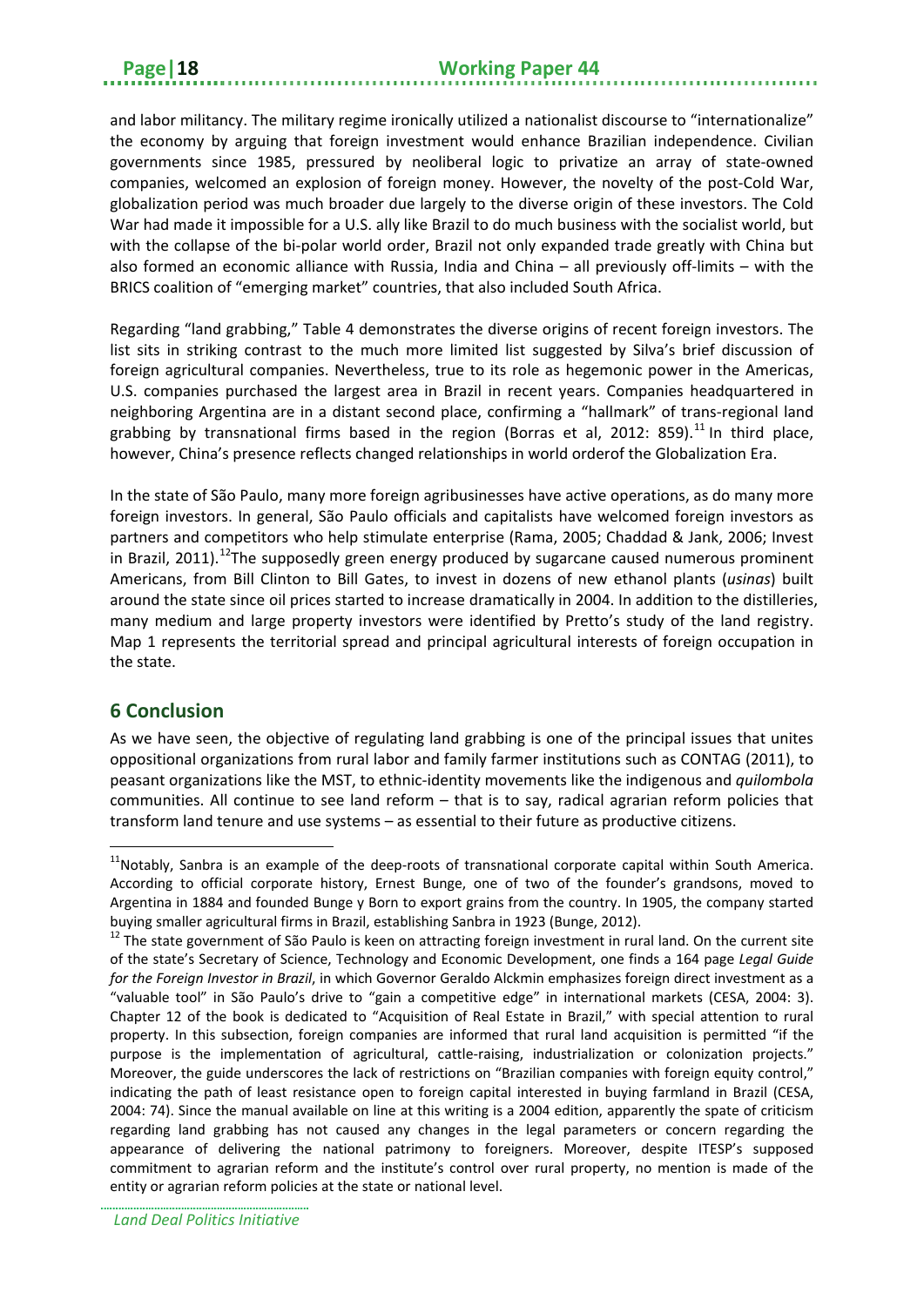and labor militancy. The military regime ironically utilized a nationalist discourse to "internationalize" the economy by arguing that foreign investment would enhance Brazilian independence. Civilian governments since 1985, pressured by neoliberal logic to privatize an array of state-owned companies, welcomed an explosion of foreign money. However, the novelty of the post-Cold War, globalization period was much broader due largely to the diverse origin of these investors. The Cold War had made it impossible for a U.S. ally like Brazil to do much business with the socialist world, but with the collapse of the bi-polar world order, Brazil not only expanded trade greatly with China but also formed an economic alliance with Russia, India and China – all previously off-limits – with the BRICS coalition of "emerging market" countries, that also included South Africa.

Regarding "land grabbing," Table 4 demonstrates the diverse origins of recent foreign investors. The list sits in striking contrast to the much more limited list suggested by Silva's brief discussion of foreign agricultural companies. Nevertheless, true to its role as hegemonic power in the Americas, U.S. companies purchased the largest area in Brazil in recent years. Companies headquartered in neighboring Argentina are in a distant second place, confirming a "hallmark" of trans-regional land grabbing by transnational firms based in the region (Borras et al, 2012: 859).[11] In third place, however, China's presence reflects changed relationships in world orderof the Globalization Era.

In the state of São Paulo, many more foreign agribusinesses have active operations, as do many more foreign investors. In general, São Paulo officials and capitalists have welcomed foreign investors as partners and competitors who help stimulate enterprise (Rama, 2005; Chaddad & Jank, 2006; Invest in Brazil, 2011).[12]The supposedly green energy produced by sugarcane caused numerous prominent Americans, from Bill Clinton to Bill Gates, to invest in dozens of new ethanol plants (*usinas*) built around the state since oil prices started to increase dramatically in 2004. In addition to the distilleries, many medium and large property investors were identified by Pretto's study of the land registry. Map 1 represents the territorial spread and principal agricultural interests of foreign occupation in the state.

## 6 Conclusion

As we have seen, the objective of regulating land grabbing is one of the principal issues that unites oppositional organizations from rural labor and family farmer institutions such as CONTAG (2011), to peasant organizations like the MST, to ethnic-identity movements like the indigenous and *quilombola* communities. All continue to see land reform – that is to say, radical agrarian reform policies that transform land tenure and use systems – as essential to their future as productive citizens.

[11]Notably, Sanbra is an example of the deep-roots of transnational corporate capital within South America. According to official corporate history, Ernest Bunge, one of two of the founder's grandsons, moved to Argentina in 1884 and founded Bunge y Born to export grains from the country. In 1905, the company started buying smaller agricultural firms in Brazil, establishing Sanbra in 1923 (Bunge, 2012).

[12] The state government of São Paulo is keen on attracting foreign investment in rural land. On the current site of the state's Secretary of Science, Technology and Economic Development, one finds a 164 page *Legal Guide for the Foreign Investor in Brazil*, in which Governor Geraldo Alckmin emphasizes foreign direct investment as a "valuable tool" in São Paulo's drive to "gain a competitive edge" in international markets (CESA, 2004: 3). Chapter 12 of the book is dedicated to "Acquisition of Real Estate in Brazil," with special attention to rural property. In this subsection, foreign companies are informed that rural land acquisition is permitted "if the purpose is the implementation of agricultural, cattle-raising, industrialization or colonization projects." Moreover, the guide underscores the lack of restrictions on "Brazilian companies with foreign equity control," indicating the path of least resistance open to foreign capital interested in buying farmland in Brazil (CESA, 2004: 74). Since the manual available on line at this writing is a 2004 edition, apparently the spate of criticism regarding land grabbing has not caused any changes in the legal parameters or concern regarding the appearance of delivering the national patrimony to foreigners. Moreover, despite ITESP's supposed commitment to agrarian reform and the institute's control over rural property, no mention is made of the entity or agrarian reform policies at the state or national level.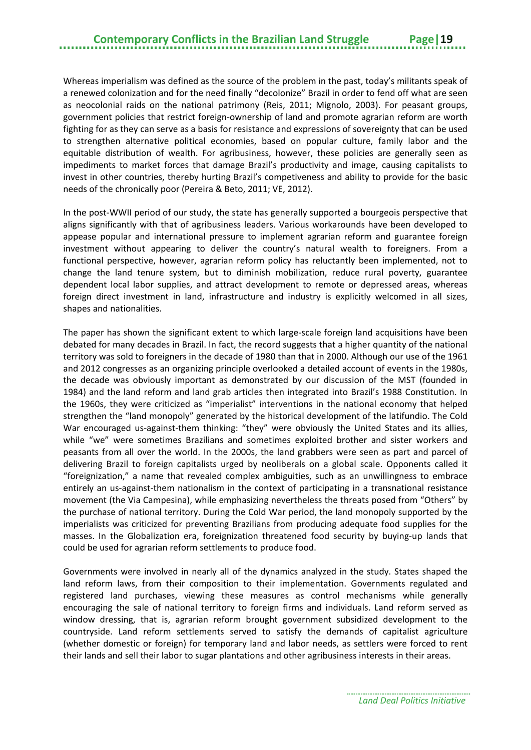Whereas imperialism was defined as the source of the problem in the past, today's militants speak of a renewed colonization and for the need finally "decolonize" Brazil in order to fend off what are seen as neocolonial raids on the national patrimony (Reis, 2011; Mignolo, 2003). For peasant groups, government policies that restrict foreign-ownership of land and promote agrarian reform are worth fighting for as they can serve as a basis for resistance and expressions of sovereignty that can be used to strengthen alternative political economies, based on popular culture, family labor and the equitable distribution of wealth. For agribusiness, however, these policies are generally seen as impediments to market forces that damage Brazil's productivity and image, causing capitalists to invest in other countries, thereby hurting Brazil's competiveness and ability to provide for the basic needs of the chronically poor (Pereira & Beto, 2011; VE, 2012).

In the post-WWII period of our study, the state has generally supported a bourgeois perspective that aligns significantly with that of agribusiness leaders. Various workarounds have been developed to appease popular and international pressure to implement agrarian reform and guarantee foreign investment without appearing to deliver the country's natural wealth to foreigners. From a functional perspective, however, agrarian reform policy has reluctantly been implemented, not to change the land tenure system, but to diminish mobilization, reduce rural poverty, guarantee dependent local labor supplies, and attract development to remote or depressed areas, whereas foreign direct investment in land, infrastructure and industry is explicitly welcomed in all sizes, shapes and nationalities.

The paper has shown the significant extent to which large-scale foreign land acquisitions have been debated for many decades in Brazil. In fact, the record suggests that a higher quantity of the national territory was sold to foreigners in the decade of 1980 than that in 2000. Although our use of the 1961 and 2012 congresses as an organizing principle overlooked a detailed account of events in the 1980s, the decade was obviously important as demonstrated by our discussion of the MST (founded in 1984) and the land reform and land grab articles then integrated into Brazil's 1988 Constitution. In the 1960s, they were criticized as "imperialist" interventions in the national economy that helped strengthen the "land monopoly" generated by the historical development of the latifundio. The Cold War encouraged us-against-them thinking: "they" were obviously the United States and its allies, while "we" were sometimes Brazilians and sometimes exploited brother and sister workers and peasants from all over the world. In the 2000s, the land grabbers were seen as part and parcel of delivering Brazil to foreign capitalists urged by neoliberals on a global scale. Opponents called it "foreignization," a name that revealed complex ambiguities, such as an unwillingness to embrace entirely an us-against-them nationalism in the context of participating in a transnational resistance movement (the Via Campesina), while emphasizing nevertheless the threats posed from "Others" by the purchase of national territory. During the Cold War period, the land monopoly supported by the imperialists was criticized for preventing Brazilians from producing adequate food supplies for the masses. In the Globalization era, foreignization threatened food security by buying-up lands that could be used for agrarian reform settlements to produce food.

Governments were involved in nearly all of the dynamics analyzed in the study. States shaped the land reform laws, from their composition to their implementation. Governments regulated and registered land purchases, viewing these measures as control mechanisms while generally encouraging the sale of national territory to foreign firms and individuals. Land reform served as window dressing, that is, agrarian reform brought government subsidized development to the countryside. Land reform settlements served to satisfy the demands of capitalist agriculture (whether domestic or foreign) for temporary land and labor needs, as settlers were forced to rent their lands and sell their labor to sugar plantations and other agribusiness interests in their areas.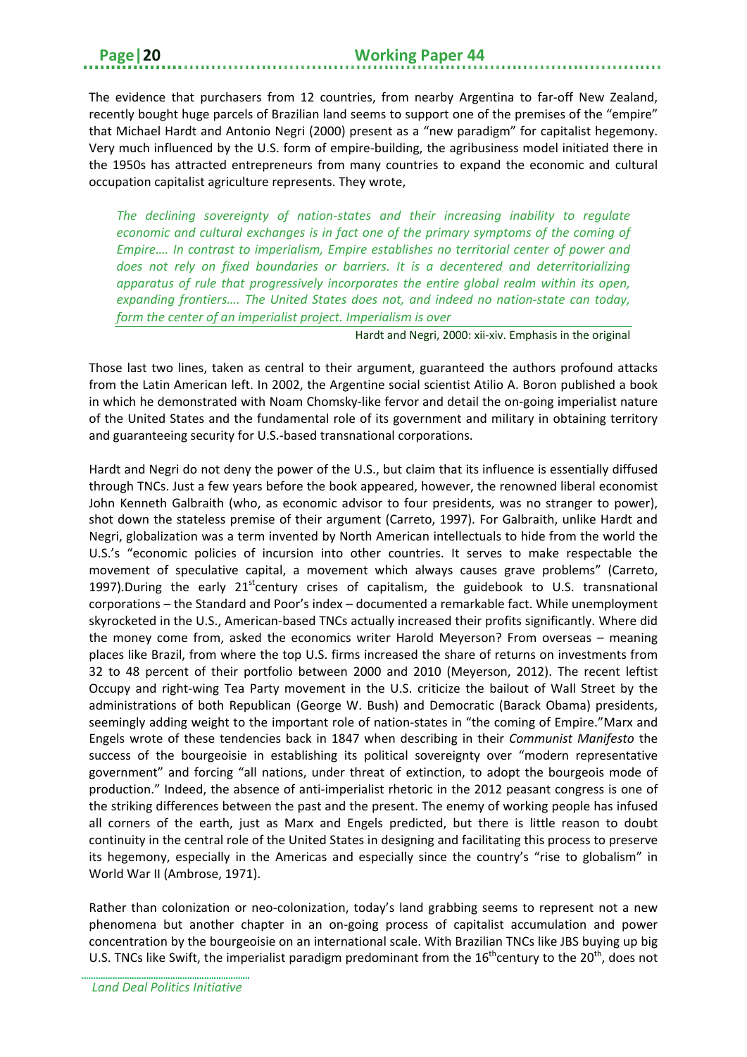The evidence that purchasers from 12 countries, from nearby Argentina to far-off New Zealand, recently bought huge parcels of Brazilian land seems to support one of the premises of the "empire" that Michael Hardt and Antonio Negri (2000) present as a "new paradigm" for capitalist hegemony. Very much influenced by the U.S. form of empire-building, the agribusiness model initiated there in the 1950s has attracted entrepreneurs from many countries to expand the economic and cultural occupation capitalist agriculture represents. They wrote,

> *The declining sovereignty of nation-states and their increasing inability to regulate economic and cultural exchanges is in fact one of the primary symptoms of the coming of Empire…. In contrast to imperialism, Empire establishes no territorial center of power and does not rely on fixed boundaries or barriers. It is a decentered and deterritorializing apparatus of rule that progressively incorporates the entire global realm within its open, expanding frontiers…. The United States does not, and indeed no nation-state can today, form the center of an imperialist project. Imperialism is over*
>
> Hardt and Negri, 2000: xii-xiv. Emphasis in the original

Those last two lines, taken as central to their argument, guaranteed the authors profound attacks from the Latin American left. In 2002, the Argentine social scientist Atilio A. Boron published a book in which he demonstrated with Noam Chomsky-like fervor and detail the on-going imperialist nature of the United States and the fundamental role of its government and military in obtaining territory and guaranteeing security for U.S.-based transnational corporations.

Hardt and Negri do not deny the power of the U.S., but claim that its influence is essentially diffused through TNCs. Just a few years before the book appeared, however, the renowned liberal economist John Kenneth Galbraith (who, as economic advisor to four presidents, was no stranger to power), shot down the stateless premise of their argument (Carreto, 1997). For Galbraith, unlike Hardt and Negri, globalization was a term invented by North American intellectuals to hide from the world the U.S.'s "economic policies of incursion into other countries. It serves to make respectable the movement of speculative capital, a movement which always causes grave problems" (Carreto, 1997).During the early 21st century crises of capitalism, the guidebook to U.S. transnational corporations – the Standard and Poor's index – documented a remarkable fact. While unemployment skyrocketed in the U.S., American-based TNCs actually increased their profits significantly. Where did the money come from, asked the economics writer Harold Meyerson? From overseas – meaning places like Brazil, from where the top U.S. firms increased the share of returns on investments from 32 to 48 percent of their portfolio between 2000 and 2010 (Meyerson, 2012). The recent leftist Occupy and right-wing Tea Party movement in the U.S. criticize the bailout of Wall Street by the administrations of both Republican (George W. Bush) and Democratic (Barack Obama) presidents, seemingly adding weight to the important role of nation-states in "the coming of Empire."Marx and Engels wrote of these tendencies back in 1847 when describing in their *Communist Manifesto* the success of the bourgeoisie in establishing its political sovereignty over "modern representative government" and forcing "all nations, under threat of extinction, to adopt the bourgeois mode of production." Indeed, the absence of anti-imperialist rhetoric in the 2012 peasant congress is one of the striking differences between the past and the present. The enemy of working people has infused all corners of the earth, just as Marx and Engels predicted, but there is little reason to doubt continuity in the central role of the United States in designing and facilitating this process to preserve its hegemony, especially in the Americas and especially since the country's "rise to globalism" in World War II (Ambrose, 1971).

Rather than colonization or neo-colonization, today's land grabbing seems to represent not a new phenomena but another chapter in an on-going process of capitalist accumulation and power concentration by the bourgeoisie on an international scale. With Brazilian TNCs like JBS buying up big U.S. TNCs like Swift, the imperialist paradigm predominant from the 16th century to the 20th, does not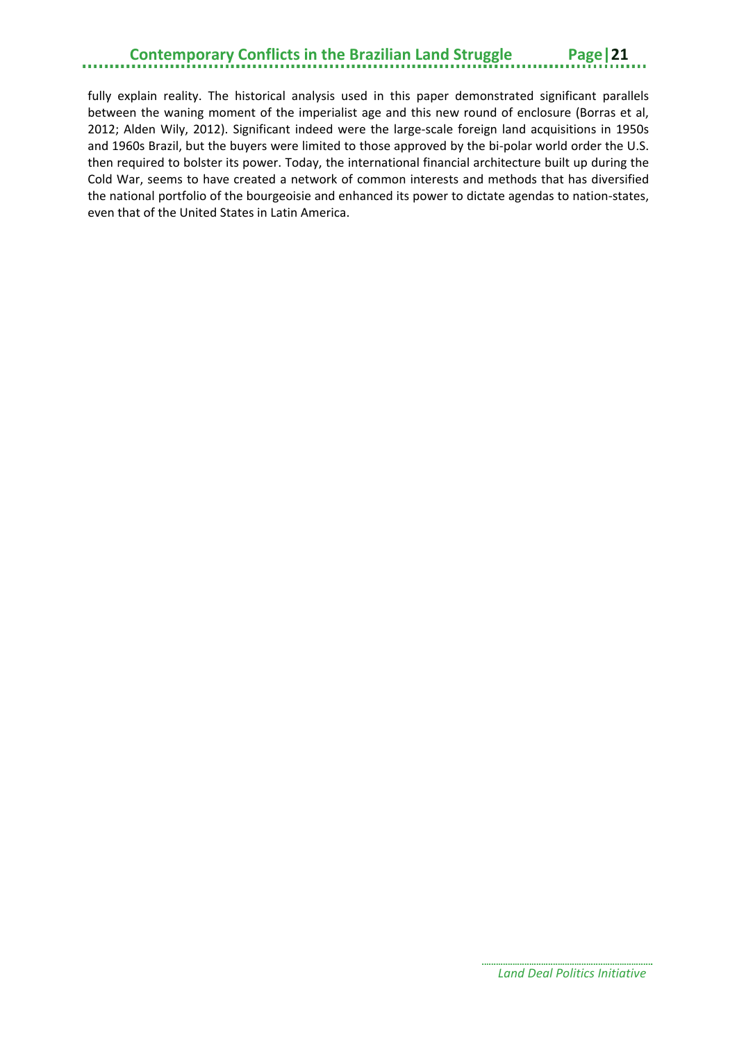fully explain reality. The historical analysis used in this paper demonstrated significant parallels between the waning moment of the imperialist age and this new round of enclosure (Borras et al, 2012; Alden Wily, 2012). Significant indeed were the large-scale foreign land acquisitions in 1950s and 1960s Brazil, but the buyers were limited to those approved by the bi-polar world order the U.S. then required to bolster its power. Today, the international financial architecture built up during the Cold War, seems to have created a network of common interests and methods that has diversified the national portfolio of the bourgeoisie and enhanced its power to dictate agendas to nation-states, even that of the United States in Latin America.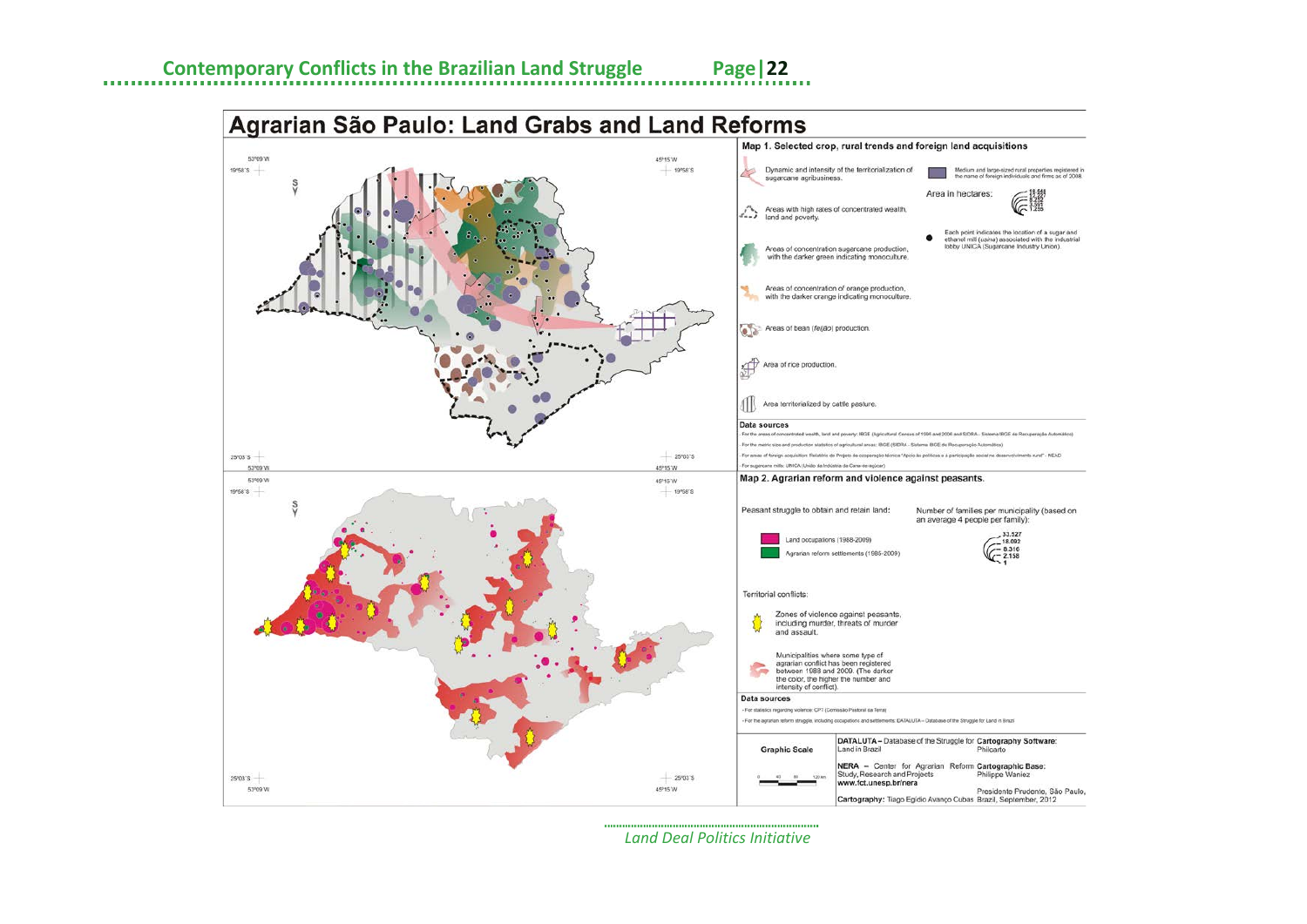# Agrarian São Paulo: Land Grabs and Land Reforms

## Map 1. Selected crop, rural trends and foreign land acquisitions

53°09'W 19°58'S 45°15'W 19°58'S 25°03'S 53°09'W 25°03'S 45°15'W

Dynamic and intensity of the territorialization of sugarcane agribusiness.

Areas with high rates of concentrated wealth, land and poverty.

Areas of concentration sugarcane production, with the darker green indicating monoculture.

Areas of concentration of orange production, with the darker orange indicating monoculture.

Areas of bean (*feijão*) production.

Area of rice production.

Area territorialized by cattle pasture.

Medium and large-sized rural properties registered in the name of foreign individuals and firms as of 2008.

Area in hectares:

18.644
12.227
8.252
3.591
1.255

Each point indicates the location of a sugar and ethanol mill (*usina*) associated with the industrial lobby UNICA (Sugarcane Industry Union).

**Data sources**

- For the areas of concentrated wealth, land and poverty: IBGE (Agricultural Census of 1996 and 2006 and SIDRA – Sistema IBGE de Recuperação Automática)
- For the metric size and production statistics of agricultural areas: IBGE (SIDRA – Sistema IBGE de Recuperação Automática)
- For areas of foreign acquisition: Relatório do Projeto de cooperação técnica "Apoio às políticas e à participação social no desenvolvimento rural" - NEAD
- For sugarcane mills: UNICA (União da Indústria de Cana-de-açúcar)

## Map 2. Agrarian reform and violence against peasants.

53°09'W 19°58'S 45°15'W 19°58'S 25°03'S 53°09'W 25°03'S 45°15'W

Peasant struggle to obtain and retain land:

- Land occupations (1988-2009)
- Agrarian reform settlements (1985-2009)

Number of families per municipality (based on an average 4 people per family):

33.527
18.092
8.316
2.158
1

Territorial conflicts:

Zones of violence against peasants, including murder, threats of murder and assault.

Municipalities where some type of agrarian conflict has been registered between 1988 and 2009. (The darker the color, the higher the number and intensity of conflict).

**Data sources**

- For statistics regarding violence: CPT (Comissão Pastoral da Terra)
- For the agrarian reform struggle, including occupations and settlements: DATALUTA – Database of the Struggle for Land in Brazil

**Graphic Scale**

0 40 80 120 km

**DATALUTA** – Database of the Struggle for Land in Brazil

**NERA** – Center for Agrarian Reform Study, Research and Projects
**www.fct.unesp.br/nera**

**Cartography:** Tiago Egídio Avanço Cubas

**Cartography Software:** Philcarto

**Cartographic Base:** Philippe Waniez

Presidente Prudente, São Paulo, Brazil, September, 2012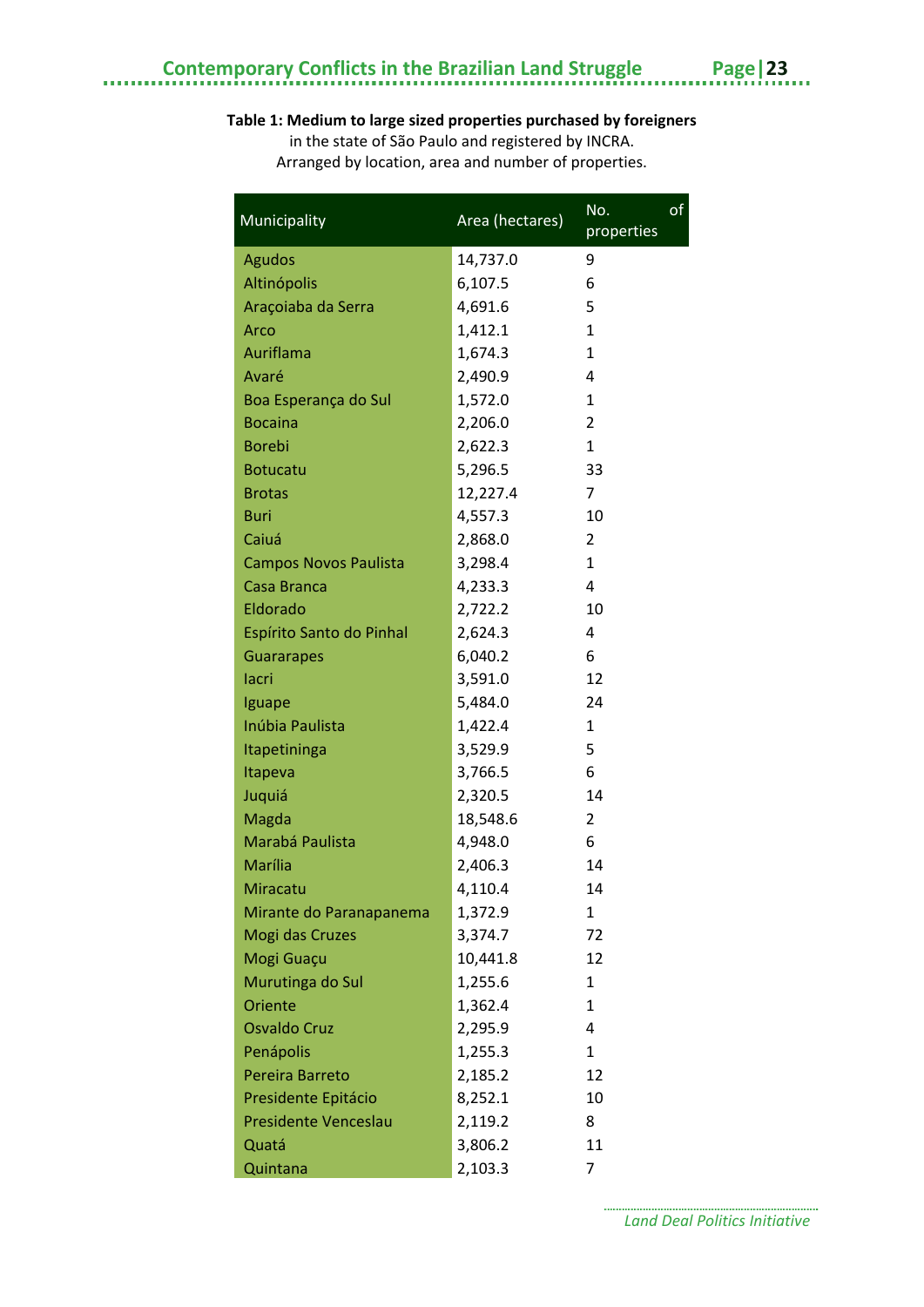**Table 1: Medium to large sized properties purchased by foreigners** in the state of São Paulo and registered by INCRA. Arranged by location, area and number of properties.

| Municipality | Area (hectares) | No. of properties |
|---|---|---|
| Agudos | 14,737.0 | 9 |
| Altinópolis | 6,107.5 | 6 |
| Araçoiaba da Serra | 4,691.6 | 5 |
| Arco | 1,412.1 | 1 |
| Auriflama | 1,674.3 | 1 |
| Avaré | 2,490.9 | 4 |
| Boa Esperança do Sul | 1,572.0 | 1 |
| Bocaina | 2,206.0 | 2 |
| Borebi | 2,622.3 | 1 |
| Botucatu | 5,296.5 | 33 |
| Brotas | 12,227.4 | 7 |
| Buri | 4,557.3 | 10 |
| Caiuá | 2,868.0 | 2 |
| Campos Novos Paulista | 3,298.4 | 1 |
| Casa Branca | 4,233.3 | 4 |
| Eldorado | 2,722.2 | 10 |
| Espírito Santo do Pinhal | 2,624.3 | 4 |
| Guararapes | 6,040.2 | 6 |
| Iacri | 3,591.0 | 12 |
| Iguape | 5,484.0 | 24 |
| Inúbia Paulista | 1,422.4 | 1 |
| Itapetininga | 3,529.9 | 5 |
| Itapeva | 3,766.5 | 6 |
| Juquiá | 2,320.5 | 14 |
| Magda | 18,548.6 | 2 |
| Marabá Paulista | 4,948.0 | 6 |
| Marília | 2,406.3 | 14 |
| Miracatu | 4,110.4 | 14 |
| Mirante do Paranapanema | 1,372.9 | 1 |
| Mogi das Cruzes | 3,374.7 | 72 |
| Mogi Guaçu | 10,441.8 | 12 |
| Murutinga do Sul | 1,255.6 | 1 |
| Oriente | 1,362.4 | 1 |
| Osvaldo Cruz | 2,295.9 | 4 |
| Penápolis | 1,255.3 | 1 |
| Pereira Barreto | 2,185.2 | 12 |
| Presidente Epitácio | 8,252.1 | 10 |
| Presidente Venceslau | 2,119.2 | 8 |
| Quatá | 3,806.2 | 11 |
| Quintana | 2,103.3 | 7 |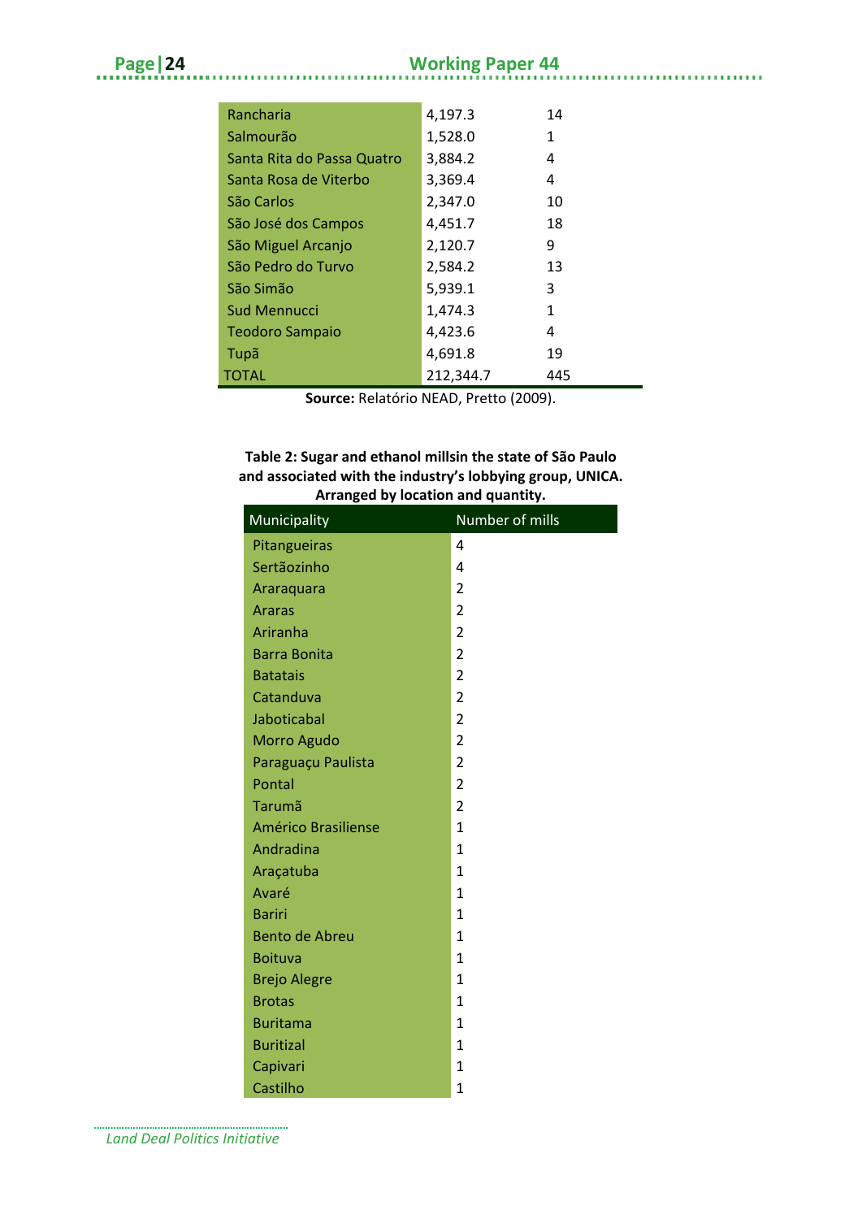| | | |
|---|---|---|
| Rancharia | 4,197.3 | 14 |
| Salmourão | 1,528.0 | 1 |
| Santa Rita do Passa Quatro | 3,884.2 | 4 |
| Santa Rosa de Viterbo | 3,369.4 | 4 |
| São Carlos | 2,347.0 | 10 |
| São José dos Campos | 4,451.7 | 18 |
| São Miguel Arcanjo | 2,120.7 | 9 |
| São Pedro do Turvo | 2,584.2 | 13 |
| São Simão | 5,939.1 | 3 |
| Sud Mennucci | 1,474.3 | 1 |
| Teodoro Sampaio | 4,423.6 | 4 |
| Tupã | 4,691.8 | 19 |
| TOTAL | 212,344.7 | 445 |

**Source:** Relatório NEAD, Pretto (2009).

**Table 2: Sugar and ethanol millsin the state of São Paulo and associated with the industry's lobbying group, UNICA. Arranged by location and quantity.**

| Municipality | Number of mills |
|---|---|
| Pitangueiras | 4 |
| Sertãozinho | 4 |
| Araraquara | 2 |
| Araras | 2 |
| Ariranha | 2 |
| Barra Bonita | 2 |
| Batatais | 2 |
| Catanduva | 2 |
| Jaboticabal | 2 |
| Morro Agudo | 2 |
| Paraguaçu Paulista | 2 |
| Pontal | 2 |
| Tarumã | 2 |
| Américo Brasiliense | 1 |
| Andradina | 1 |
| Araçatuba | 1 |
| Avaré | 1 |
| Bariri | 1 |
| Bento de Abreu | 1 |
| Boituva | 1 |
| Brejo Alegre | 1 |
| Brotas | 1 |
| Buritama | 1 |
| Buritizal | 1 |
| Capivari | 1 |
| Castilho | 1 |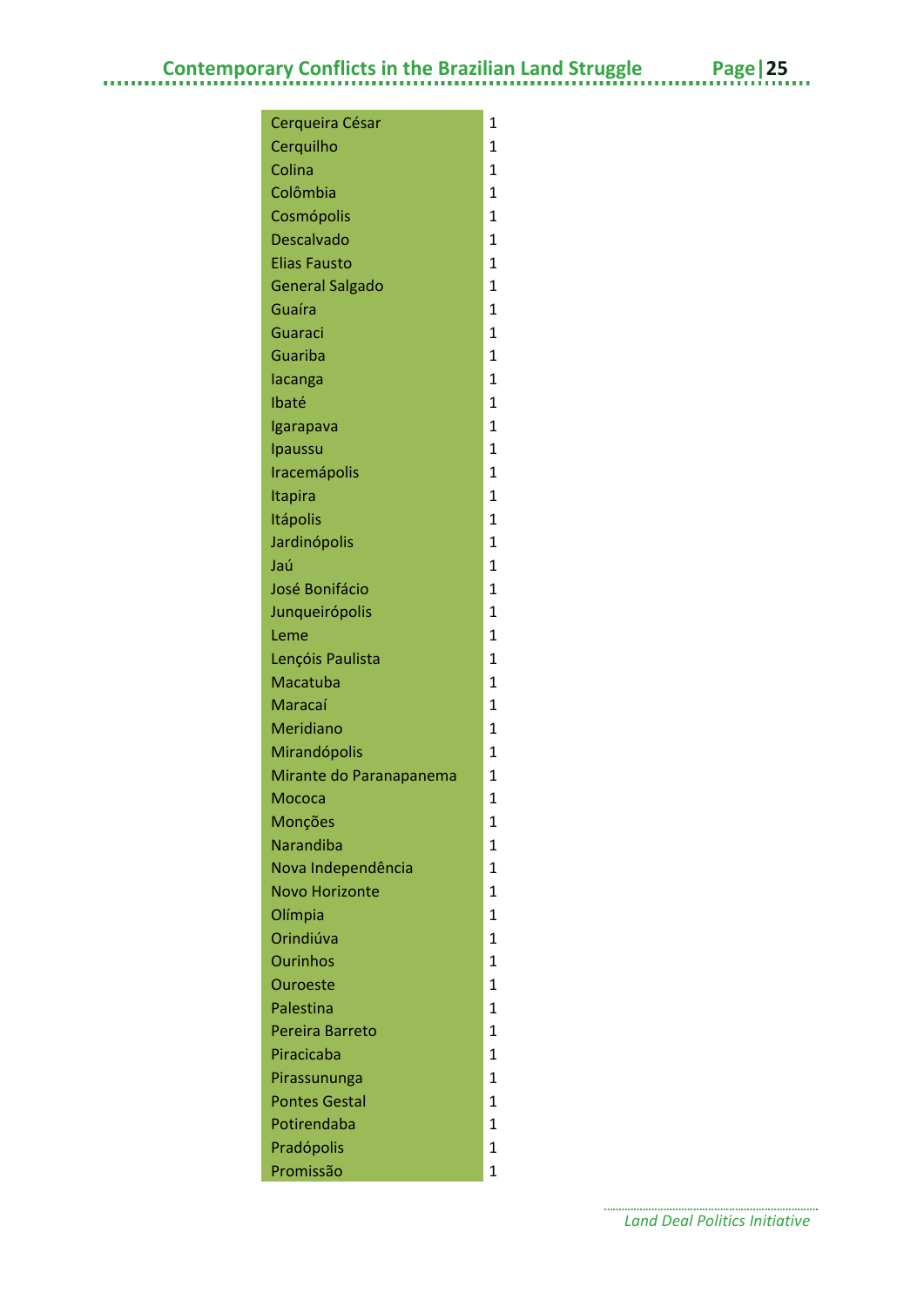| | |
|---|---|
| Cerqueira César | 1 |
| Cerquilho | 1 |
| Colina | 1 |
| Colômbia | 1 |
| Cosmópolis | 1 |
| Descalvado | 1 |
| Elias Fausto | 1 |
| General Salgado | 1 |
| Guaíra | 1 |
| Guaraci | 1 |
| Guariba | 1 |
| Iacanga | 1 |
| Ibaté | 1 |
| Igarapava | 1 |
| Ipaussu | 1 |
| Iracemápolis | 1 |
| Itapira | 1 |
| Itápolis | 1 |
| Jardinópolis | 1 |
| Jaú | 1 |
| José Bonifácio | 1 |
| Junqueirópolis | 1 |
| Leme | 1 |
| Lençóis Paulista | 1 |
| Macatuba | 1 |
| Maracaí | 1 |
| Meridiano | 1 |
| Mirandópolis | 1 |
| Mirante do Paranapanema | 1 |
| Mococa | 1 |
| Monções | 1 |
| Narandiba | 1 |
| Nova Independência | 1 |
| Novo Horizonte | 1 |
| Olímpia | 1 |
| Orindiúva | 1 |
| Ourinhos | 1 |
| Ouroeste | 1 |
| Palestina | 1 |
| Pereira Barreto | 1 |
| Piracicaba | 1 |
| Pirassununga | 1 |
| Pontes Gestal | 1 |
| Potirendaba | 1 |
| Pradópolis | 1 |
| Promissão | 1 |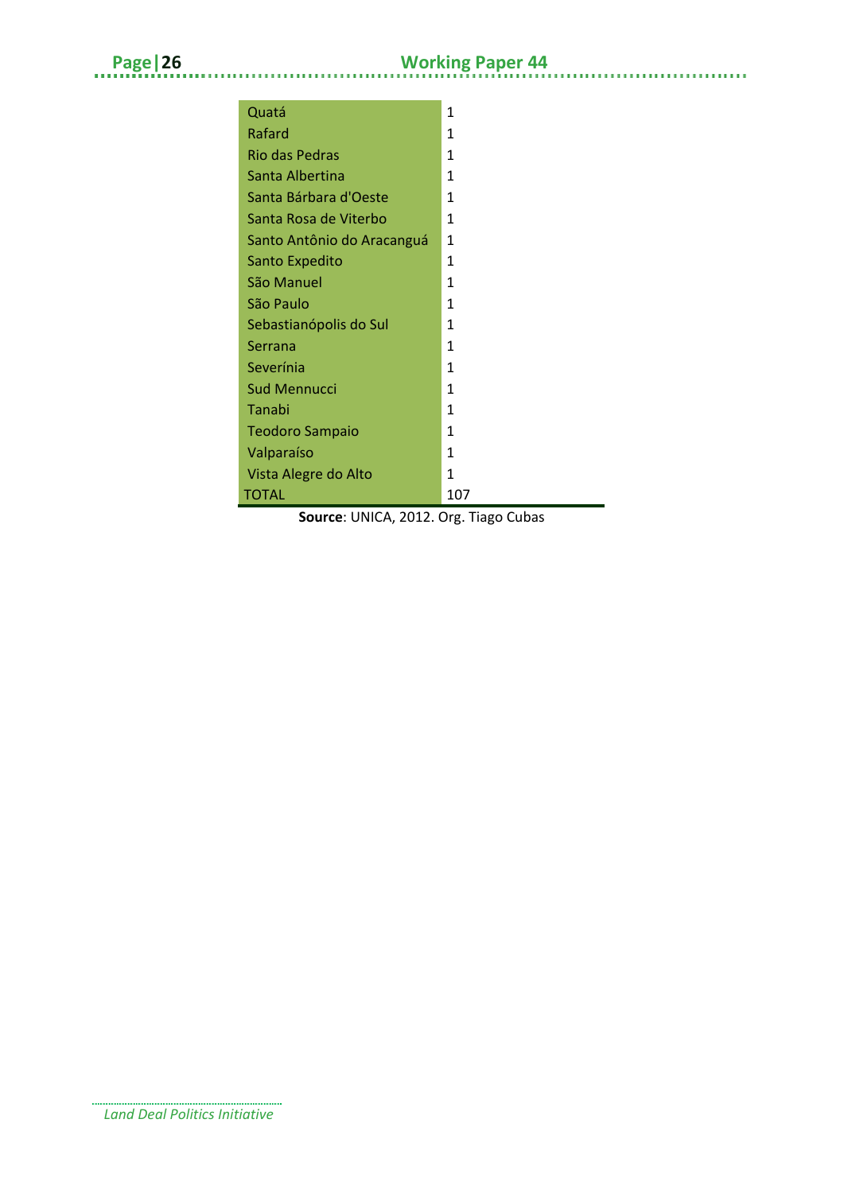| | |
|---|---|
| Quatá | 1 |
| Rafard | 1 |
| Rio das Pedras | 1 |
| Santa Albertina | 1 |
| Santa Bárbara d'Oeste | 1 |
| Santa Rosa de Viterbo | 1 |
| Santo Antônio do Aracanguá | 1 |
| Santo Expedito | 1 |
| São Manuel | 1 |
| São Paulo | 1 |
| Sebastianópolis do Sul | 1 |
| Serrana | 1 |
| Severínia | 1 |
| Sud Mennucci | 1 |
| Tanabi | 1 |
| Teodoro Sampaio | 1 |
| Valparaíso | 1 |
| Vista Alegre do Alto | 1 |
| TOTAL | 107 |

**Source**: UNICA, 2012. Org. Tiago Cubas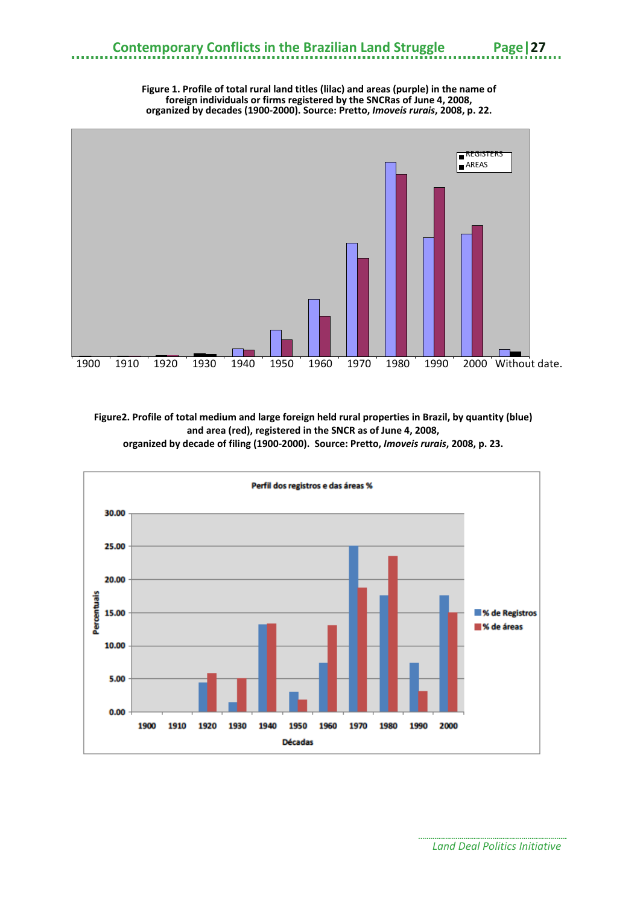**Figure 1. Profile of total rural land titles (lilac) and areas (purple) in the name of foreign individuals or firms registered by the SNCRas of June 4, 2008, organized by decades (1900-2000). Source: Pretto, *Imoveis rurais*, 2008, p. 22.**

**Figure2. Profile of total medium and large foreign held rural properties in Brazil, by quantity (blue) and area (red), registered in the SNCR as of June 4, 2008, organized by decade of filing (1900-2000). Source: Pretto, *Imoveis rurais*, 2008, p. 23.**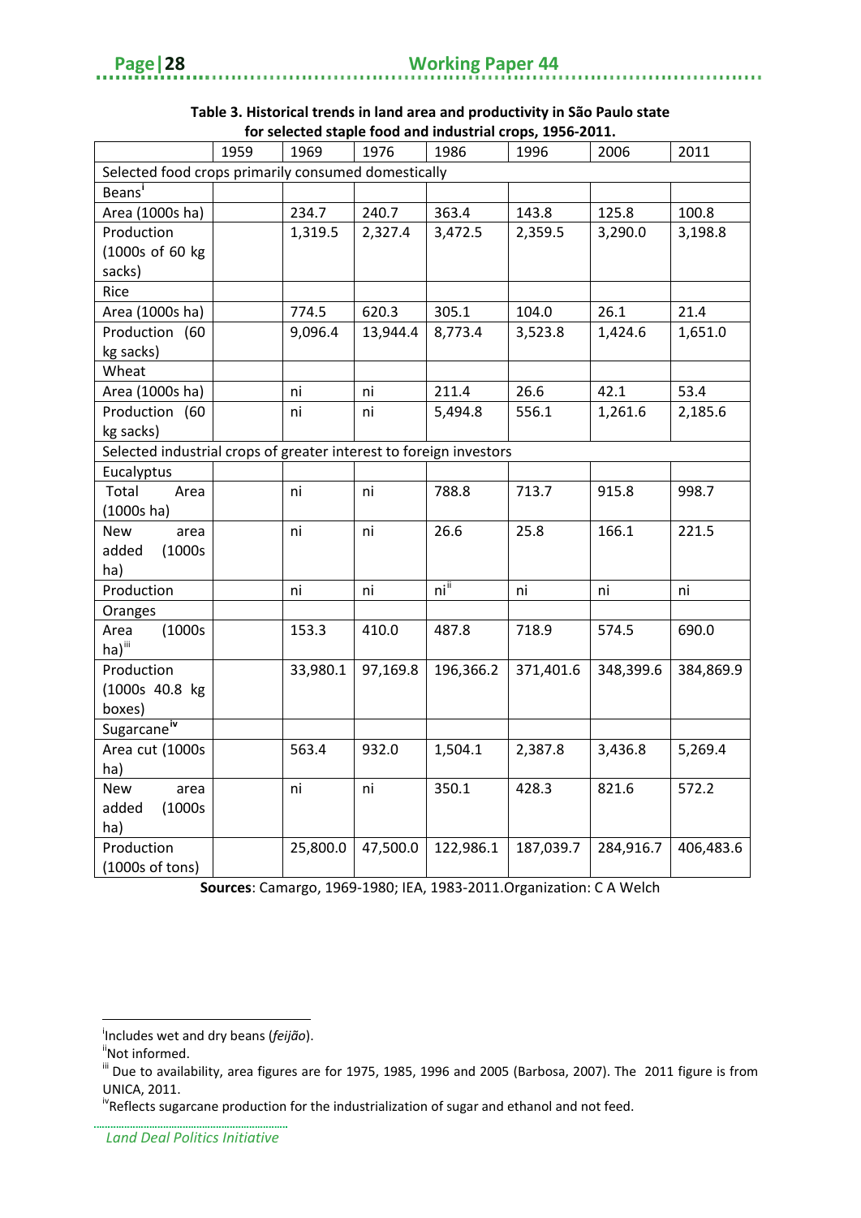**Table 3. Historical trends in land area and productivity in São Paulo state for selected staple food and industrial crops, 1956-2011.**

| | 1959 | 1969 | 1976 | 1986 | 1996 | 2006 | 2011 |
|---|---|---|---|---|---|---|---|
| Selected food crops primarily consumed domestically | | | | | | | |
| Beans[i] | | | | | | | |
| Area (1000s ha) | | 234.7 | 240.7 | 363.4 | 143.8 | 125.8 | 100.8 |
| Production (1000s of 60 kg sacks) | | 1,319.5 | 2,327.4 | 3,472.5 | 2,359.5 | 3,290.0 | 3,198.8 |
| Rice | | | | | | | |
| Area (1000s ha) | | 774.5 | 620.3 | 305.1 | 104.0 | 26.1 | 21.4 |
| Production (60 kg sacks) | | 9,096.4 | 13,944.4 | 8,773.4 | 3,523.8 | 1,424.6 | 1,651.0 |
| Wheat | | | | | | | |
| Area (1000s ha) | | ni | ni | 211.4 | 26.6 | 42.1 | 53.4 |
| Production (60 kg sacks) | | ni | ni | 5,494.8 | 556.1 | 1,261.6 | 2,185.6 |
| Selected industrial crops of greater interest to foreign investors | | | | | | | |
| Eucalyptus | | | | | | | |
| Total Area (1000s ha) | | ni | ni | 788.8 | 713.7 | 915.8 | 998.7 |
| New area added (1000s ha) | | ni | ni | 26.6 | 25.8 | 166.1 | 221.5 |
| Production | | ni | ni | ni[ii] | ni | ni | ni |
| Oranges | | | | | | | |
| Area (1000s ha)[iii] | | 153.3 | 410.0 | 487.8 | 718.9 | 574.5 | 690.0 |
| Production (1000s 40.8 kg boxes) | | 33,980.1 | 97,169.8 | 196,366.2 | 371,401.6 | 348,399.6 | 384,869.9 |
| Sugarcane[iv] | | | | | | | |
| Area cut (1000s ha) | | 563.4 | 932.0 | 1,504.1 | 2,387.8 | 3,436.8 | 5,269.4 |
| New area added (1000s ha) | | ni | ni | 350.1 | 428.3 | 821.6 | 572.2 |
| Production (1000s of tons) | | 25,800.0 | 47,500.0 | 122,986.1 | 187,039.7 | 284,916.7 | 406,483.6 |

**Sources**: Camargo, 1969-1980; IEA, 1983-2011.Organization: C A Welch

[i] Includes wet and dry beans (*feijão*).

[ii] Not informed.

[iii] Due to availability, area figures are for 1975, 1985, 1996 and 2005 (Barbosa, 2007). The 2011 figure is from UNICA, 2011.

[iv] Reflects sugarcane production for the industrialization of sugar and ethanol and not feed.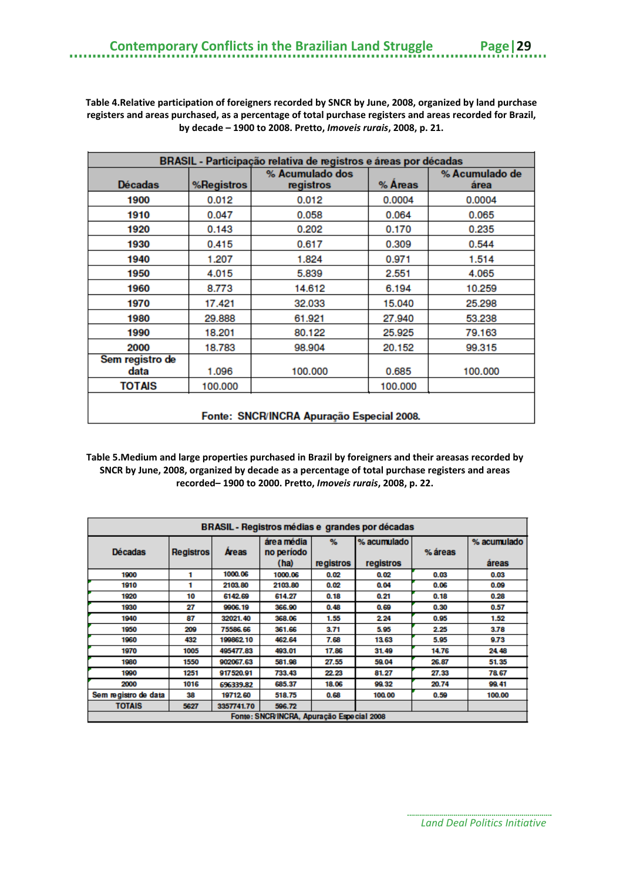**Table 4.Relative participation of foreigners recorded by SNCR by June, 2008, organized by land purchase registers and areas purchased, as a percentage of total purchase registers and areas recorded for Brazil, by decade – 1900 to 2008. Pretto, *Imoveis rurais*, 2008, p. 21.**

| BRASIL - Participação relativa de registros e áreas por décadas | | | | |
|---|---|---|---|---|
| Décadas | %Registros | % Acumulado dos registros | % Áreas | % Acumulado de área |
| 1900 | 0.012 | 0.012 | 0.0004 | 0.0004 |
| 1910 | 0.047 | 0.058 | 0.064 | 0.065 |
| 1920 | 0.143 | 0.202 | 0.170 | 0.235 |
| 1930 | 0.415 | 0.617 | 0.309 | 0.544 |
| 1940 | 1.207 | 1.824 | 0.971 | 1.514 |
| 1950 | 4.015 | 5.839 | 2.551 | 4.065 |
| 1960 | 8.773 | 14.612 | 6.194 | 10.259 |
| 1970 | 17.421 | 32.033 | 15.040 | 25.298 |
| 1980 | 29.888 | 61.921 | 27.940 | 53.238 |
| 1990 | 18.201 | 80.122 | 25.925 | 79.163 |
| 2000 | 18.783 | 98.904 | 20.152 | 99.315 |
| Sem registro de data | 1.096 | 100.000 | 0.685 | 100.000 |
| TOTAIS | 100.000 | | 100.000 | |
| Fonte: SNCR/INCRA Apuração Especial 2008. | | | | |

**Table 5.Medium and large properties purchased in Brazil by foreigners and their areasas recorded by SNCR by June, 2008, organized by decade as a percentage of total purchase registers and areas recorded– 1900 to 2000. Pretto, *Imoveis rurais*, 2008, p. 22.**

| BRASIL - Registros médias e grandes por décadas | | | | | | | |
|---|---|---|---|---|---|---|---|
| Décadas | Registros | Áreas | área média no período (ha) | % registros | % acumulado registros | % áreas | % acumulado áreas |
| 1900 | 1 | 1000.06 | 1000.06 | 0.02 | 0.02 | 0.03 | 0.03 |
| 1910 | 1 | 2103.80 | 2103.80 | 0.02 | 0.04 | 0.06 | 0.09 |
| 1920 | 10 | 6142.69 | 614.27 | 0.18 | 0.21 | 0.18 | 0.28 |
| 1930 | 27 | 9906.19 | 366.90 | 0.48 | 0.69 | 0.30 | 0.57 |
| 1940 | 87 | 32021.40 | 368.06 | 1.55 | 2.24 | 0.95 | 1.52 |
| 1950 | 209 | 75586.66 | 361.66 | 3.71 | 5.95 | 2.25 | 3.78 |
| 1960 | 432 | 199862.10 | 462.64 | 7.68 | 13.63 | 5.95 | 9.73 |
| 1970 | 1005 | 495477.83 | 493.01 | 17.86 | 31.49 | 14.76 | 24.48 |
| 1980 | 1550 | 902067.63 | 581.98 | 27.55 | 59.04 | 26.87 | 51.35 |
| 1990 | 1251 | 917520.91 | 733.43 | 22.23 | 81.27 | 27.33 | 78.67 |
| 2000 | 1016 | 696339.82 | 685.37 | 18.06 | 99.32 | 20.74 | 99.41 |
| Sem registro de data | 38 | 19712.60 | 518.75 | 0.68 | 100.00 | 0.59 | 100.00 |
| TOTAIS | 5627 | 3357741.70 | 596.72 | | | | |
| Fonte: SNCR/INCRA, Apuração Especial 2008 | | | | | | | |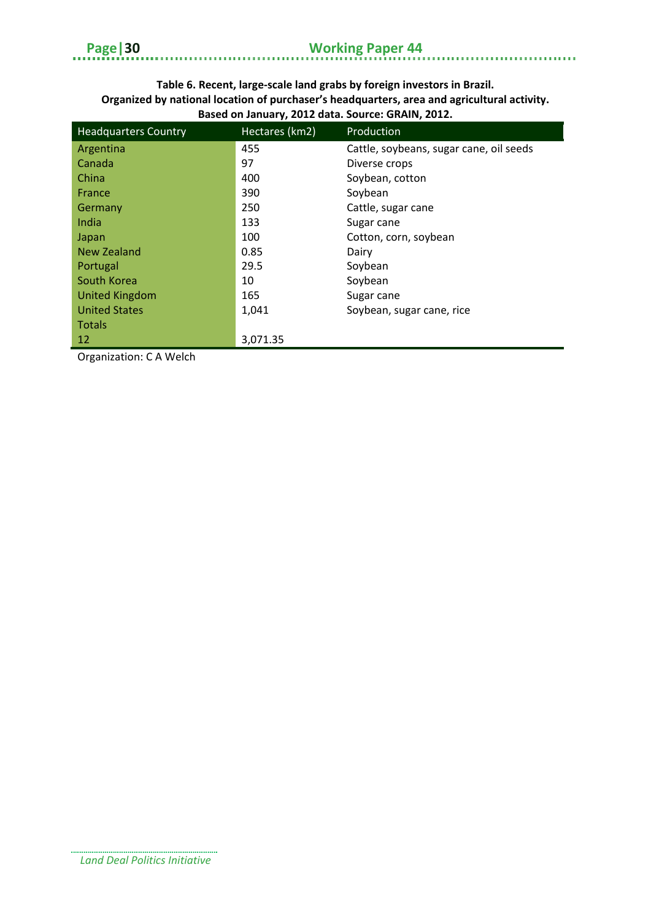**Table 6. Recent, large-scale land grabs by foreign investors in Brazil. Organized by national location of purchaser's headquarters, area and agricultural activity. Based on January, 2012 data. Source: GRAIN, 2012.**

| Headquarters Country | Hectares (km2) | Production |
|---|---|---|
| Argentina | 455 | Cattle, soybeans, sugar cane, oil seeds |
| Canada | 97 | Diverse crops |
| China | 400 | Soybean, cotton |
| France | 390 | Soybean |
| Germany | 250 | Cattle, sugar cane |
| India | 133 | Sugar cane |
| Japan | 100 | Cotton, corn, soybean |
| New Zealand | 0.85 | Dairy |
| Portugal | 29.5 | Soybean |
| South Korea | 10 | Soybean |
| United Kingdom | 165 | Sugar cane |
| United States | 1,041 | Soybean, sugar cane, rice |
| Totals | | |
| 12 | 3,071.35 | |

Organization: C A Welch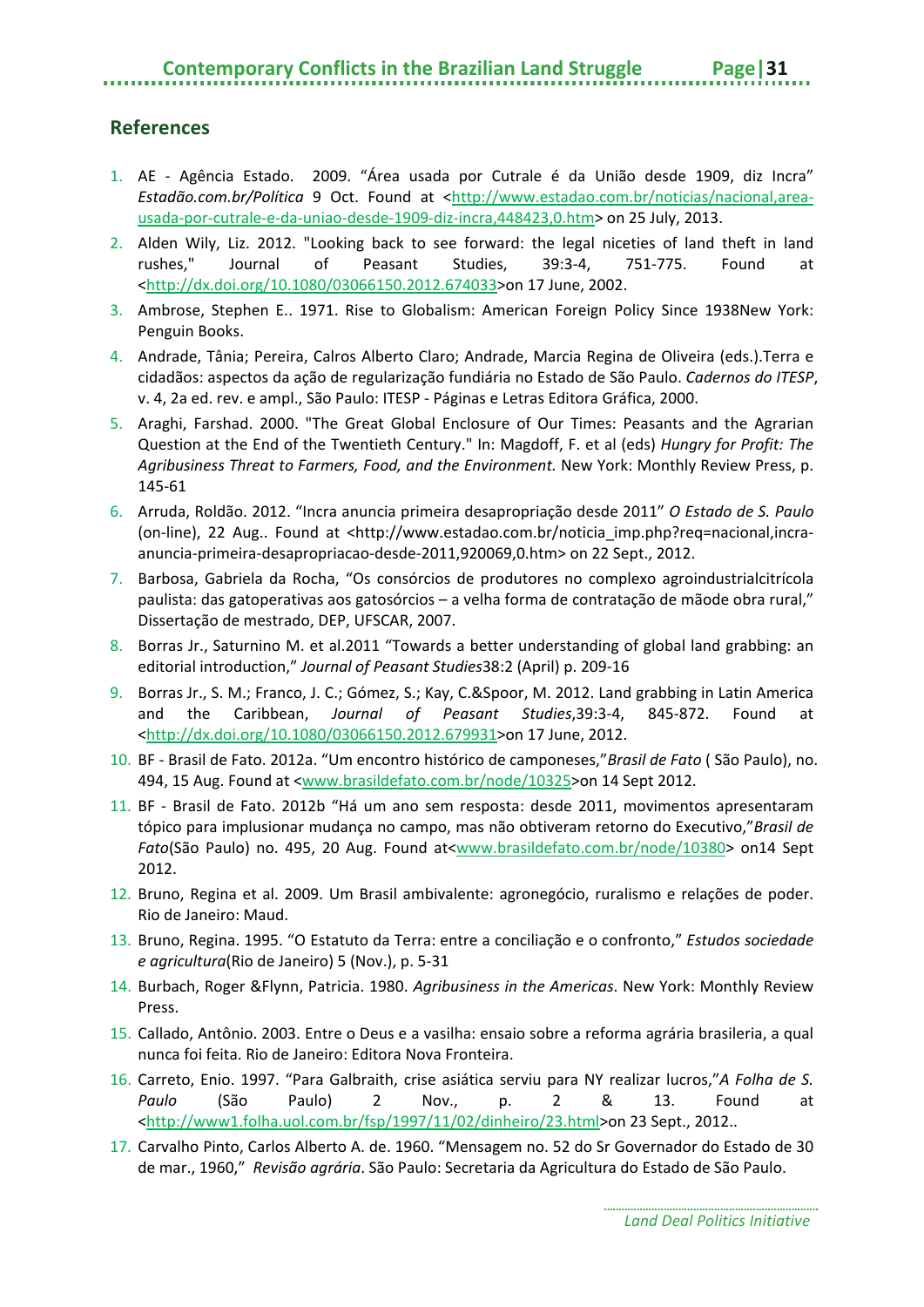## References

1. AE - Agência Estado. 2009. "Área usada por Cutrale é da União desde 1909, diz Incra" *Estadão.com.br/Política* 9 Oct. Found at <http://www.estadao.com.br/noticias/nacional,area-usada-por-cutrale-e-da-uniao-desde-1909-diz-incra,448423,0.htm> on 25 July, 2013.
2. Alden Wily, Liz. 2012. "Looking back to see forward: the legal niceties of land theft in land rushes," Journal of Peasant Studies, 39:3-4, 751-775. Found at <http://dx.doi.org/10.1080/03066150.2012.674033>on 17 June, 2002.
3. Ambrose, Stephen E.. 1971. Rise to Globalism: American Foreign Policy Since 1938New York: Penguin Books.
4. Andrade, Tânia; Pereira, Calros Alberto Claro; Andrade, Marcia Regina de Oliveira (eds.).Terra e cidadãos: aspectos da ação de regularização fundiária no Estado de São Paulo. *Cadernos do ITESP*, v. 4, 2a ed. rev. e ampl., São Paulo: ITESP - Páginas e Letras Editora Gráfica, 2000.
5. Araghi, Farshad. 2000. "The Great Global Enclosure of Our Times: Peasants and the Agrarian Question at the End of the Twentieth Century." In: Magdoff, F. et al (eds) *Hungry for Profit: The Agribusiness Threat to Farmers, Food, and the Environment.* New York: Monthly Review Press, p. 145-61
6. Arruda, Roldão. 2012. "Incra anuncia primeira desapropriação desde 2011" *O Estado de S. Paulo* (on-line), 22 Aug.. Found at <http://www.estadao.com.br/noticia_imp.php?req=nacional,incra-anuncia-primeira-desapropriacao-desde-2011,920069,0.htm> on 22 Sept., 2012.
7. Barbosa, Gabriela da Rocha, "Os consórcios de produtores no complexo agroindustrialcitrícola paulista: das gatoperativas aos gatosórcios – a velha forma de contratação de mãode obra rural," Dissertação de mestrado, DEP, UFSCAR, 2007.
8. Borras Jr., Saturnino M. et al.2011 "Towards a better understanding of global land grabbing: an editorial introduction," *Journal of Peasant Studies*38:2 (April) p. 209-16
9. Borras Jr., S. M.; Franco, J. C.; Gómez, S.; Kay, C.&Spoor, M. 2012. Land grabbing in Latin America and the Caribbean, *Journal of Peasant Studies*,39:3-4, 845-872. Found at <http://dx.doi.org/10.1080/03066150.2012.679931>on 17 June, 2012.
10. BF - Brasil de Fato. 2012a. "Um encontro histórico de camponeses,"*Brasil de Fato* ( São Paulo), no. 494, 15 Aug. Found at <www.brasildefato.com.br/node/10325>on 14 Sept 2012.
11. BF - Brasil de Fato. 2012b "Há um ano sem resposta: desde 2011, movimentos apresentaram tópico para implusionar mudança no campo, mas não obtiveram retorno do Executivo,"*Brasil de Fato*(São Paulo) no. 495, 20 Aug. Found at<www.brasildefato.com.br/node/10380> on14 Sept 2012.
12. Bruno, Regina et al. 2009. Um Brasil ambivalente: agronegócio, ruralismo e relações de poder. Rio de Janeiro: Maud.
13. Bruno, Regina. 1995. "O Estatuto da Terra: entre a conciliação e o confronto," *Estudos sociedade e agricultura*(Rio de Janeiro) 5 (Nov.), p. 5-31
14. Burbach, Roger &Flynn, Patricia. 1980. *Agribusiness in the Americas*. New York: Monthly Review Press.
15. Callado, Antônio. 2003. Entre o Deus e a vasilha: ensaio sobre a reforma agrária brasileria, a qual nunca foi feita. Rio de Janeiro: Editora Nova Fronteira.
16. Carreto, Enio. 1997. "Para Galbraith, crise asiática serviu para NY realizar lucros,"*A Folha de S. Paulo* (São Paulo) 2 Nov., p. 2 & 13. Found at <http://www1.folha.uol.com.br/fsp/1997/11/02/dinheiro/23.html>on 23 Sept., 2012..
17. Carvalho Pinto, Carlos Alberto A. de. 1960. "Mensagem no. 52 do Sr Governador do Estado de 30 de mar., 1960," *Revisão agrária*. São Paulo: Secretaria da Agricultura do Estado de São Paulo.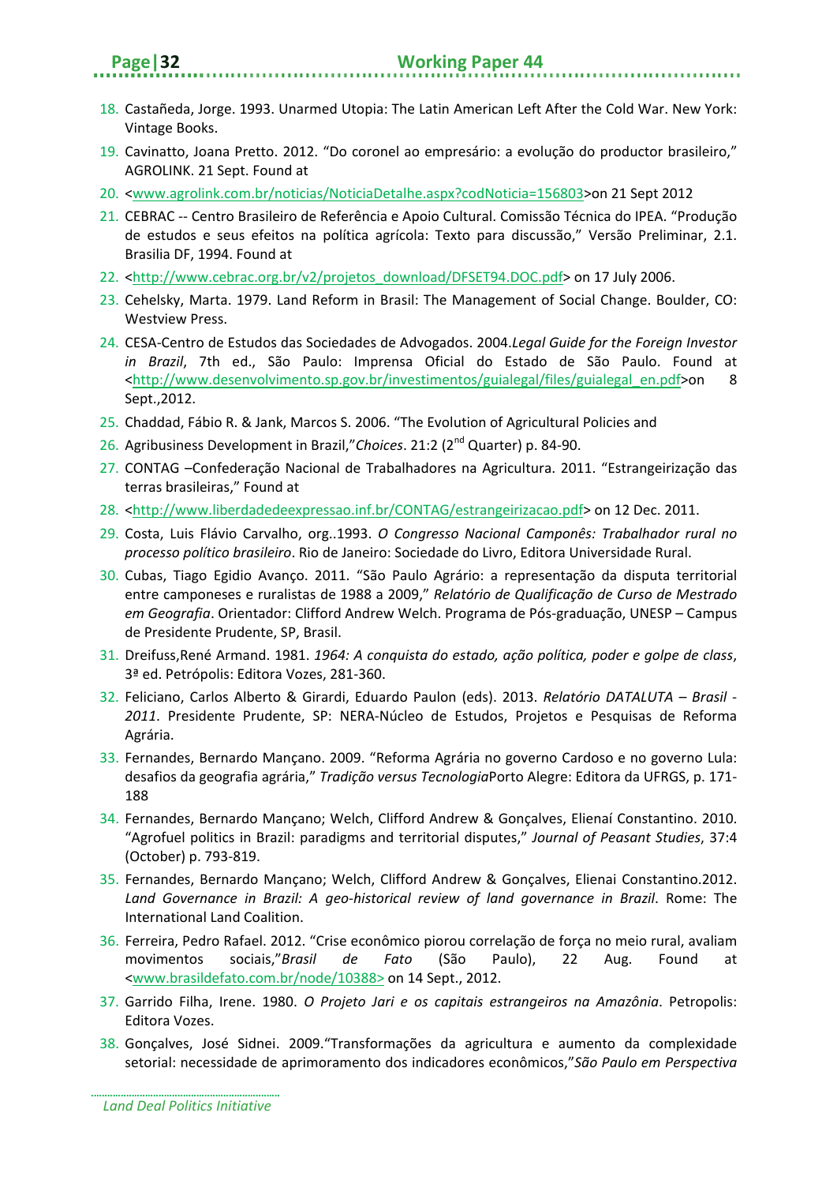18. Castañeda, Jorge. 1993. Unarmed Utopia: The Latin American Left After the Cold War. New York: Vintage Books.
19. Cavinatto, Joana Pretto. 2012. "Do coronel ao empresário: a evolução do productor brasileiro," AGROLINK. 21 Sept. Found at
20. <www.agrolink.com.br/noticias/NoticiaDetalhe.aspx?codNoticia=156803>on 21 Sept 2012
21. CEBRAC -- Centro Brasileiro de Referência e Apoio Cultural. Comissão Técnica do IPEA. "Produção de estudos e seus efeitos na política agrícola: Texto para discussão," Versão Preliminar, 2.1. Brasilia DF, 1994. Found at
22. <http://www.cebrac.org.br/v2/projetos_download/DFSET94.DOC.pdf> on 17 July 2006.
23. Cehelsky, Marta. 1979. Land Reform in Brasil: The Management of Social Change. Boulder, CO: Westview Press.
24. CESA-Centro de Estudos das Sociedades de Advogados. 2004.*Legal Guide for the Foreign Investor in Brazil*, 7th ed., São Paulo: Imprensa Oficial do Estado de São Paulo. Found at <http://www.desenvolvimento.sp.gov.br/investimentos/guialegal/files/guialegal_en.pdf>on 8 Sept.,2012.
25. Chaddad, Fábio R. & Jank, Marcos S. 2006. "The Evolution of Agricultural Policies and
26. Agribusiness Development in Brazil,"*Choices*. 21:2 (2nd Quarter) p. 84-90.
27. CONTAG –Confederação Nacional de Trabalhadores na Agricultura. 2011. "Estrangeirização das terras brasileiras," Found at
28. <http://www.liberdadedeexpressao.inf.br/CONTAG/estrangeirizacao.pdf> on 12 Dec. 2011.
29. Costa, Luis Flávio Carvalho, org..1993. *O Congresso Nacional Camponês: Trabalhador rural no processo político brasileiro*. Rio de Janeiro: Sociedade do Livro, Editora Universidade Rural.
30. Cubas, Tiago Egidio Avanço. 2011. "São Paulo Agrário: a representação da disputa territorial entre camponeses e ruralistas de 1988 a 2009," *Relatório de Qualificação de Curso de Mestrado em Geografia*. Orientador: Clifford Andrew Welch. Programa de Pós-graduação, UNESP – Campus de Presidente Prudente, SP, Brasil.
31. Dreifuss,René Armand. 1981. *1964: A conquista do estado, ação política, poder e golpe de class*, 3ª ed. Petrópolis: Editora Vozes, 281-360.
32. Feliciano, Carlos Alberto & Girardi, Eduardo Paulon (eds). 2013. *Relatório DATALUTA – Brasil - 2011*. Presidente Prudente, SP: NERA-Núcleo de Estudos, Projetos e Pesquisas de Reforma Agrária.
33. Fernandes, Bernardo Mançano. 2009. "Reforma Agrária no governo Cardoso e no governo Lula: desafios da geografia agrária," *Tradição versus Tecnologia*Porto Alegre: Editora da UFRGS, p. 171-188
34. Fernandes, Bernardo Mançano; Welch, Clifford Andrew & Gonçalves, Elienaí Constantino. 2010. "Agrofuel politics in Brazil: paradigms and territorial disputes," *Journal of Peasant Studies*, 37:4 (October) p. 793-819.
35. Fernandes, Bernardo Mançano; Welch, Clifford Andrew & Gonçalves, Elienai Constantino.2012. *Land Governance in Brazil: A geo-historical review of land governance in Brazil*. Rome: The International Land Coalition.
36. Ferreira, Pedro Rafael. 2012. "Crise econômico piorou correlação de força no meio rural, avaliam movimentos sociais,"*Brasil de Fato* (São Paulo), 22 Aug. Found at <www.brasildefato.com.br/node/10388> on 14 Sept., 2012.
37. Garrido Filha, Irene. 1980. *O Projeto Jari e os capitais estrangeiros na Amazônia*. Petropolis: Editora Vozes.
38. Gonçalves, José Sidnei. 2009."Transformações da agricultura e aumento da complexidade setorial: necessidade de aprimoramento dos indicadores econômicos,"*São Paulo em Perspectiva*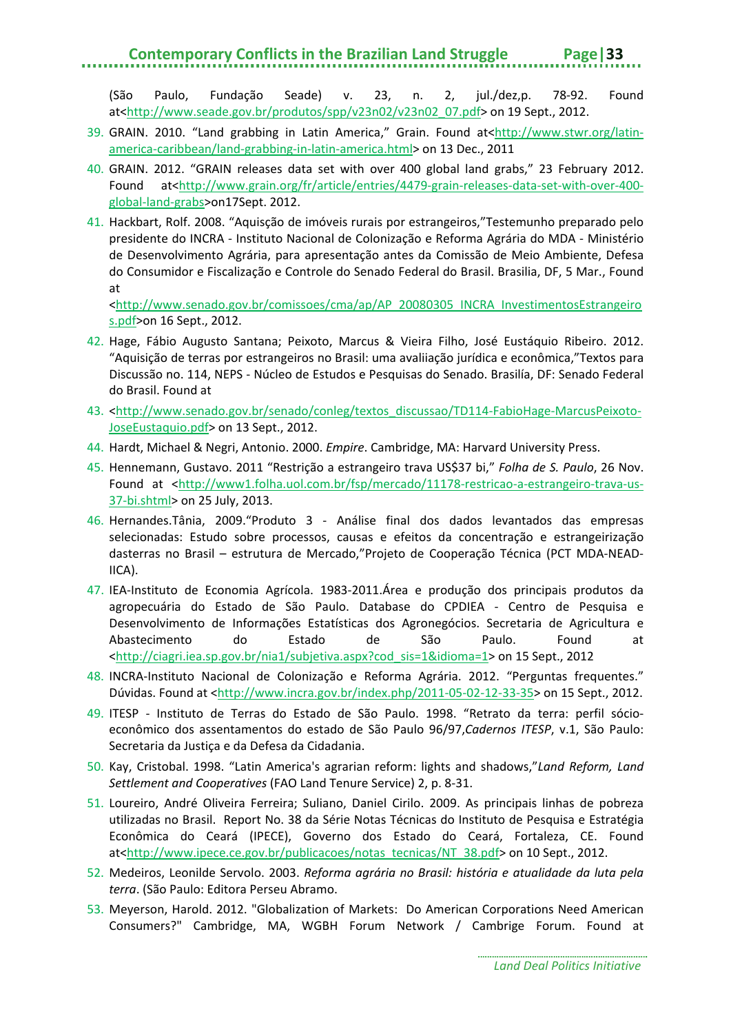(São Paulo, Fundação Seade) v. 23, n. 2, jul./dez,p. 78-92. Found at<http://www.seade.gov.br/produtos/spp/v23n02/v23n02_07.pdf> on 19 Sept., 2012.

39. GRAIN. 2010. "Land grabbing in Latin America," Grain. Found at<http://www.stwr.org/latin-america-caribbean/land-grabbing-in-latin-america.html> on 13 Dec., 2011
40. GRAIN. 2012. "GRAIN releases data set with over 400 global land grabs," 23 February 2012. Found at<http://www.grain.org/fr/article/entries/4479-grain-releases-data-set-with-over-400-global-land-grabs>on17Sept. 2012.
41. Hackbart, Rolf. 2008. "Aquisção de imóveis rurais por estrangeiros,"Testemunho preparado pelo presidente do INCRA - Instituto Nacional de Colonização e Reforma Agrária do MDA - Ministério de Desenvolvimento Agrária, para apresentação antes da Comissão de Meio Ambiente, Defesa do Consumidor e Fiscalização e Controle do Senado Federal do Brasil. Brasilia, DF, 5 Mar., Found at <http://www.senado.gov.br/comissoes/cma/ap/AP_20080305_INCRA_InvestimentosEstrangeiros.pdf>on 16 Sept., 2012.
42. Hage, Fábio Augusto Santana; Peixoto, Marcus & Vieira Filho, José Eustáquio Ribeiro. 2012. "Aquisição de terras por estrangeiros no Brasil: uma avaliiação jurídica e econômica,"Textos para Discussão no. 114, NEPS - Núcleo de Estudos e Pesquisas do Senado. Brasília, DF: Senado Federal do Brasil. Found at
43. <http://www.senado.gov.br/senado/conleg/textos_discussao/TD114-FabioHage-MarcusPeixoto-JoseEustaquio.pdf> on 13 Sept., 2012.
44. Hardt, Michael & Negri, Antonio. 2000. *Empire*. Cambridge, MA: Harvard University Press.
45. Hennemann, Gustavo. 2011 "Restrição a estrangeiro trava US$37 bi," *Folha de S. Paulo*, 26 Nov. Found at <http://www1.folha.uol.com.br/fsp/mercado/11178-restricao-a-estrangeiro-trava-us-37-bi.shtml> on 25 July, 2013.
46. Hernandes.Tânia, 2009."Produto 3 - Análise final dos dados levantados das empresas selecionadas: Estudo sobre processos, causas e efeitos da concentração e estrangeirização dasterras no Brasil – estrutura de Mercado,"Projeto de Cooperação Técnica (PCT MDA-NEAD-IICA).
47. IEA-Instituto de Economia Agrícola. 1983-2011.Área e produção dos principais produtos da agropecuária do Estado de São Paulo. Database do CPDIEA - Centro de Pesquisa e Desenvolvimento de Informações Estatísticas dos Agronegócios. Secretaria de Agricultura e Abastecimento do Estado de São Paulo. Found at <http://ciagri.iea.sp.gov.br/nia1/subjetiva.aspx?cod_sis=1&idioma=1> on 15 Sept., 2012
48. INCRA-Instituto Nacional de Colonização e Reforma Agrária. 2012. "Perguntas frequentes." Dúvidas. Found at <http://www.incra.gov.br/index.php/2011-05-02-12-33-35> on 15 Sept., 2012.
49. ITESP - Instituto de Terras do Estado de São Paulo. 1998. "Retrato da terra: perfil sócio-econômico dos assentamentos do estado de São Paulo 96/97,*Cadernos ITESP*, v.1, São Paulo: Secretaria da Justiça e da Defesa da Cidadania.
50. Kay, Cristobal. 1998. "Latin America's agrarian reform: lights and shadows,"*Land Reform, Land Settlement and Cooperatives* (FAO Land Tenure Service) 2, p. 8-31.
51. Loureiro, André Oliveira Ferreira; Suliano, Daniel Cirilo. 2009. As principais linhas de pobreza utilizadas no Brasil. Report No. 38 da Série Notas Técnicas do Instituto de Pesquisa e Estratégia Econômica do Ceará (IPECE), Governo dos Estado do Ceará, Fortaleza, CE. Found at<http://www.ipece.ce.gov.br/publicacoes/notas_tecnicas/NT_38.pdf> on 10 Sept., 2012.
52. Medeiros, Leonilde Servolo. 2003. *Reforma agrária no Brasil: história e atualidade da luta pela terra*. (São Paulo: Editora Perseu Abramo.
53. Meyerson, Harold. 2012. "Globalization of Markets: Do American Corporations Need American Consumers?" Cambridge, MA, WGBH Forum Network / Cambrige Forum. Found at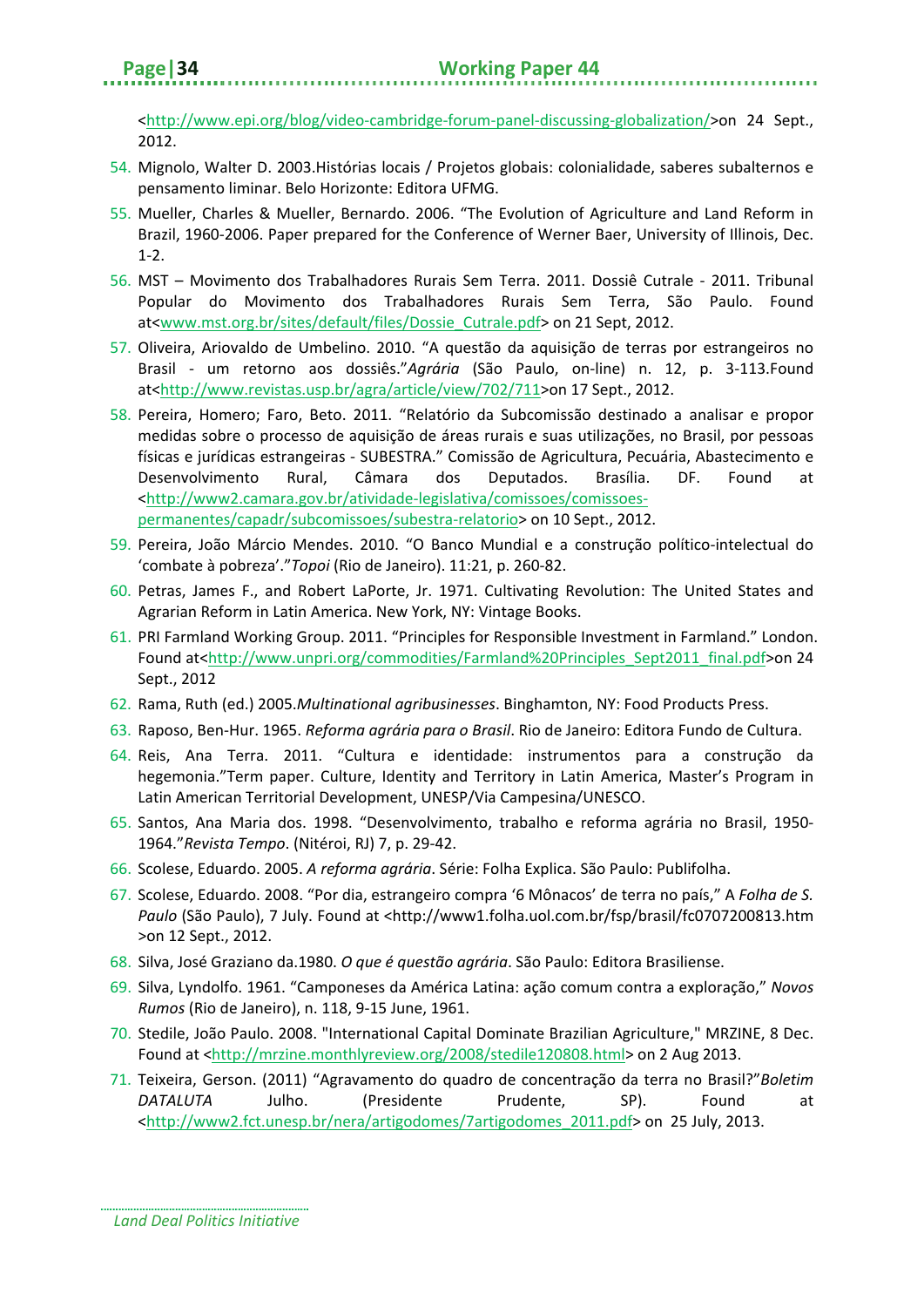<http://www.epi.org/blog/video-cambridge-forum-panel-discussing-globalization/>on 24 Sept., 2012.

54. Mignolo, Walter D. 2003.Histórias locais / Projetos globais: colonialidade, saberes subalternos e pensamento liminar. Belo Horizonte: Editora UFMG.
55. Mueller, Charles & Mueller, Bernardo. 2006. "The Evolution of Agriculture and Land Reform in Brazil, 1960-2006. Paper prepared for the Conference of Werner Baer, University of Illinois, Dec. 1-2.
56. MST – Movimento dos Trabalhadores Rurais Sem Terra. 2011. Dossiê Cutrale - 2011. Tribunal Popular do Movimento dos Trabalhadores Rurais Sem Terra, São Paulo. Found at<www.mst.org.br/sites/default/files/Dossie_Cutrale.pdf> on 21 Sept, 2012.
57. Oliveira, Ariovaldo de Umbelino. 2010. "A questão da aquisição de terras por estrangeiros no Brasil - um retorno aos dossiês."*Agrária* (São Paulo, on-line) n. 12, p. 3-113.Found at<http://www.revistas.usp.br/agra/article/view/702/711>on 17 Sept., 2012.
58. Pereira, Homero; Faro, Beto. 2011. "Relatório da Subcomissão destinado a analisar e propor medidas sobre o processo de aquisição de áreas rurais e suas utilizações, no Brasil, por pessoas físicas e jurídicas estrangeiras - SUBESTRA." Comissão de Agricultura, Pecuária, Abastecimento e Desenvolvimento Rural, Câmara dos Deputados. Brasília. DF. Found at <http://www2.camara.gov.br/atividade-legislativa/comissoes/comissoes-permanentes/capadr/subcomissoes/subestra-relatorio> on 10 Sept., 2012.
59. Pereira, João Márcio Mendes. 2010. "O Banco Mundial e a construção político-intelectual do 'combate à pobreza'."*Topoi* (Rio de Janeiro). 11:21, p. 260-82.
60. Petras, James F., and Robert LaPorte, Jr. 1971. Cultivating Revolution: The United States and Agrarian Reform in Latin America. New York, NY: Vintage Books.
61. PRI Farmland Working Group. 2011. "Principles for Responsible Investment in Farmland." London. Found at<http://www.unpri.org/commodities/Farmland%20Principles_Sept2011_final.pdf>on 24 Sept., 2012
62. Rama, Ruth (ed.) 2005.*Multinational agribusinesses*. Binghamton, NY: Food Products Press.
63. Raposo, Ben-Hur. 1965. *Reforma agrária para o Brasil*. Rio de Janeiro: Editora Fundo de Cultura.
64. Reis, Ana Terra. 2011. "Cultura e identidade: instrumentos para a construção da hegemonia."Term paper. Culture, Identity and Territory in Latin America, Master's Program in Latin American Territorial Development, UNESP/Via Campesina/UNESCO.
65. Santos, Ana Maria dos. 1998. "Desenvolvimento, trabalho e reforma agrária no Brasil, 1950-1964."*Revista Tempo*. (Nitéroi, RJ) 7, p. 29-42.
66. Scolese, Eduardo. 2005. *A reforma agrária*. Série: Folha Explica. São Paulo: Publifolha.
67. Scolese, Eduardo. 2008. "Por dia, estrangeiro compra '6 Mônacos' de terra no país," A *Folha de S. Paulo* (São Paulo), 7 July. Found at <http://www1.folha.uol.com.br/fsp/brasil/fc0707200813.htm >on 12 Sept., 2012.
68. Silva, José Graziano da.1980. *O que é questão agrária*. São Paulo: Editora Brasiliense.
69. Silva, Lyndolfo. 1961. "Camponeses da América Latina: ação comum contra a exploração," *Novos Rumos* (Rio de Janeiro), n. 118, 9-15 June, 1961.
70. Stedile, João Paulo. 2008. "International Capital Dominate Brazilian Agriculture," MRZINE, 8 Dec. Found at <http://mrzine.monthlyreview.org/2008/stedile120808.html> on 2 Aug 2013.
71. Teixeira, Gerson. (2011) "Agravamento do quadro de concentração da terra no Brasil?"*Boletim DATALUTA* Julho. (Presidente Prudente, SP). Found at <http://www2.fct.unesp.br/nera/artigodomes/7artigodomes_2011.pdf> on 25 July, 2013.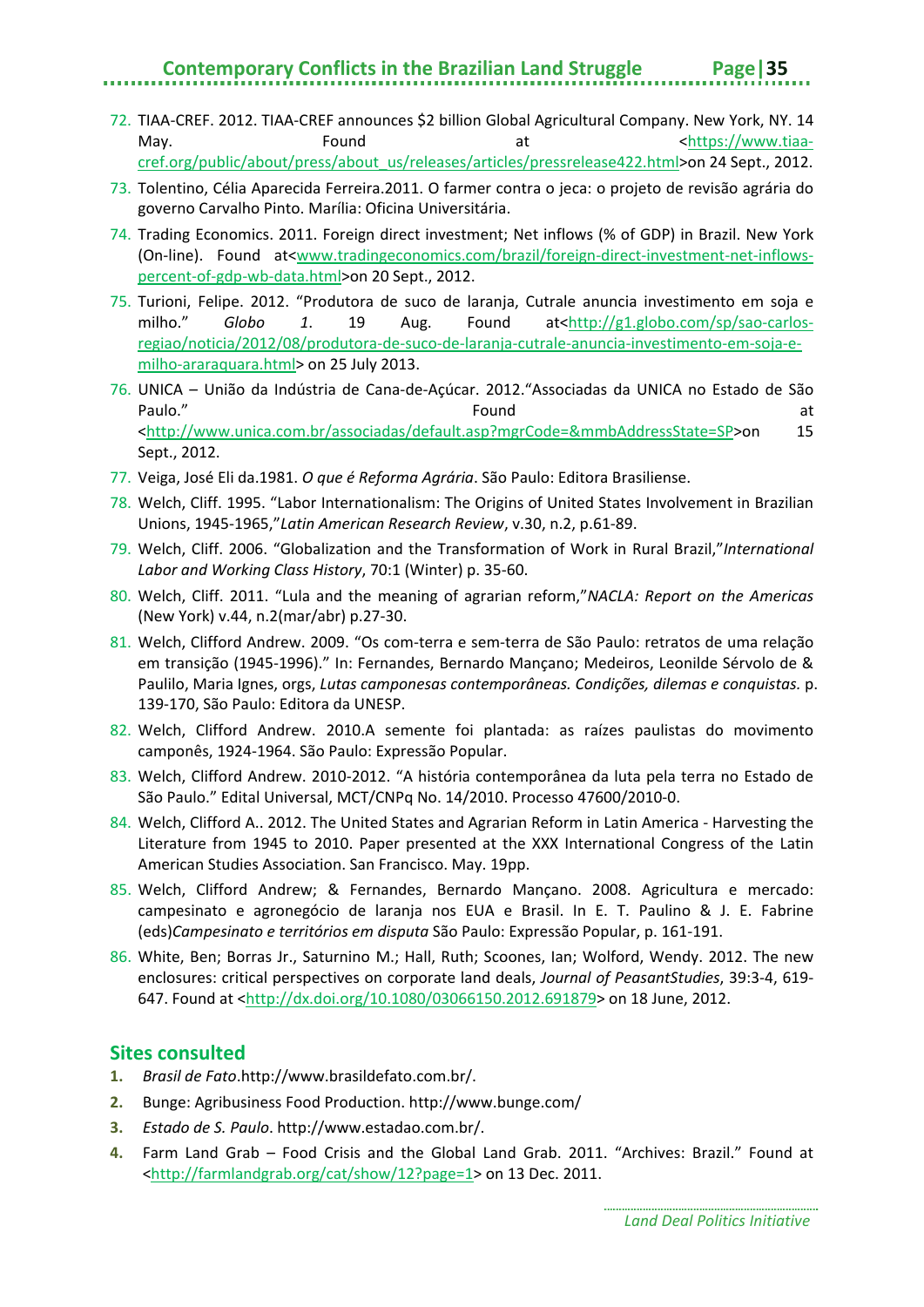72. TIAA-CREF. 2012. TIAA-CREF announces $2 billion Global Agricultural Company. New York, NY. 14 May. Found at <https://www.tiaa-cref.org/public/about/press/about_us/releases/articles/pressrelease422.html>on 24 Sept., 2012.
73. Tolentino, Célia Aparecida Ferreira.2011. O farmer contra o jeca: o projeto de revisão agrária do governo Carvalho Pinto. Marília: Oficina Universitária.
74. Trading Economics. 2011. Foreign direct investment; Net inflows (% of GDP) in Brazil. New York (On-line). Found at<www.tradingeconomics.com/brazil/foreign-direct-investment-net-inflows-percent-of-gdp-wb-data.html>on 20 Sept., 2012.
75. Turioni, Felipe. 2012. "Produtora de suco de laranja, Cutrale anuncia investimento em soja e milho." *Globo 1*. 19 Aug. Found at<http://g1.globo.com/sp/sao-carlos-regiao/noticia/2012/08/produtora-de-suco-de-laranja-cutrale-anuncia-investimento-em-soja-e-milho-araraquara.html> on 25 July 2013.
76. UNICA – União da Indústria de Cana-de-Açúcar. 2012."Associadas da UNICA no Estado de São Paulo." Found at <http://www.unica.com.br/associadas/default.asp?mgrCode=&mmbAddressState=SP>on 15 Sept., 2012.
77. Veiga, José Eli da.1981. *O que é Reforma Agrária*. São Paulo: Editora Brasiliense.
78. Welch, Cliff. 1995. "Labor Internationalism: The Origins of United States Involvement in Brazilian Unions, 1945-1965,"*Latin American Research Review*, v.30, n.2, p.61-89.
79. Welch, Cliff. 2006. "Globalization and the Transformation of Work in Rural Brazil,"*International Labor and Working Class History*, 70:1 (Winter) p. 35-60.
80. Welch, Cliff. 2011. "Lula and the meaning of agrarian reform,"*NACLA: Report on the Americas* (New York) v.44, n.2(mar/abr) p.27-30.
81. Welch, Clifford Andrew. 2009. "Os com-terra e sem-terra de São Paulo: retratos de uma relação em transição (1945-1996)." In: Fernandes, Bernardo Mançano; Medeiros, Leonilde Sérvolo de & Paulilo, Maria Ignes, orgs, *Lutas camponesas contemporâneas. Condições, dilemas e conquistas.* p. 139-170, São Paulo: Editora da UNESP.
82. Welch, Clifford Andrew. 2010.A semente foi plantada: as raízes paulistas do movimento camponês, 1924-1964. São Paulo: Expressão Popular.
83. Welch, Clifford Andrew. 2010-2012. "A história contemporânea da luta pela terra no Estado de São Paulo." Edital Universal, MCT/CNPq No. 14/2010. Processo 47600/2010-0.
84. Welch, Clifford A.. 2012. The United States and Agrarian Reform in Latin America - Harvesting the Literature from 1945 to 2010. Paper presented at the XXX International Congress of the Latin American Studies Association. San Francisco. May. 19pp.
85. Welch, Clifford Andrew; & Fernandes, Bernardo Mançano. 2008. Agricultura e mercado: campesinato e agronegócio de laranja nos EUA e Brasil. In E. T. Paulino & J. E. Fabrine (eds)*Campesinato e territórios em disputa* São Paulo: Expressão Popular, p. 161-191.
86. White, Ben; Borras Jr., Saturnino M.; Hall, Ruth; Scoones, Ian; Wolford, Wendy. 2012. The new enclosures: critical perspectives on corporate land deals, *Journal of PeasantStudies*, 39:3-4, 619-647. Found at <http://dx.doi.org/10.1080/03066150.2012.691879> on 18 June, 2012.

## Sites consulted

1. *Brasil de Fato*.http://www.brasildefato.com.br/.
2. Bunge: Agribusiness Food Production. http://www.bunge.com/
3. *Estado de S. Paulo*. http://www.estadao.com.br/.
4. Farm Land Grab – Food Crisis and the Global Land Grab. 2011. "Archives: Brazil." Found at <http://farmlandgrab.org/cat/show/12?page=1> on 13 Dec. 2011.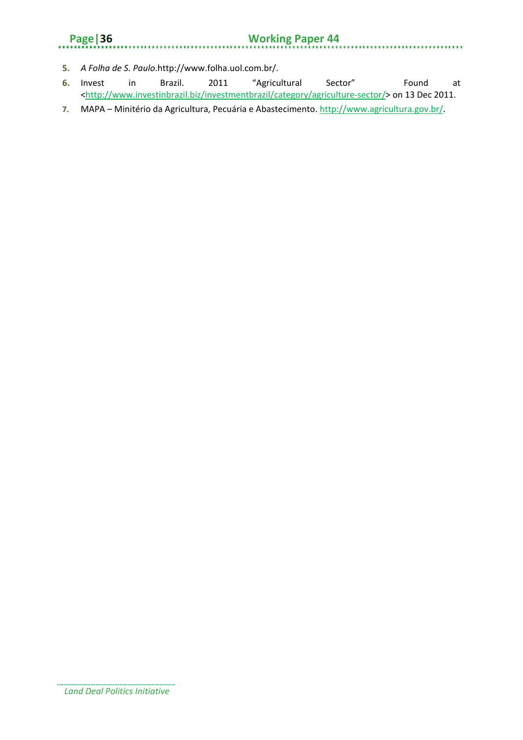5. *A Folha de S. Paulo*.http://www.folha.uol.com.br/.
6. Invest in Brazil. 2011 "Agricultural Sector" Found at <http://www.investinbrazil.biz/investmentbrazil/category/agriculture-sector/> on 13 Dec 2011.
7. MAPA – Minitério da Agricultura, Pecuária e Abastecimento. http://www.agricultura.gov.br/.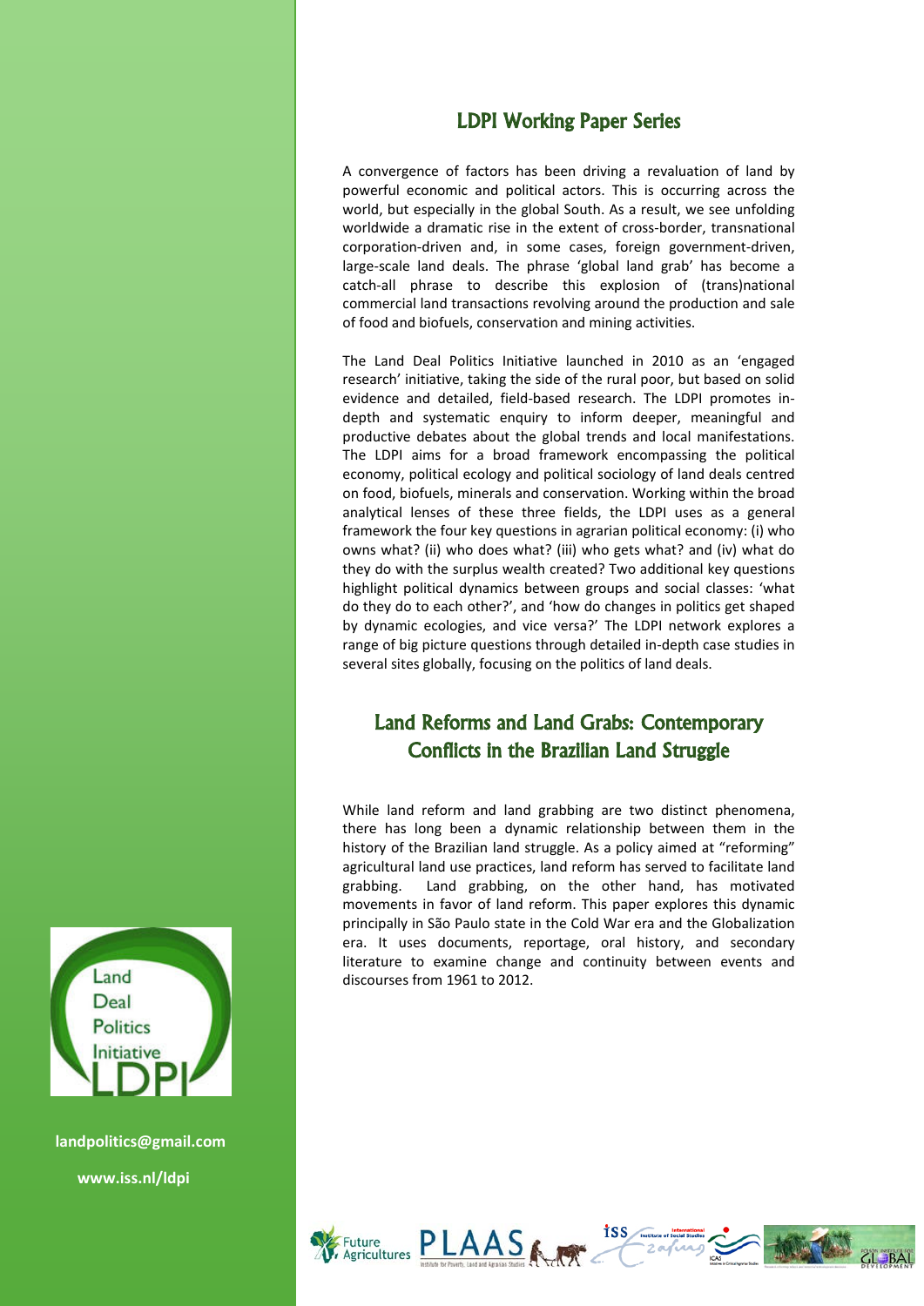## LDPI Working Paper Series

A convergence of factors has been driving a revaluation of land by powerful economic and political actors. This is occurring across the world, but especially in the global South. As a result, we see unfolding worldwide a dramatic rise in the extent of cross-border, transnational corporation-driven and, in some cases, foreign government-driven, large-scale land deals. The phrase 'global land grab' has become a catch-all phrase to describe this explosion of (trans)national commercial land transactions revolving around the production and sale of food and biofuels, conservation and mining activities.

The Land Deal Politics Initiative launched in 2010 as an 'engaged research' initiative, taking the side of the rural poor, but based on solid evidence and detailed, field-based research. The LDPI promotes in-depth and systematic enquiry to inform deeper, meaningful and productive debates about the global trends and local manifestations. The LDPI aims for a broad framework encompassing the political economy, political ecology and political sociology of land deals centred on food, biofuels, minerals and conservation. Working within the broad analytical lenses of these three fields, the LDPI uses as a general framework the four key questions in agrarian political economy: (i) who owns what? (ii) who does what? (iii) who gets what? and (iv) what do they do with the surplus wealth created? Two additional key questions highlight political dynamics between groups and social classes: 'what do they do to each other?', and 'how do changes in politics get shaped by dynamic ecologies, and vice versa?' The LDPI network explores a range of big picture questions through detailed in-depth case studies in several sites globally, focusing on the politics of land deals.

## Land Reforms and Land Grabs: Contemporary Conflicts in the Brazilian Land Struggle

While land reform and land grabbing are two distinct phenomena, there has long been a dynamic relationship between them in the history of the Brazilian land struggle. As a policy aimed at "reforming" agricultural land use practices, land reform has served to facilitate land grabbing. Land grabbing, on the other hand, has motivated movements in favor of land reform. This paper explores this dynamic principally in São Paulo state in the Cold War era and the Globalization era. It uses documents, reportage, oral history, and secondary literature to examine change and continuity between events and discourses from 1961 to 2012.

Land Deal Politics Initiative LDPI

**landpolitics@gmail.com**

**www.iss.nl/ldpi**